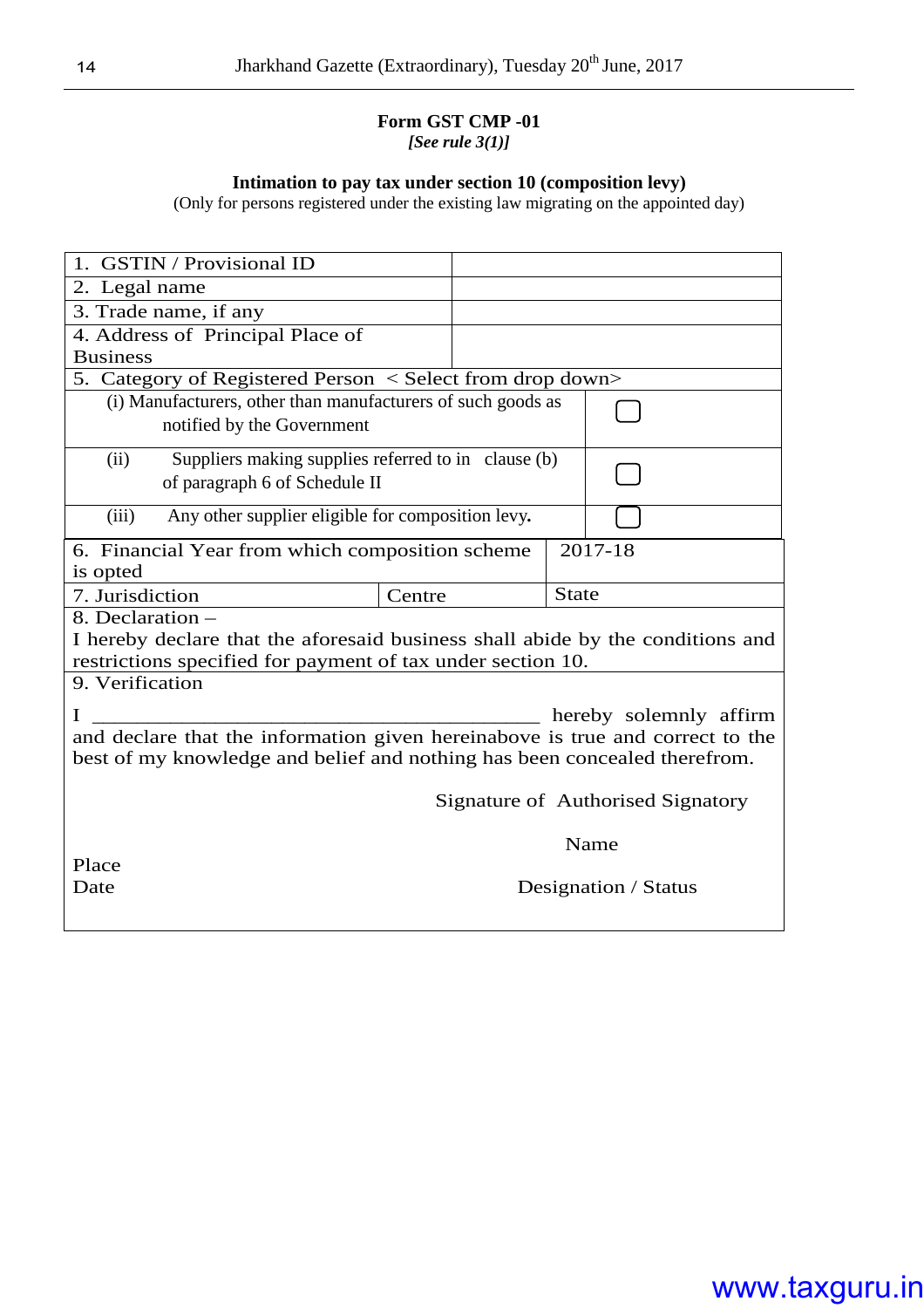**Form GST CMP -01**

***[See rule 3(1)]***

**Intimation to pay tax under section 10 (composition levy)**

(Only for persons registered under the existing law migrating on the appointed day)

| | |
|---|---|
| 1. GSTIN / Provisional ID | |
| 2. Legal name | |
| 3. Trade name, if any | |
| 4. Address of Principal Place of Business | |
| 5. Category of Registered Person < Select from drop down> | |
| (i) Manufacturers, other than manufacturers of such goods as notified by the Government | ☐ |
| (ii) Suppliers making supplies referred to in clause (b) of paragraph 6 of Schedule II | ☐ |
| (iii) Any other supplier eligible for composition levy. | ☐ |

| | | |
|---|---|---|
| 6. Financial Year from which composition scheme is opted | | 2017-18 |
| 7. Jurisdiction | Centre | State |

8. Declaration –

I hereby declare that the aforesaid business shall abide by the conditions and restrictions specified for payment of tax under section 10.

9. Verification

I ____________________________________________ hereby solemnly affirm and declare that the information given hereinabove is true and correct to the best of my knowledge and belief and nothing has been concealed therefrom.

Signature of Authorised Signatory

Name

Place

Date

Designation / Status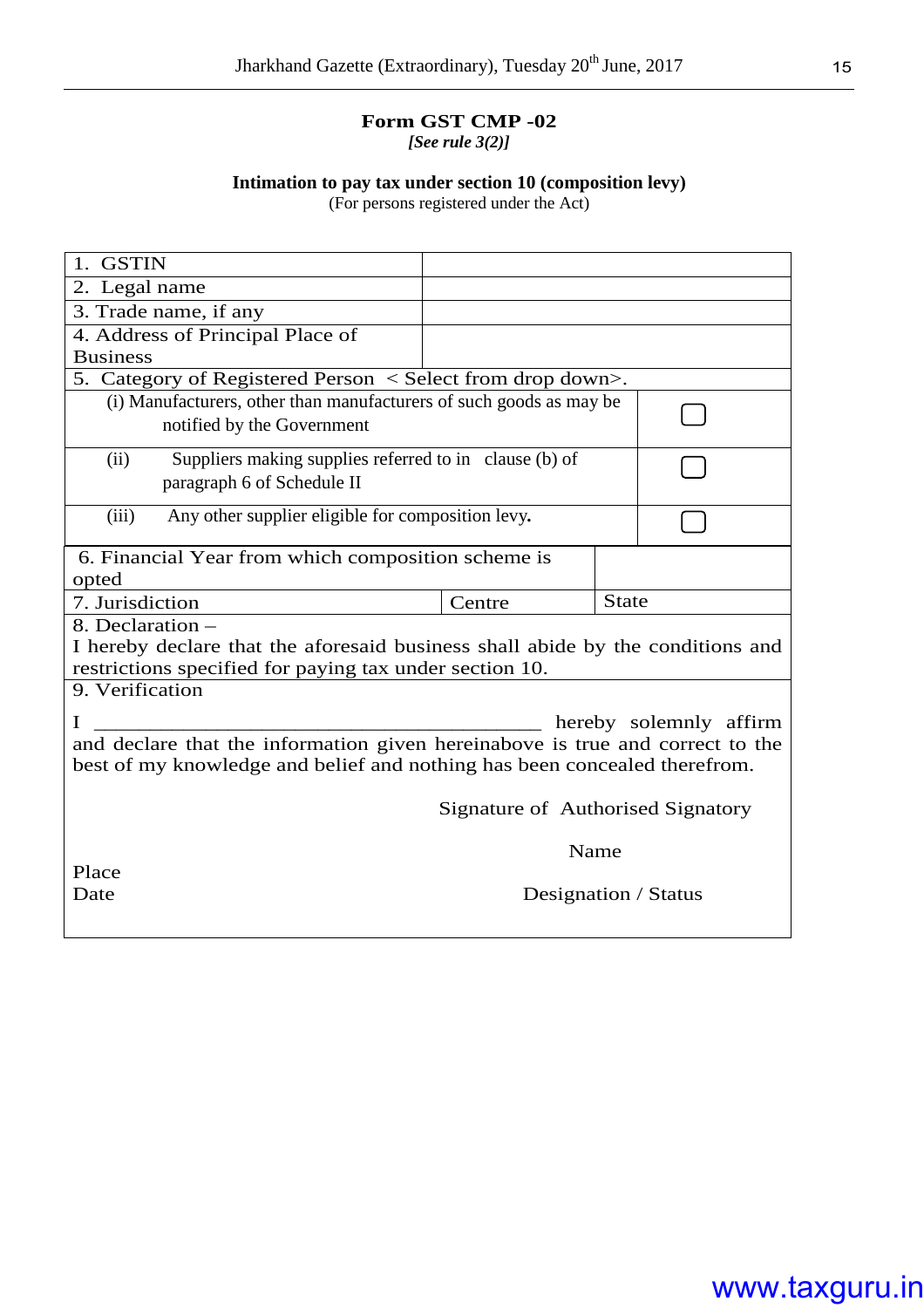## Form GST CMP -02

***[See rule 3(2)]***

**Intimation to pay tax under section 10 (composition levy)**

(For persons registered under the Act)

| | | |
|---|---|---|
| 1. GSTIN | | |
| 2. Legal name | | |
| 3. Trade name, if any | | |
| 4. Address of Principal Place of Business | | |
| 5. Category of Registered Person < Select from drop down>. | | |
| (i) Manufacturers, other than manufacturers of such goods as may be notified by the Government | | ☐ |
| (ii) Suppliers making supplies referred to in clause (b) of paragraph 6 of Schedule II | | ☐ |
| (iii) Any other supplier eligible for composition levy**.** | | ☐ |
| 6. Financial Year from which composition scheme is opted | | |
| 7. Jurisdiction | Centre | State |

8. Declaration –

I hereby declare that the aforesaid business shall abide by the conditions and restrictions specified for paying tax under section 10.

9. Verification

I __________________________________________ hereby solemnly affirm and declare that the information given hereinabove is true and correct to the best of my knowledge and belief and nothing has been concealed therefrom.

Signature of Authorised Signatory

Name

Place

Date

Designation / Status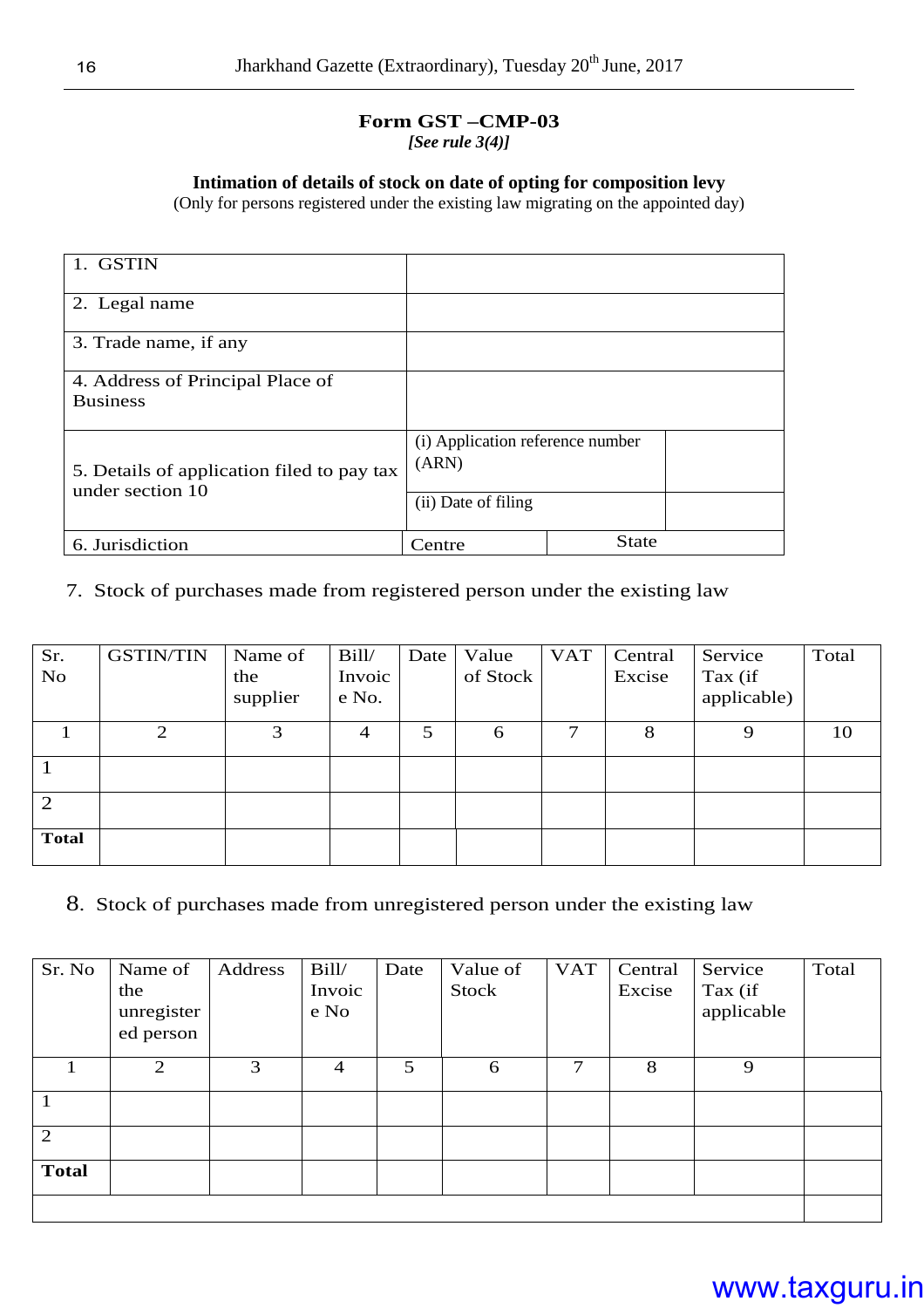## Form GST –CMP-03

*[See rule 3(4)]*

**Intimation of details of stock on date of opting for composition levy**

(Only for persons registered under the existing law migrating on the appointed day)

| | | |
|---|---|---|
| 1. GSTIN | | |
| 2. Legal name | | |
| 3. Trade name, if any | | |
| 4. Address of Principal Place of Business | | |
| 5. Details of application filed to pay tax under section 10 | (i) Application reference number (ARN) | |
| | (ii) Date of filing | |
| 6. Jurisdiction | Centre | State |

7. Stock of purchases made from registered person under the existing law

| Sr. No | GSTIN/TIN | Name of the supplier | Bill/ Invoice No. | Date | Value of Stock | VAT | Central Excise | Service Tax (if applicable) | Total |
|---|---|---|---|---|---|---|---|---|---|
| 1 | 2 | 3 | 4 | 5 | 6 | 7 | 8 | 9 | 10 |
| 1 | | | | | | | | | |
| 2 | | | | | | | | | |
| **Total** | | | | | | | | | |

8. Stock of purchases made from unregistered person under the existing law

| Sr. No | Name of the unregistered person | Address | Bill/ Invoice No | Date | Value of Stock | VAT | Central Excise | Service Tax (if applicable | Total |
|---|---|---|---|---|---|---|---|---|---|
| 1 | 2 | 3 | 4 | 5 | 6 | 7 | 8 | 9 | |
| 1 | | | | | | | | | |
| 2 | | | | | | | | | |
| **Total** | | | | | | | | | |
| | | | | | | | | | |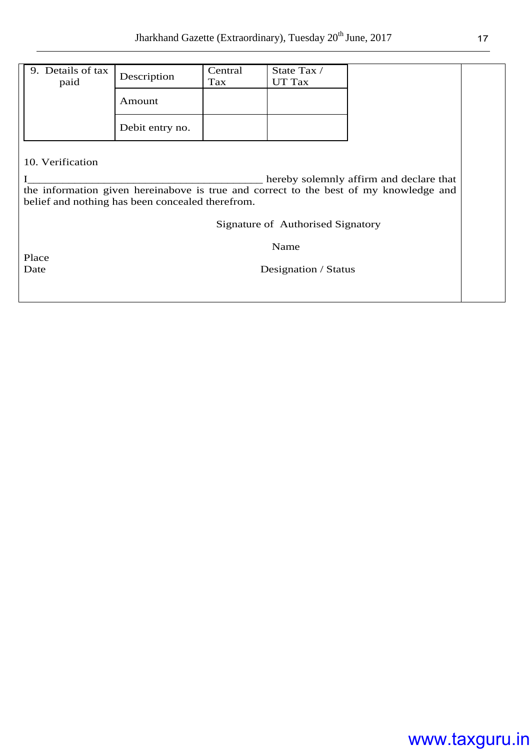| 9. Details of tax paid | Description | Central Tax | State Tax / UT Tax |
|---|---|---|---|
| | Amount | | |
| | Debit entry no. | | |

10. Verification

I__________________________________________ hereby solemnly affirm and declare that the information given hereinabove is true and correct to the best of my knowledge and belief and nothing has been concealed therefrom.

Signature of Authorised Signatory

Name

Place

Date

Designation / Status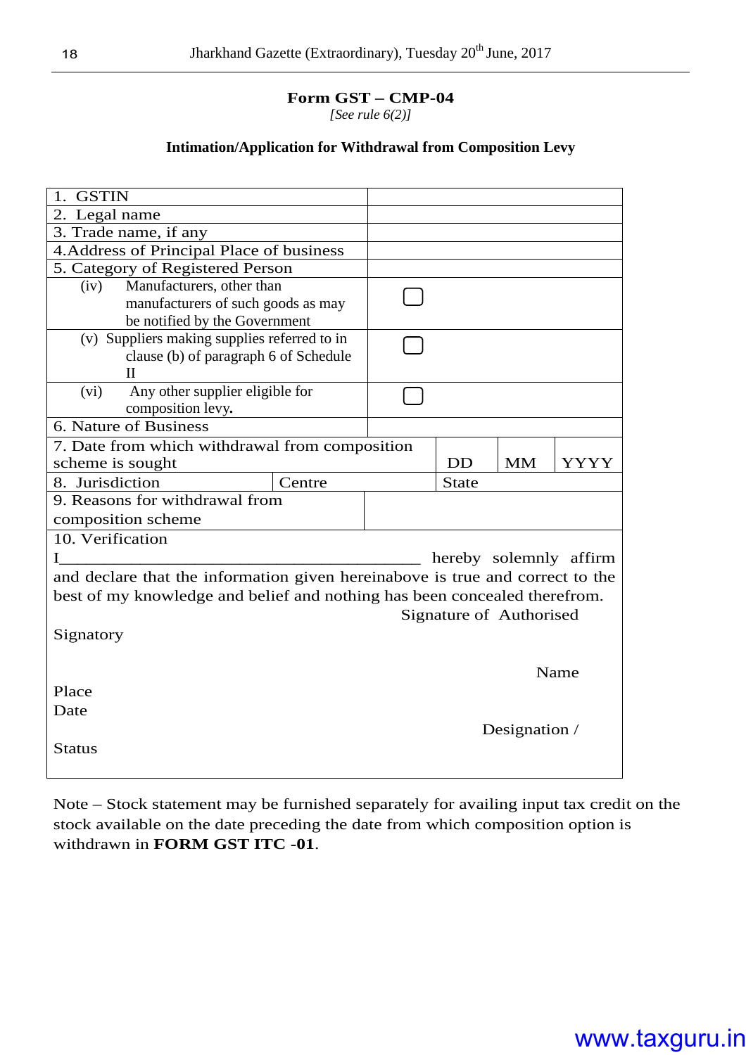**Form GST – CMP-04**

*[See rule 6(2)]*

**Intimation/Application for Withdrawal from Composition Levy**

| | | | | |
|---|---|---|---|---|
| 1. GSTIN | | | | |
| 2. Legal name | | | | |
| 3. Trade name, if any | | | | |
| 4.Address of Principal Place of business | | | | |
| 5. Category of Registered Person | | | | |
| (iv) Manufacturers, other than manufacturers of such goods as may be notified by the Government | ☐ | | | |
| (v) Suppliers making supplies referred to in clause (b) of paragraph 6 of Schedule II | ☐ | | | |
| (vi) Any other supplier eligible for composition levy. | ☐ | | | |
| 6. Nature of Business | | | | |
| 7. Date from which withdrawal from composition scheme is sought | | DD | MM | YYYY |
| 8. Jurisdiction | Centre | State | | |
| 9. Reasons for withdrawal from composition scheme | | | | |

10. Verification

I\_\_\_\_\_\_\_\_\_\_\_\_\_\_\_\_\_\_\_\_\_\_\_\_\_\_\_\_\_\_\_\_\_\_\_\_\_\_\_\_\_ hereby solemnly affirm and declare that the information given hereinabove is true and correct to the best of my knowledge and belief and nothing has been concealed therefrom.

Signature of Authorised Signatory

Name

Place

Date

Designation / Status

Note – Stock statement may be furnished separately for availing input tax credit on the stock available on the date preceding the date from which composition option is withdrawn in **FORM GST ITC -01**.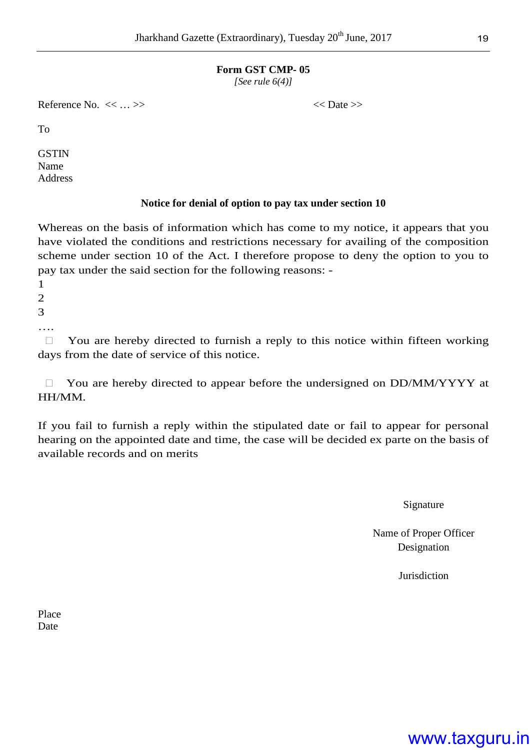**Form GST CMP- 05**

*[See rule 6(4)]*

Reference No. << … >>                                                        << Date >>

To

GSTIN
Name
Address

**Notice for denial of option to pay tax under section 10**

Whereas on the basis of information which has come to my notice, it appears that you have violated the conditions and restrictions necessary for availing of the composition scheme under section 10 of the Act. I therefore propose to deny the option to you to pay tax under the said section for the following reasons: -

1
2
3
….

☐ You are hereby directed to furnish a reply to this notice within fifteen working days from the date of service of this notice.

☐ You are hereby directed to appear before the undersigned on DD/MM/YYYY at HH/MM.

If you fail to furnish a reply within the stipulated date or fail to appear for personal hearing on the appointed date and time, the case will be decided ex parte on the basis of available records and on merits

Signature

Name of Proper Officer
Designation

Jurisdiction

Place
Date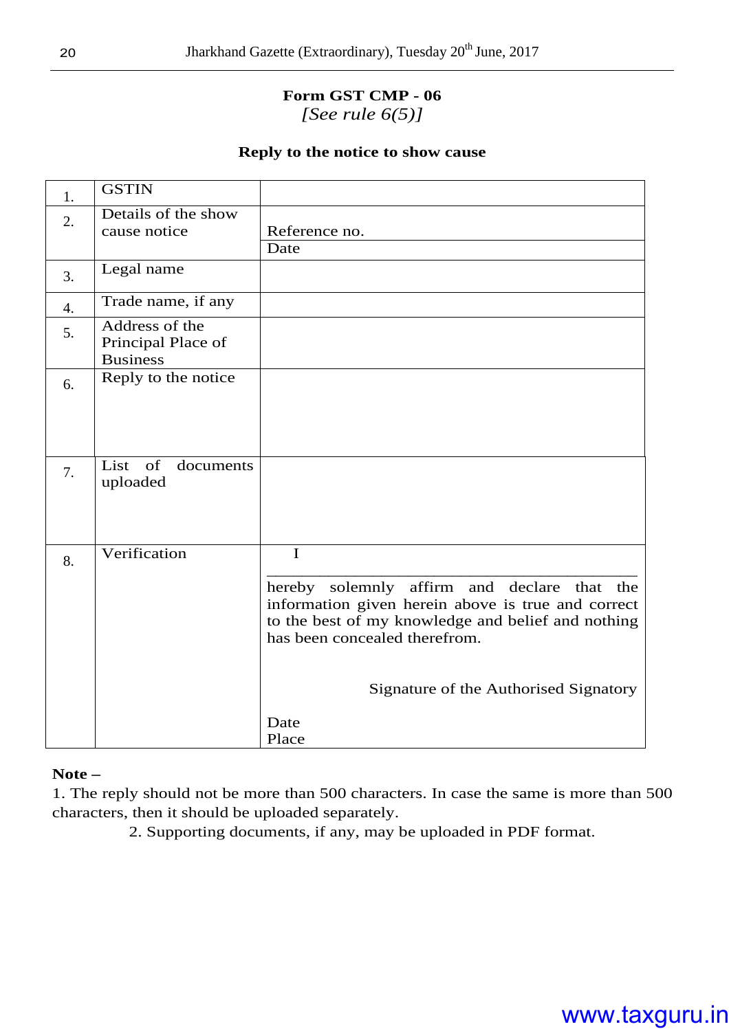**Form GST CMP - 06**

*[See rule 6(5)]*

**Reply to the notice to show cause**

| | | |
|---|---|---|
| 1. | GSTIN | |
| 2. | Details of the show cause notice | Reference no. |
| | | Date |
| 3. | Legal name | |
| 4. | Trade name, if any | |
| 5. | Address of the Principal Place of Business | |
| 6. | Reply to the notice | |
| 7. | List of documents uploaded | |
| 8. | Verification | I ________________________________________ hereby solemnly affirm and declare that the information given herein above is true and correct to the best of my knowledge and belief and nothing has been concealed therefrom.<br><br>Signature of the Authorised Signatory<br><br>Date<br>Place |

**Note –**

1. The reply should not be more than 500 characters. In case the same is more than 500 characters, then it should be uploaded separately.
2. Supporting documents, if any, may be uploaded in PDF format.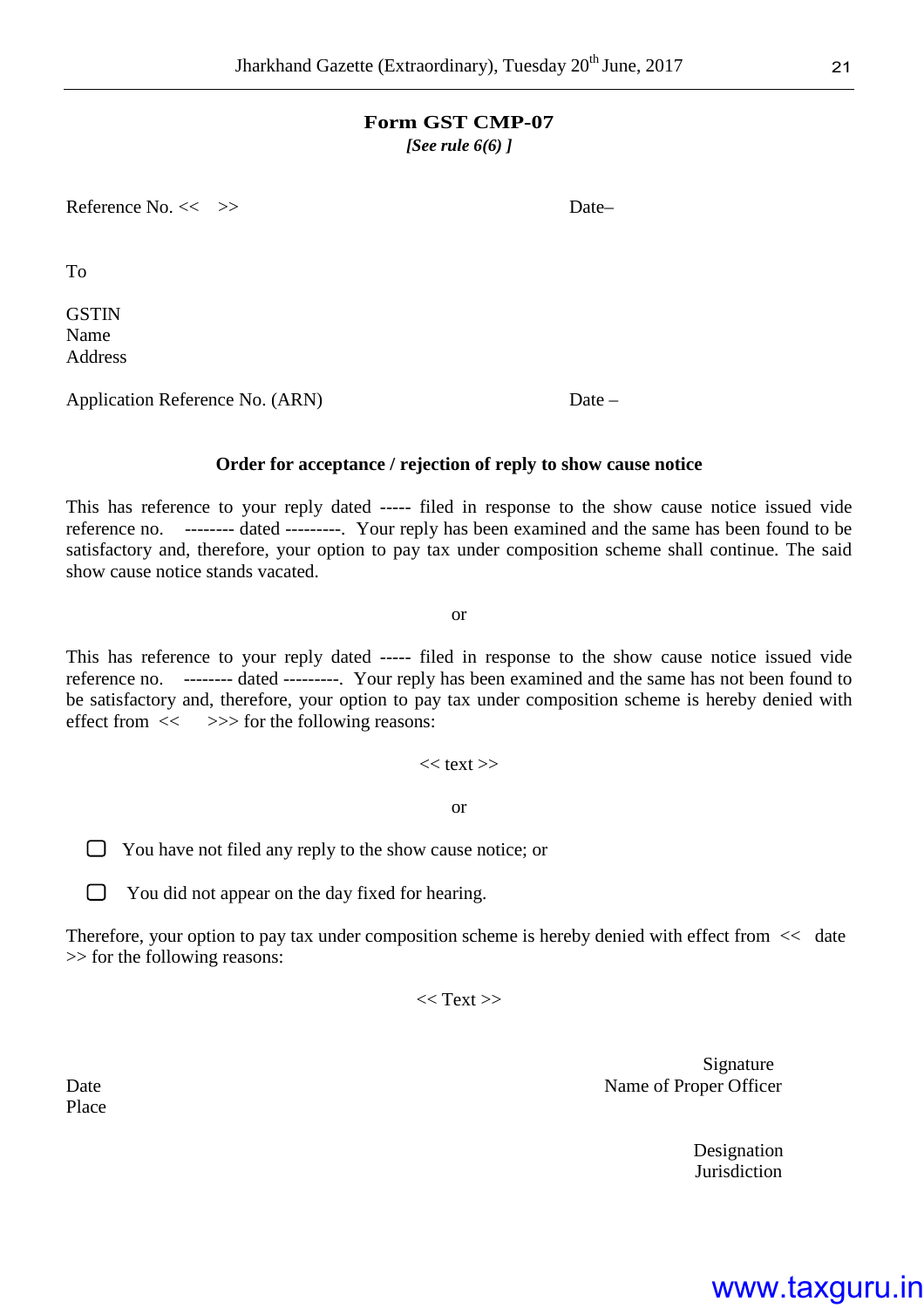## Form GST CMP-07

*[See rule 6(6) ]*

Reference No. << >>  Date–

To

GSTIN
Name
Address

Application Reference No. (ARN)  Date –

**Order for acceptance / rejection of reply to show cause notice**

This has reference to your reply dated ----- filed in response to the show cause notice issued vide reference no. -------- dated ---------. Your reply has been examined and the same has been found to be satisfactory and, therefore, your option to pay tax under composition scheme shall continue. The said show cause notice stands vacated.

or

This has reference to your reply dated ----- filed in response to the show cause notice issued vide reference no. -------- dated ---------. Your reply has been examined and the same has not been found to be satisfactory and, therefore, your option to pay tax under composition scheme is hereby denied with effect from << >>> for the following reasons:

<< text >>

or

- ☐ You have not filed any reply to the show cause notice; or
- ☐ You did not appear on the day fixed for hearing.

Therefore, your option to pay tax under composition scheme is hereby denied with effect from << date >> for the following reasons:

<< Text >>

Signature
Name of Proper Officer

Date
Place

Designation
Jurisdiction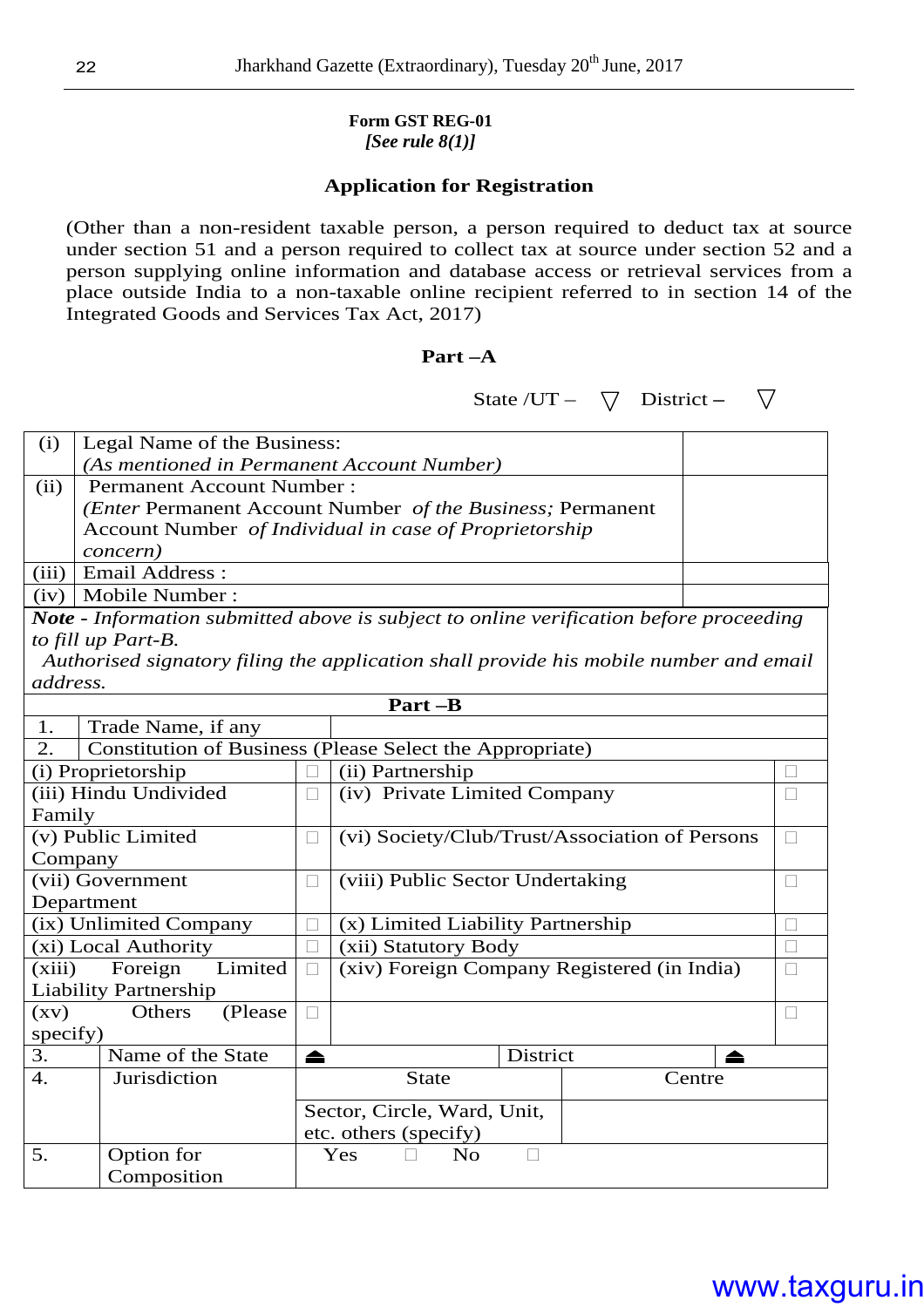**Form GST REG-01**
***[See rule 8(1)]***

**Application for Registration**

(Other than a non-resident taxable person, a person required to deduct tax at source under section 51 and a person required to collect tax at source under section 52 and a person supplying online information and database access or retrieval services from a place outside India to a non-taxable online recipient referred to in section 14 of the Integrated Goods and Services Tax Act, 2017)

**Part –A**

State /UT – ▽ District – ▽

| | | |
|---|---|---|
| (i) | Legal Name of the Business: *(As mentioned in Permanent Account Number)* | |
| (ii) | Permanent Account Number : *(Enter* Permanent Account Number *of the Business;* Permanent Account Number *of Individual in case of Proprietorship concern)* | |
| (iii) | Email Address : | |
| (iv) | Mobile Number : | |

***Note** - Information submitted above is subject to online verification before proceeding to fill up Part-B.*
*Authorised signatory filing the application shall provide his mobile number and email address.*

**Part –B**

| | | | |
|---|---|---|---|
| 1. | Trade Name, if any | | |
| 2. | Constitution of Business (Please Select the Appropriate) | | |
| (i) Proprietorship | ☐ | (ii) Partnership | ☐ |
| (iii) Hindu Undivided Family | ☐ | (iv) Private Limited Company | ☐ |
| (v) Public Limited Company | ☐ | (vi) Society/Club/Trust/Association of Persons | ☐ |
| (vii) Government Department | ☐ | (viii) Public Sector Undertaking | ☐ |
| (ix) Unlimited Company | ☐ | (x) Limited Liability Partnership | ☐ |
| (xi) Local Authority | ☐ | (xii) Statutory Body | ☐ |
| (xiii) Foreign Limited Liability Partnership | ☐ | (xiv) Foreign Company Registered (in India) | ☐ |
| (xv) Others (Please specify) | ☐ | | ☐ |

| | | | | | |
|---|---|---|---|---|---|
| 3. | Name of the State | ⏏ | | District | ⏏ |
| 4. | Jurisdiction | State | | Centre | |
| | | Sector, Circle, Ward, Unit, etc. others (specify) | | | |
| 5. | Option for Composition | Yes ☐ | No ☐ | | |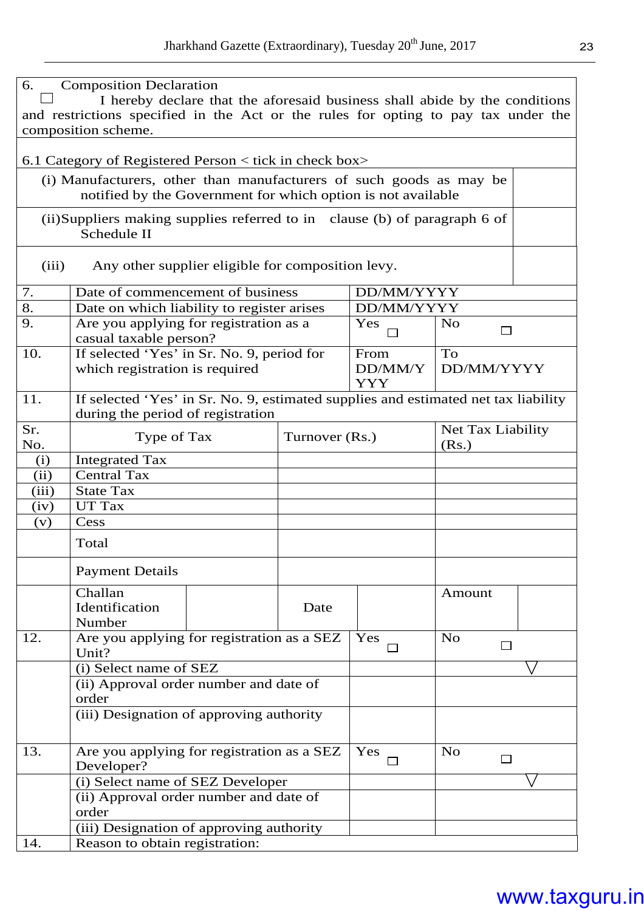| 6. Composition Declaration | |
|---|---|
| ☐ I hereby declare that the aforesaid business shall abide by the conditions and restrictions specified in the Act or the rules for opting to pay tax under the composition scheme. | |
| 6.1 Category of Registered Person < tick in check box> | |
| (i) Manufacturers, other than manufacturers of such goods as may be notified by the Government for which option is not available | |
| (ii) Suppliers making supplies referred to in clause (b) of paragraph 6 of Schedule II | |
| (iii) Any other supplier eligible for composition levy. | |

| Sr. No. | Particulars | | | | |
|---|---|---|---|---|---|
| 7. | Date of commencement of business | | DD/MM/YYYY | | |
| 8. | Date on which liability to register arises | | DD/MM/YYYY | | |
| 9. | Are you applying for registration as a casual taxable person? | | Yes ☐ | No ☐ | |
| 10. | If selected 'Yes' in Sr. No. 9, period for which registration is required | | From DD/MM/YYYY | To DD/MM/YYYY | |
| 11. | If selected 'Yes' in Sr. No. 9, estimated supplies and estimated net tax liability during the period of registration | | | | |
| Sr. No. | Type of Tax | | Turnover (Rs.) | Net Tax Liability (Rs.) | |
| (i) | Integrated Tax | | | | |
| (ii) | Central Tax | | | | |
| (iii) | State Tax | | | | |
| (iv) | UT Tax | | | | |
| (v) | Cess | | | | |
| | Total | | | | |
| | Payment Details | | | | |
| | Challan Identification Number | | Date | | Amount |
| 12. | Are you applying for registration as a SEZ Unit? | | Yes ☐ | No ☐ | |
| | (i) Select name of SEZ | | | ▽ | |
| | (ii) Approval order number and date of order | | | | |
| | (iii) Designation of approving authority | | | | |
| 13. | Are you applying for registration as a SEZ Developer? | | Yes ☐ | No ☐ | |
| | (i) Select name of SEZ Developer | | | ▽ | |
| | (ii) Approval order number and date of order | | | | |
| | (iii) Designation of approving authority | | | | |
| 14. | Reason to obtain registration: | | | | |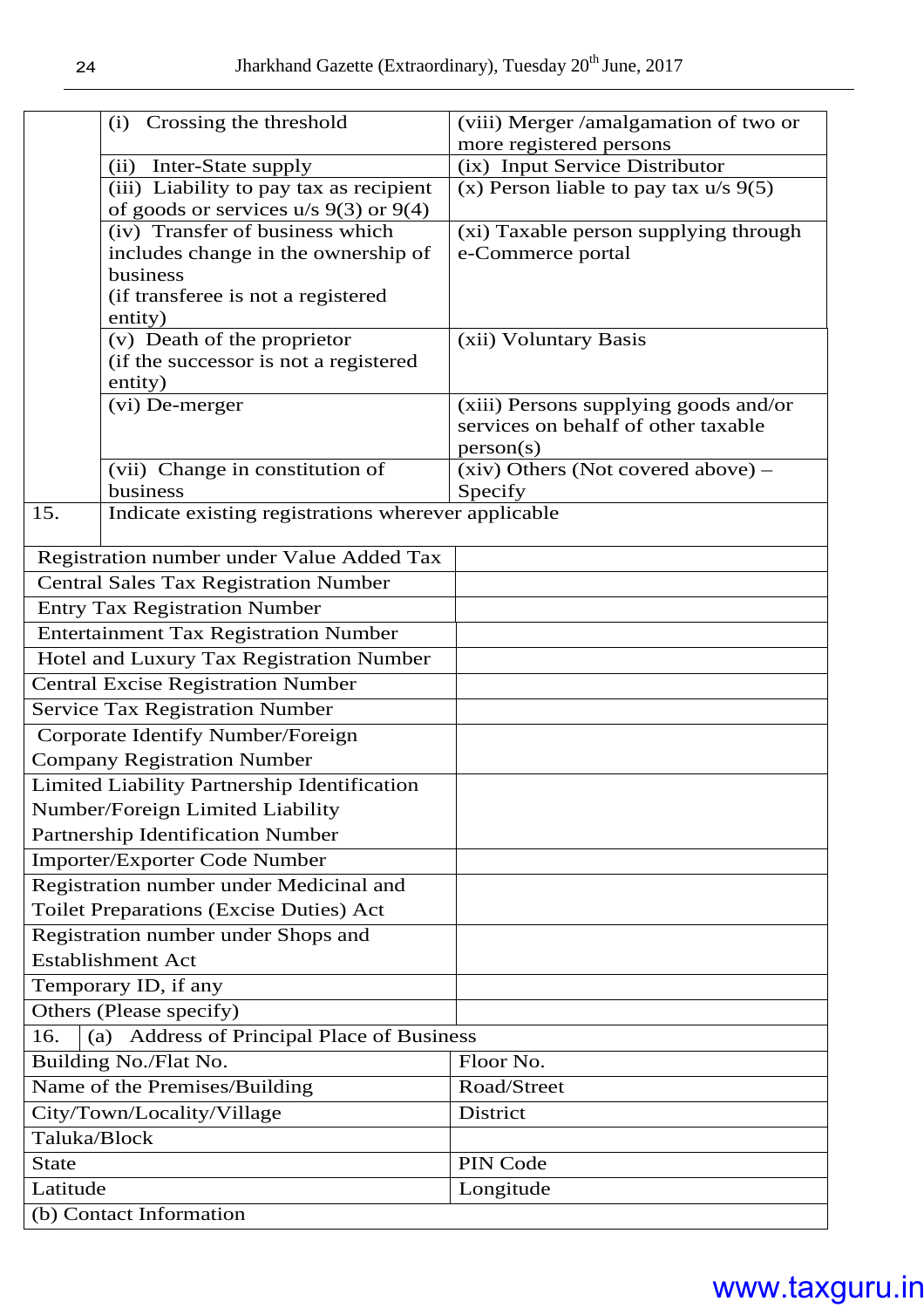| | | |
|---|---|---|
| | (i) Crossing the threshold | (viii) Merger /amalgamation of two or more registered persons |
| | (ii) Inter-State supply | (ix) Input Service Distributor |
| | (iii) Liability to pay tax as recipient of goods or services u/s 9(3) or 9(4) | (x) Person liable to pay tax u/s 9(5) |
| | (iv) Transfer of business which includes change in the ownership of business (if transferee is not a registered entity) | (xi) Taxable person supplying through e-Commerce portal |
| | (v) Death of the proprietor (if the successor is not a registered entity) | (xii) Voluntary Basis |
| | (vi) De-merger | (xiii) Persons supplying goods and/or services on behalf of other taxable person(s) |
| | (vii) Change in constitution of business | (xiv) Others (Not covered above) – Specify |
| 15. | Indicate existing registrations wherever applicable | |

| | |
|---|---|
| Registration number under Value Added Tax | |
| Central Sales Tax Registration Number | |
| Entry Tax Registration Number | |
| Entertainment Tax Registration Number | |
| Hotel and Luxury Tax Registration Number | |
| Central Excise Registration Number | |
| Service Tax Registration Number | |
| Corporate Identify Number/Foreign Company Registration Number | |
| Limited Liability Partnership Identification Number/Foreign Limited Liability Partnership Identification Number | |
| Importer/Exporter Code Number | |
| Registration number under Medicinal and Toilet Preparations (Excise Duties) Act | |
| Registration number under Shops and Establishment Act | |
| Temporary ID, if any | |
| Others (Please specify) | |

| 16. (a) Address of Principal Place of Business | |
|---|---|
| Building No./Flat No. | Floor No. |
| Name of the Premises/Building | Road/Street |
| City/Town/Locality/Village | District |
| Taluka/Block | |
| State | PIN Code |
| Latitude | Longitude |
| (b) Contact Information | |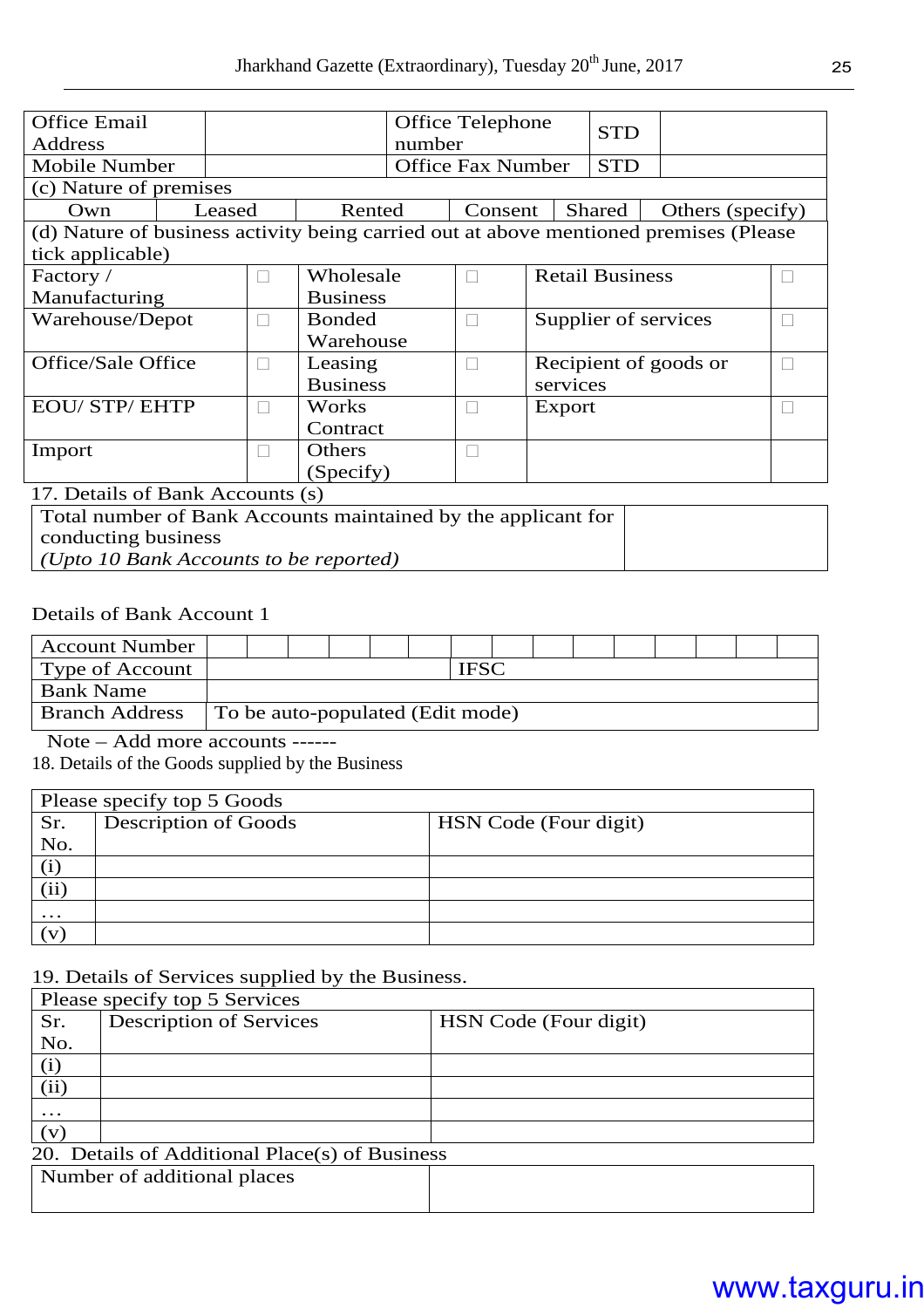| Office Email Address | | Office Telephone number | STD | |
|---|---|---|---|---|
| Mobile Number | | Office Fax Number | STD | |

| (c) Nature of premises | | | | | |
|---|---|---|---|---|---|
| Own | Leased | Rented | Consent | Shared | Others (specify) |

| (d) Nature of business activity being carried out at above mentioned premises (Please tick applicable) | | | | | |
|---|---|---|---|---|---|
| Factory / Manufacturing | ☐ | Wholesale Business | ☐ | Retail Business | ☐ |
| Warehouse/Depot | ☐ | Bonded Warehouse | ☐ | Supplier of services | ☐ |
| Office/Sale Office | ☐ | Leasing Business | ☐ | Recipient of goods or services | ☐ |
| EOU/ STP/ EHTP | ☐ | Works Contract | ☐ | Export | ☐ |
| Import | ☐ | Others (Specify) | ☐ | | |

17. Details of Bank Accounts (s)

| Total number of Bank Accounts maintained by the applicant for conducting business *(Upto 10 Bank Accounts to be reported)* | |
|---|---|

Details of Bank Account 1

| Account Number | | | | | | | | | | | | | | | |
|---|---|---|---|---|---|---|---|---|---|---|---|---|---|---|---|
| Type of Account | | | | | | IFSC | | | | | | | | | |
| Bank Name | | | | | | | | | | | | | | | |
| Branch Address | To be auto-populated (Edit mode) | | | | | | | | | | | | | | |

Note – Add more accounts ------

18. Details of the Goods supplied by the Business

| Please specify top 5 Goods | | |
|---|---|---|
| Sr. No. | Description of Goods | HSN Code (Four digit) |
| (i) | | |
| (ii) | | |
| … | | |
| (v) | | |

19. Details of Services supplied by the Business.

| Please specify top 5 Services | | |
|---|---|---|
| Sr. No. | Description of Services | HSN Code (Four digit) |
| (i) | | |
| (ii) | | |
| … | | |
| (v) | | |

20. Details of Additional Place(s) of Business

| Number of additional places | |
|---|---|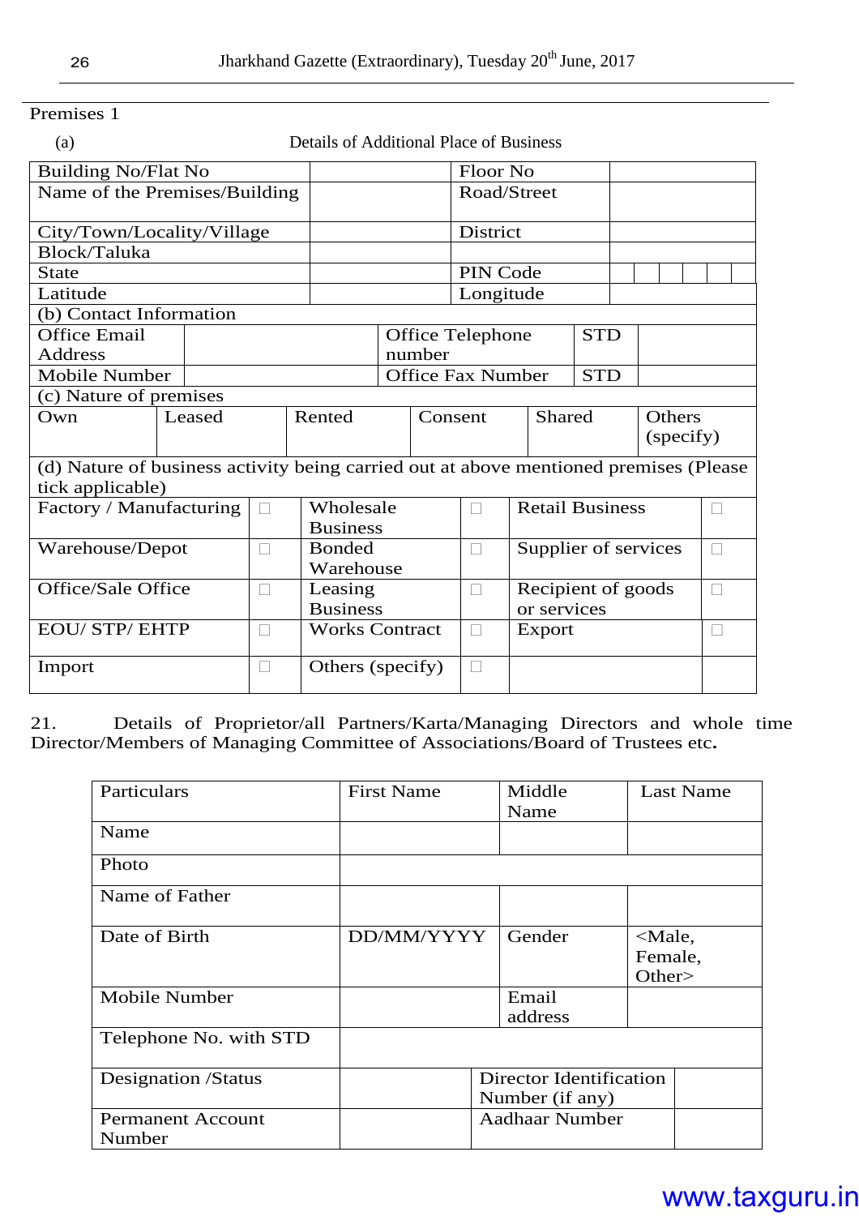Premises 1

(a) Details of Additional Place of Business

| Building No/Flat No | | Floor No | |
|---|---|---|---|
| Name of the Premises/Building | | Road/Street | |
| City/Town/Locality/Village | | District | |
| Block/Taluka | | | |
| State | | PIN Code | |
| Latitude | | Longitude | |

(b) Contact Information

| Office Email Address | | Office Telephone number | STD | |
|---|---|---|---|---|
| Mobile Number | | Office Fax Number | STD | |

(c) Nature of premises

| Own | Leased | Rented | Consent | Shared | Others (specify) |
|---|---|---|---|---|---|
| | | | | | |

(d) Nature of business activity being carried out at above mentioned premises (Please tick applicable)

| Factory / Manufacturing | ☐ | Wholesale Business | ☐ | Retail Business | ☐ |
|---|---|---|---|---|---|
| Warehouse/Depot | ☐ | Bonded Warehouse | ☐ | Supplier of services | ☐ |
| Office/Sale Office | ☐ | Leasing Business | ☐ | Recipient of goods or services | ☐ |
| EOU/ STP/ EHTP | ☐ | Works Contract | ☐ | Export | ☐ |
| Import | ☐ | Others (specify) | ☐ | | |

21. Details of Proprietor/all Partners/Karta/Managing Directors and whole time Director/Members of Managing Committee of Associations/Board of Trustees etc**.**

| Particulars | First Name | Middle Name | Last Name |
|---|---|---|---|
| Name | | | |
| Photo | | | |
| Name of Father | | | |
| Date of Birth | DD/MM/YYYY | Gender | <Male, Female, Other> |
| Mobile Number | | Email address | |
| Telephone No. with STD | | | |
| Designation /Status | | Director Identification Number (if any) | |
| Permanent Account Number | | Aadhaar Number | |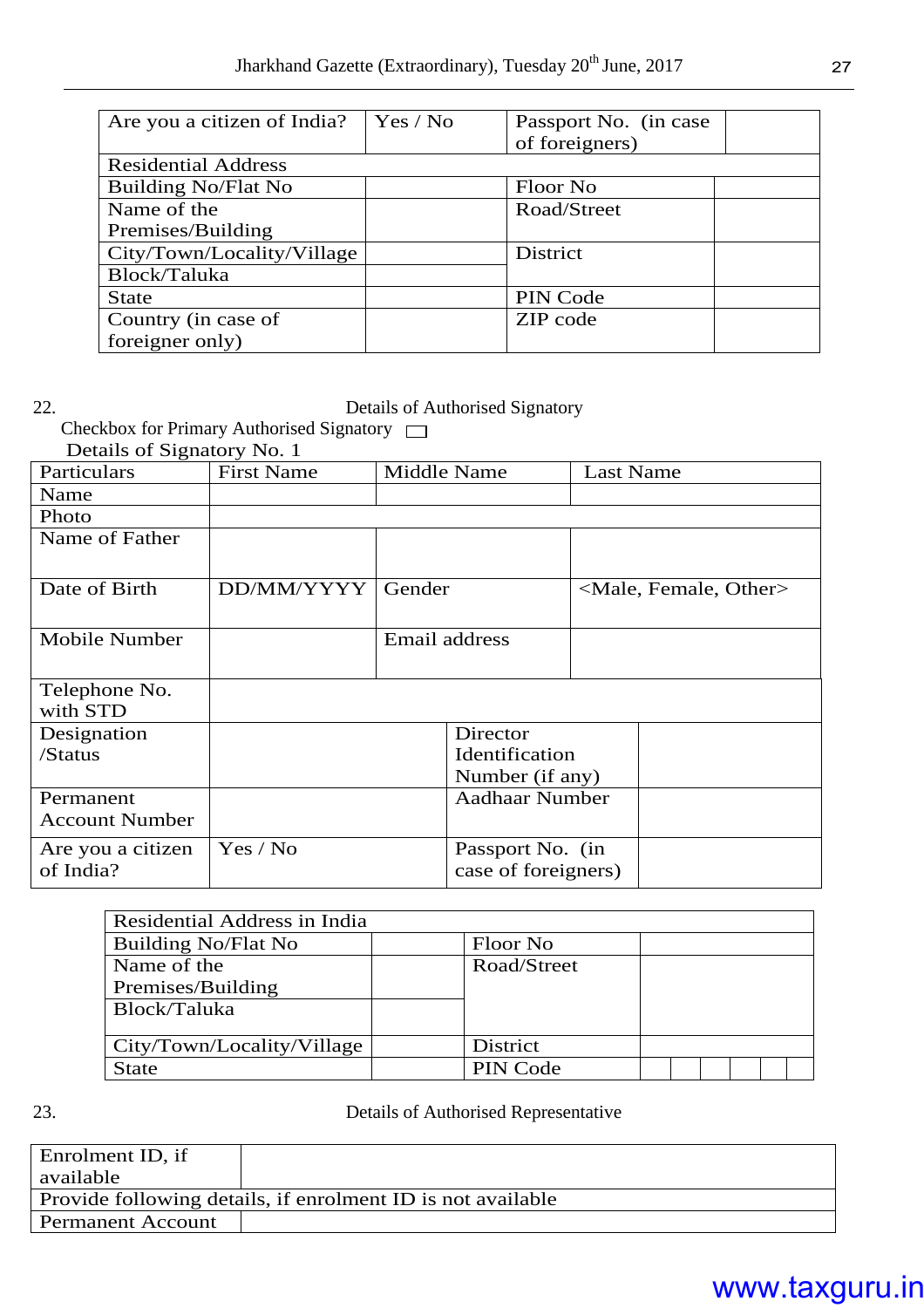| Are you a citizen of India? | Yes / No | Passport No. (in case of foreigners) | |
|---|---|---|---|
| Residential Address | | | |
| Building No/Flat No | | Floor No | |
| Name of the Premises/Building | | Road/Street | |
| City/Town/Locality/Village | | District | |
| Block/Taluka | | | |
| State | | PIN Code | |
| Country (in case of foreigner only) | | ZIP code | |

22. Details of Authorised Signatory

Checkbox for Primary Authorised Signatory ☐

Details of Signatory No. 1

| Particulars | First Name | Middle Name | Last Name |
|---|---|---|---|
| Name | | | |
| Photo | | | |
| Name of Father | | | |
| Date of Birth | DD/MM/YYYY | Gender | <Male, Female, Other> |
| Mobile Number | | Email address | |
| Telephone No. with STD | | | |
| Designation /Status | | Director Identification Number (if any) | |
| Permanent Account Number | | Aadhaar Number | |
| Are you a citizen of India? | Yes / No | Passport No. (in case of foreigners) | |

| Residential Address in India | | | |
|---|---|---|---|
| Building No/Flat No | | Floor No | |
| Name of the Premises/Building | | Road/Street | |
| Block/Taluka | | | |
| City/Town/Locality/Village | | District | |
| State | | PIN Code | |

23. Details of Authorised Representative

| Enrolment ID, if available | |
|---|---|
| Provide following details, if enrolment ID is not available | |
| Permanent Account | |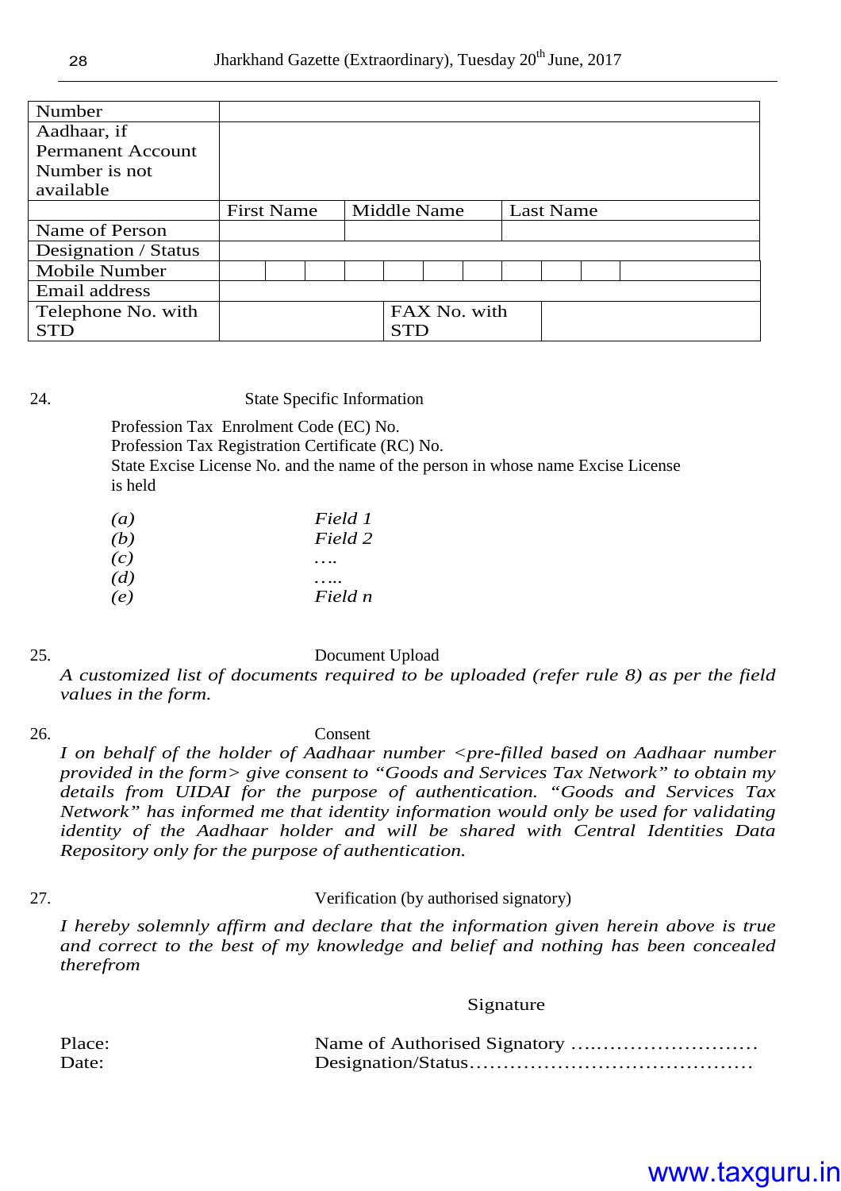| Number | | | |
|---|---|---|---|
| Aadhaar, if Permanent Account Number is not available | | | |
| | First Name | Middle Name | Last Name |
| Name of Person | | | |
| Designation / Status | | | |
| Mobile Number | | | |
| Email address | | | |
| Telephone No. with STD | | FAX No. with STD | |

24. State Specific Information

Profession Tax Enrolment Code (EC) No.
Profession Tax Registration Certificate (RC) No.
State Excise License No. and the name of the person in whose name Excise License is held

*(a)* *Field 1*
*(b)* *Field 2*
*(c)* *….*
*(d)* *…..*
*(e)* *Field n*

25. Document Upload

*A customized list of documents required to be uploaded (refer rule 8) as per the field values in the form.*

26. Consent

*I on behalf of the holder of Aadhaar number <pre-filled based on Aadhaar number provided in the form> give consent to "Goods and Services Tax Network" to obtain my details from UIDAI for the purpose of authentication. "Goods and Services Tax Network" has informed me that identity information would only be used for validating identity of the Aadhaar holder and will be shared with Central Identities Data Repository only for the purpose of authentication.*

27. Verification (by authorised signatory)

*I hereby solemnly affirm and declare that the information given herein above is true and correct to the best of my knowledge and belief and nothing has been concealed therefrom*

Signature

Place: Name of Authorised Signatory …..……………………
Date: Designation/Status……………………………………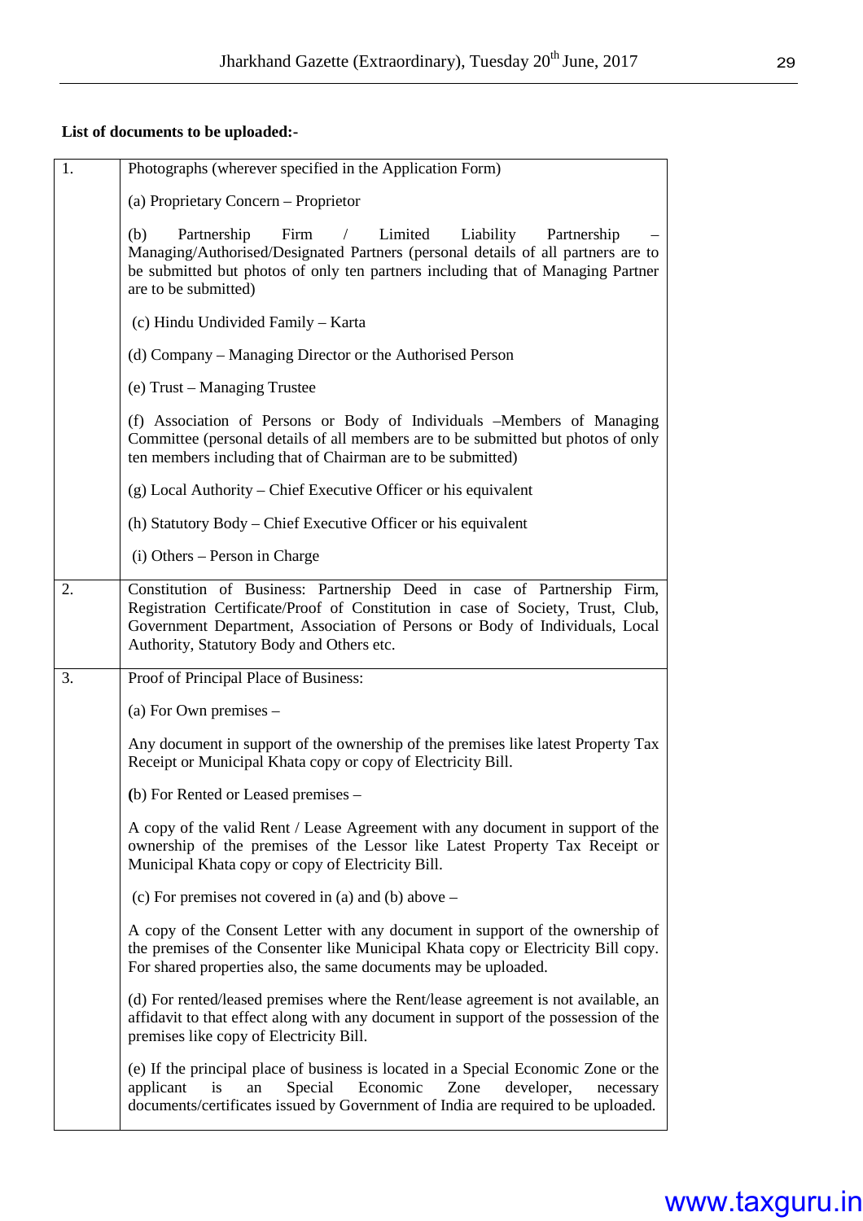**List of documents to be uploaded:-**

| | |
|---|---|
| 1. | Photographs (wherever specified in the Application Form)<br><br>(a) Proprietary Concern – Proprietor<br><br>(b) Partnership Firm / Limited Liability Partnership – Managing/Authorised/Designated Partners (personal details of all partners are to be submitted but photos of only ten partners including that of Managing Partner are to be submitted)<br><br>(c) Hindu Undivided Family – Karta<br><br>(d) Company – Managing Director or the Authorised Person<br><br>(e) Trust – Managing Trustee<br><br>(f) Association of Persons or Body of Individuals –Members of Managing Committee (personal details of all members are to be submitted but photos of only ten members including that of Chairman are to be submitted)<br><br>(g) Local Authority – Chief Executive Officer or his equivalent<br><br>(h) Statutory Body – Chief Executive Officer or his equivalent<br><br>(i) Others – Person in Charge |
| 2. | Constitution of Business: Partnership Deed in case of Partnership Firm, Registration Certificate/Proof of Constitution in case of Society, Trust, Club, Government Department, Association of Persons or Body of Individuals, Local Authority, Statutory Body and Others etc. |
| 3. | Proof of Principal Place of Business:<br><br>(a) For Own premises –<br><br>Any document in support of the ownership of the premises like latest Property Tax Receipt or Municipal Khata copy or copy of Electricity Bill.<br><br>(b) For Rented or Leased premises –<br><br>A copy of the valid Rent / Lease Agreement with any document in support of the ownership of the premises of the Lessor like Latest Property Tax Receipt or Municipal Khata copy or copy of Electricity Bill.<br><br>(c) For premises not covered in (a) and (b) above –<br><br>A copy of the Consent Letter with any document in support of the ownership of the premises of the Consenter like Municipal Khata copy or Electricity Bill copy. For shared properties also, the same documents may be uploaded.<br><br>(d) For rented/leased premises where the Rent/lease agreement is not available, an affidavit to that effect along with any document in support of the possession of the premises like copy of Electricity Bill.<br><br>(e) If the principal place of business is located in a Special Economic Zone or the applicant is an Special Economic Zone developer, necessary documents/certificates issued by Government of India are required to be uploaded. |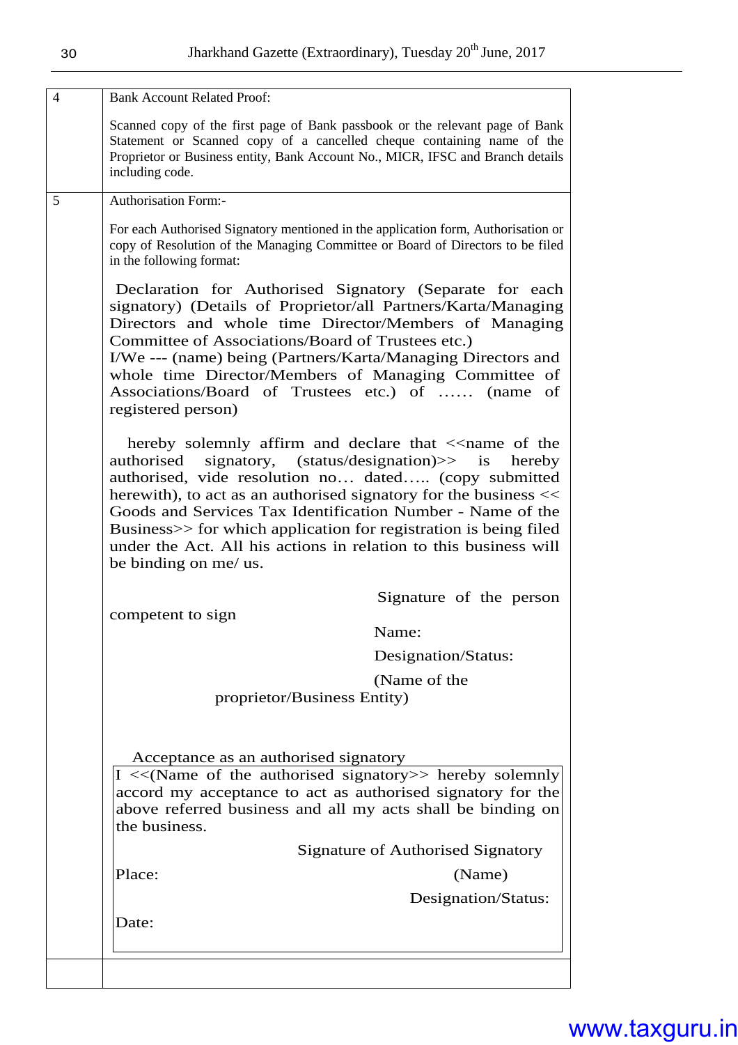| | |
|---|---|
| 4 | Bank Account Related Proof:<br><br>Scanned copy of the first page of Bank passbook or the relevant page of Bank Statement or Scanned copy of a cancelled cheque containing name of the Proprietor or Business entity, Bank Account No., MICR, IFSC and Branch details including code. |
| 5 | Authorisation Form:-<br><br>For each Authorised Signatory mentioned in the application form, Authorisation or copy of Resolution of the Managing Committee or Board of Directors to be filed in the following format:<br><br>Declaration for Authorised Signatory (Separate for each signatory) (Details of Proprietor/all Partners/Karta/Managing Directors and whole time Director/Members of Managing Committee of Associations/Board of Trustees etc.)<br>I/We --- (name) being (Partners/Karta/Managing Directors and whole time Director/Members of Managing Committee of Associations/Board of Trustees etc.) of …… (name of registered person)<br><br>hereby solemnly affirm and declare that <<name of the authorised signatory, (status/designation)>> is hereby authorised, vide resolution no… dated….. (copy submitted herewith), to act as an authorised signatory for the business << Goods and Services Tax Identification Number - Name of the Business>> for which application for registration is being filed under the Act. All his actions in relation to this business will be binding on me/ us.<br><br>Signature of the person competent to sign<br>Name:<br>Designation/Status:<br>(Name of the proprietor/Business Entity)<br><br>Acceptance as an authorised signatory<br>I <<(Name of the authorised signatory>> hereby solemnly accord my acceptance to act as authorised signatory for the above referred business and all my acts shall be binding on the business.<br><br>Signature of Authorised Signatory<br>Place: (Name)<br>Designation/Status:<br>Date: |
| | |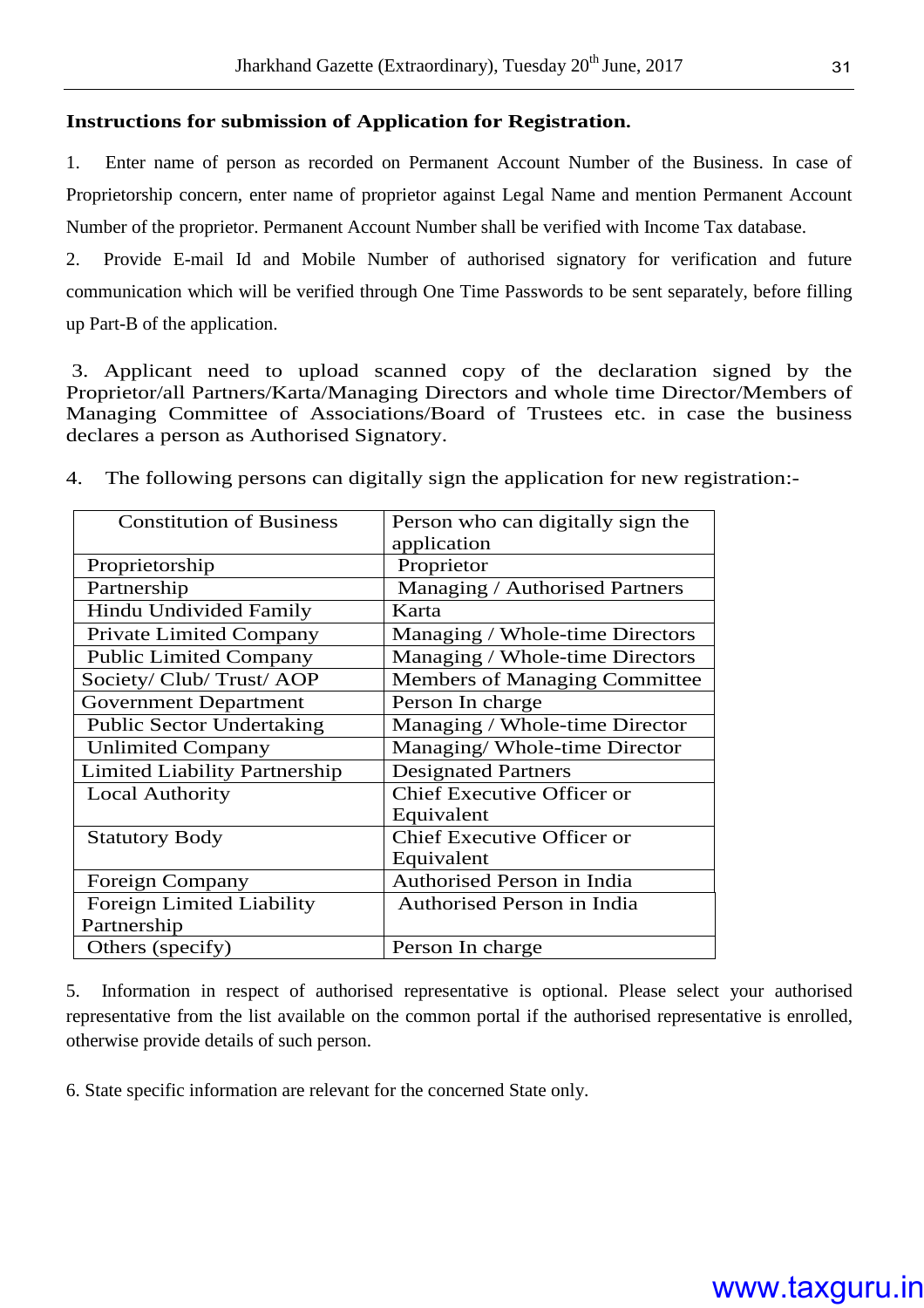**Instructions for submission of Application for Registration.**

1. Enter name of person as recorded on Permanent Account Number of the Business. In case of Proprietorship concern, enter name of proprietor against Legal Name and mention Permanent Account Number of the proprietor. Permanent Account Number shall be verified with Income Tax database.

2. Provide E-mail Id and Mobile Number of authorised signatory for verification and future communication which will be verified through One Time Passwords to be sent separately, before filling up Part-B of the application.

3. Applicant need to upload scanned copy of the declaration signed by the Proprietor/all Partners/Karta/Managing Directors and whole time Director/Members of Managing Committee of Associations/Board of Trustees etc. in case the business declares a person as Authorised Signatory.

4. The following persons can digitally sign the application for new registration:-

| Constitution of Business | Person who can digitally sign the application |
|---|---|
| Proprietorship | Proprietor |
| Partnership | Managing / Authorised Partners |
| Hindu Undivided Family | Karta |
| Private Limited Company | Managing / Whole-time Directors |
| Public Limited Company | Managing / Whole-time Directors |
| Society/ Club/ Trust/ AOP | Members of Managing Committee |
| Government Department | Person In charge |
| Public Sector Undertaking | Managing / Whole-time Director |
| Unlimited Company | Managing/ Whole-time Director |
| Limited Liability Partnership | Designated Partners |
| Local Authority | Chief Executive Officer or Equivalent |
| Statutory Body | Chief Executive Officer or Equivalent |
| Foreign Company | Authorised Person in India |
| Foreign Limited Liability Partnership | Authorised Person in India |
| Others (specify) | Person In charge |

5. Information in respect of authorised representative is optional. Please select your authorised representative from the list available on the common portal if the authorised representative is enrolled, otherwise provide details of such person.

6. State specific information are relevant for the concerned State only.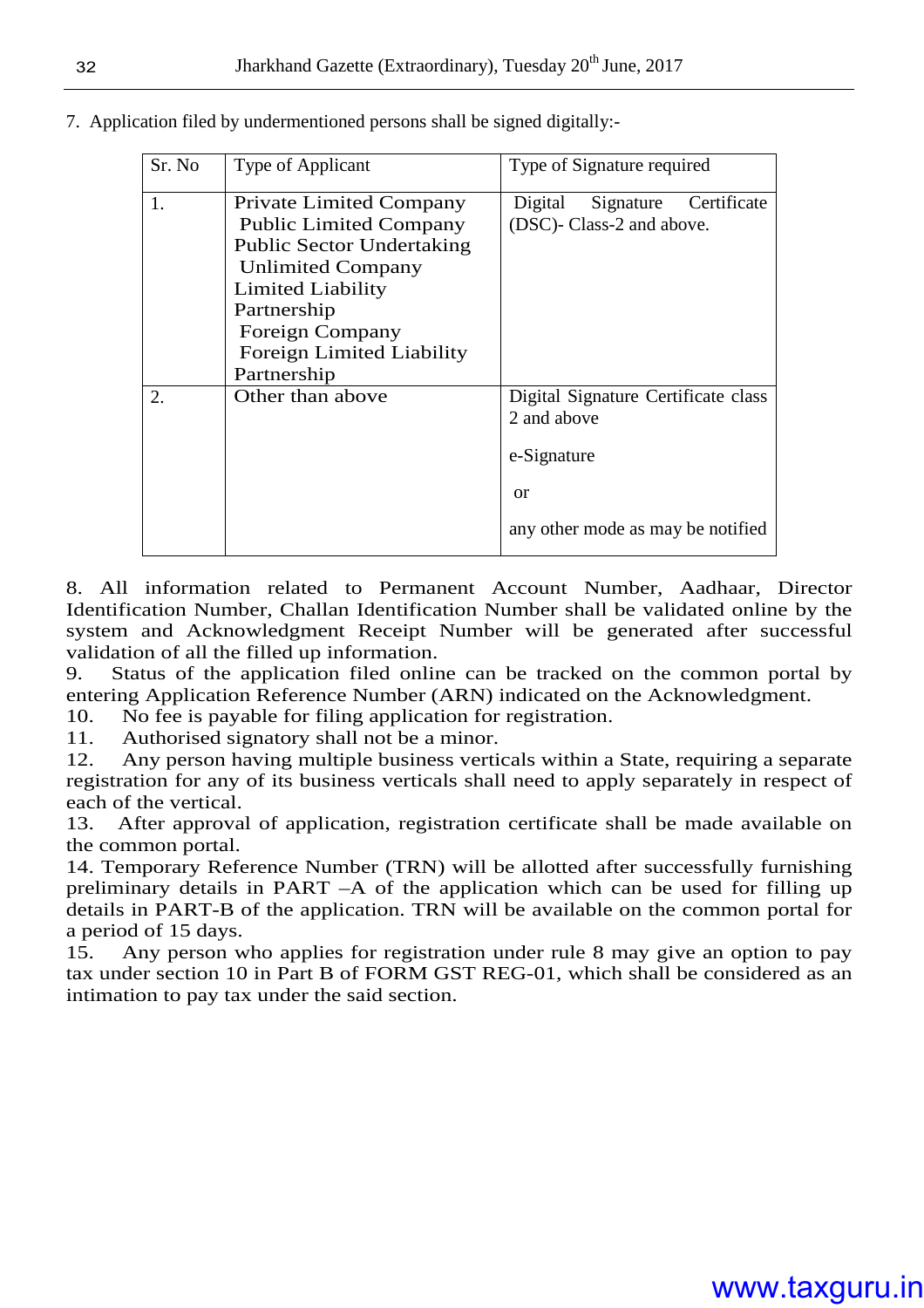7. Application filed by undermentioned persons shall be signed digitally:-

| Sr. No | Type of Applicant | Type of Signature required |
|---|---|---|
| 1. | Private Limited Company<br>Public Limited Company<br>Public Sector Undertaking<br>Unlimited Company<br>Limited Liability Partnership<br>Foreign Company<br>Foreign Limited Liability Partnership | Digital Signature Certificate (DSC)- Class-2 and above. |
| 2. | Other than above | Digital Signature Certificate class 2 and above<br><br>e-Signature<br><br>or<br><br>any other mode as may be notified |

8. All information related to Permanent Account Number, Aadhaar, Director Identification Number, Challan Identification Number shall be validated online by the system and Acknowledgment Receipt Number will be generated after successful validation of all the filled up information.

9. Status of the application filed online can be tracked on the common portal by entering Application Reference Number (ARN) indicated on the Acknowledgment.

10. No fee is payable for filing application for registration.

11. Authorised signatory shall not be a minor.

12. Any person having multiple business verticals within a State, requiring a separate registration for any of its business verticals shall need to apply separately in respect of each of the vertical.

13. After approval of application, registration certificate shall be made available on the common portal.

14. Temporary Reference Number (TRN) will be allotted after successfully furnishing preliminary details in PART –A of the application which can be used for filling up details in PART-B of the application. TRN will be available on the common portal for a period of 15 days.

15. Any person who applies for registration under rule 8 may give an option to pay tax under section 10 in Part B of FORM GST REG-01, which shall be considered as an intimation to pay tax under the said section.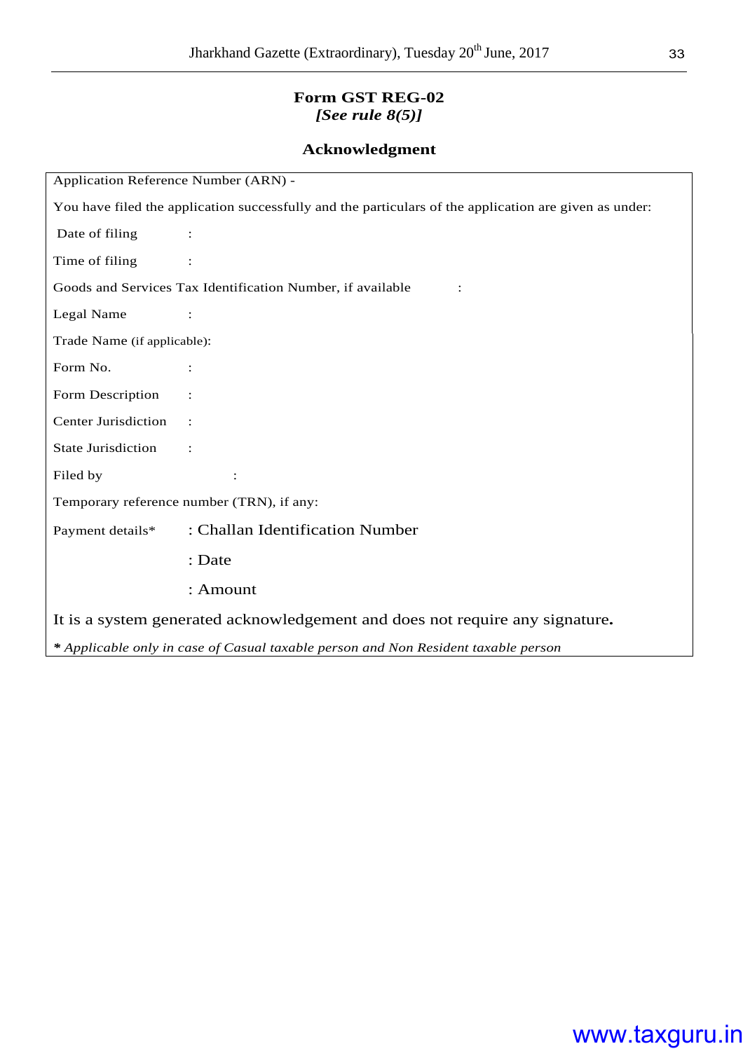**Form GST REG-02**
***[See rule 8(5)]***

**Acknowledgment**

Application Reference Number (ARN) -

You have filed the application successfully and the particulars of the application are given as under:

Date of filing :

Time of filing :

Goods and Services Tax Identification Number, if available :

Legal Name :

Trade Name (if applicable):

Form No. :

Form Description :

Center Jurisdiction :

State Jurisdiction :

Filed by :

Temporary reference number (TRN), if any:

Payment details* : Challan Identification Number

: Date

: Amount

It is a system generated acknowledgement and does not require any signature**.**

*\* Applicable only in case of Casual taxable person and Non Resident taxable person*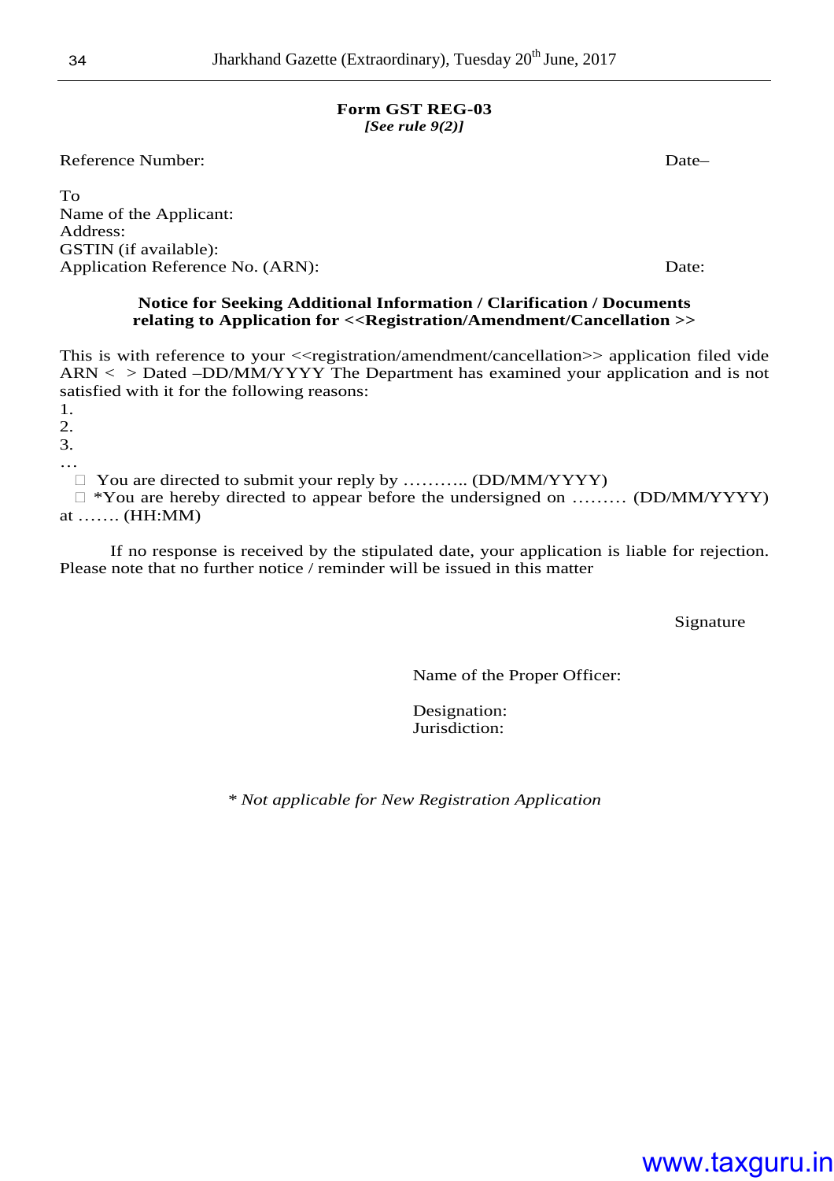**Form GST REG-03**
***[See rule 9(2)]***

Reference Number: Date–

To
Name of the Applicant:
Address:
GSTIN (if available):
Application Reference No. (ARN): Date:

**Notice for Seeking Additional Information / Clarification / Documents relating to Application for <<Registration/Amendment/Cancellation >>**

This is with reference to your <<registration/amendment/cancellation>> application filed vide ARN < > Dated –DD/MM/YYYY The Department has examined your application and is not satisfied with it for the following reasons:

1.
2.
3.
…

□ You are directed to submit your reply by ……….. (DD/MM/YYYY)

□ *You are hereby directed to appear before the undersigned on ……… (DD/MM/YYYY) at ……. (HH:MM)

If no response is received by the stipulated date, your application is liable for rejection. Please note that no further notice / reminder will be issued in this matter

Signature

Name of the Proper Officer:

Designation:
Jurisdiction:

*\* Not applicable for New Registration Application*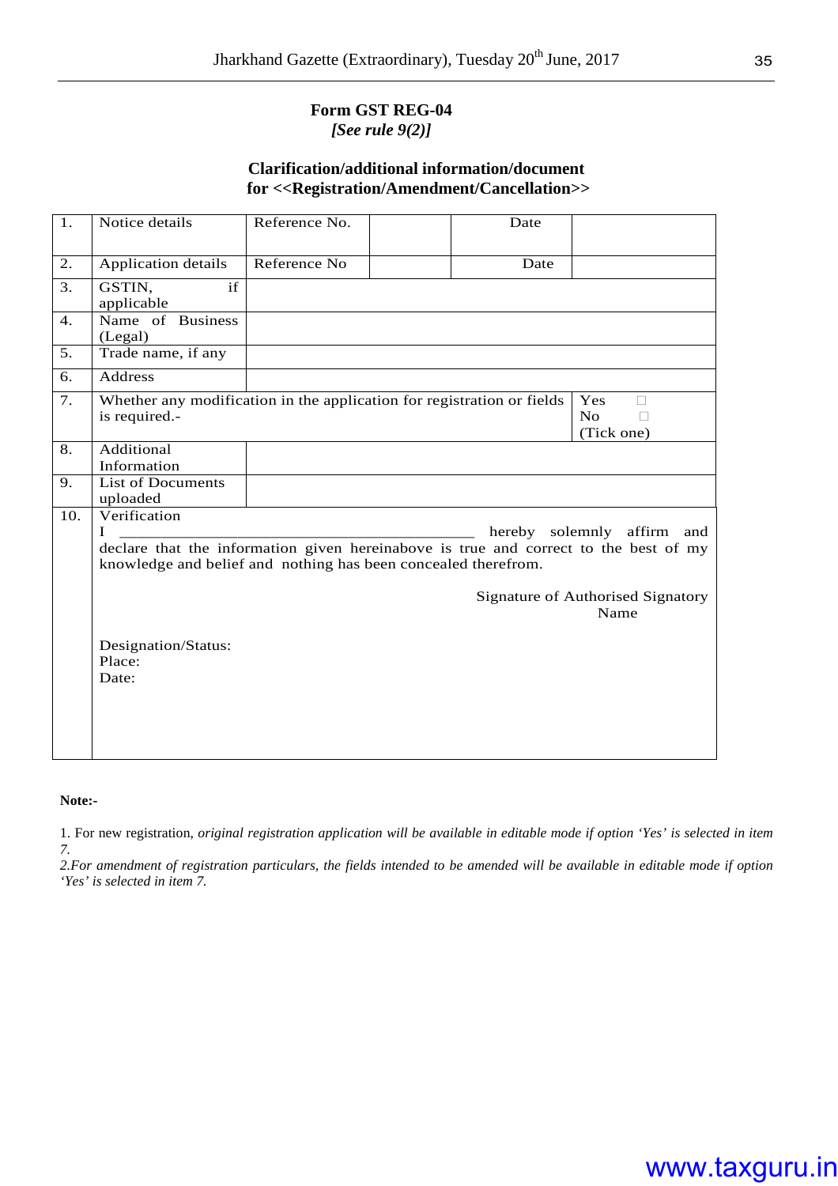**Form GST REG-04**

***[See rule 9(2)]***

**Clarification/additional information/document for <<Registration/Amendment/Cancellation>>**

| | | | | | |
|---|---|---|---|---|---|
| 1. | Notice details | Reference No. | | Date | |
| 2. | Application details | Reference No | | Date | |
| 3. | GSTIN, if applicable | | | | |
| 4. | Name of Business (Legal) | | | | |
| 5. | Trade name, if any | | | | |
| 6. | Address | | | | |
| 7. | Whether any modification in the application for registration or fields is required.- | | | | Yes ☐ No ☐ (Tick one) |
| 8. | Additional Information | | | | |
| 9. | List of Documents uploaded | | | | |
| 10. | Verification | | | | |

I ___________________________________________ hereby solemnly affirm and declare that the information given hereinabove is true and correct to the best of my knowledge and belief and nothing has been concealed therefrom.

Signature of Authorised Signatory

Name

Designation/Status:

Place:

Date:

**Note:-**

1. For new registration, *original registration application will be available in editable mode if option 'Yes' is selected in item 7.*

*2.For amendment of registration particulars, the fields intended to be amended will be available in editable mode if option 'Yes' is selected in item 7.*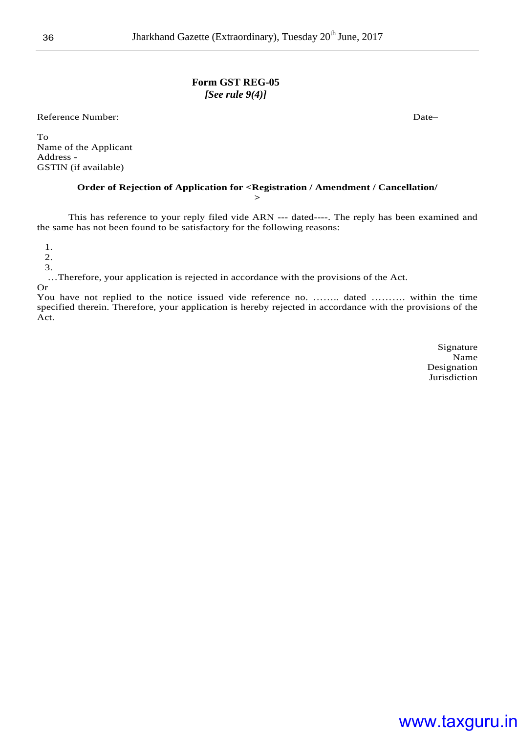# Form GST REG-05

*[See rule 9(4)]*

Reference Number: Date–

To
Name of the Applicant
Address -
GSTIN (if available)

**Order of Rejection of Application for <Registration / Amendment / Cancellation/ >**

This has reference to your reply filed vide ARN --- dated----. The reply has been examined and the same has not been found to be satisfactory for the following reasons:

1.
2.
3.

…Therefore, your application is rejected in accordance with the provisions of the Act.

Or

You have not replied to the notice issued vide reference no. …….. dated ………. within the time specified therein. Therefore, your application is hereby rejected in accordance with the provisions of the Act.

Signature
Name
Designation
Jurisdiction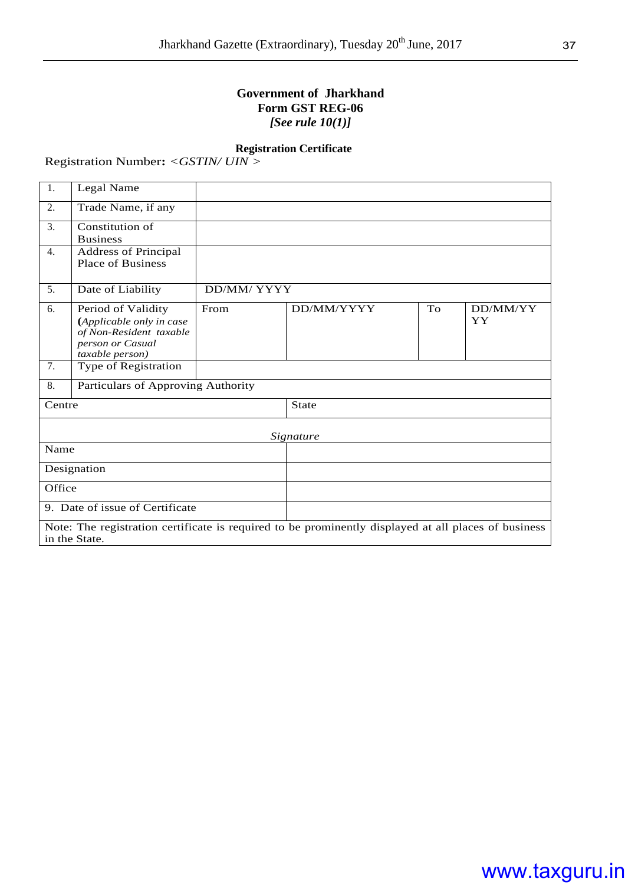**Government of Jharkhand**
**Form GST REG-06**
***[See rule 10(1)]***

**Registration Certificate**

Registration Number**:** *<GSTIN/ UIN >*

| | | | | | |
|---|---|---|---|---|---|
| 1. | Legal Name | | | | |
| 2. | Trade Name, if any | | | | |
| 3. | Constitution of Business | | | | |
| 4. | Address of Principal Place of Business | | | | |
| 5. | Date of Liability | DD/MM/ YYYY | | | |
| 6. | Period of Validity **(***Applicable only in case of Non-Resident taxable person or Casual taxable person)* | From | DD/MM/YYYY | To | DD/MM/YYYY |
| 7. | Type of Registration | | | | |
| 8. | Particulars of Approving Authority | | | | |
| Centre | | | State | | |
| *Signature* | | | | | |
| Name | | | | | |
| Designation | | | | | |
| Office | | | | | |
| 9. Date of issue of Certificate | | | | | |
| Note: The registration certificate is required to be prominently displayed at all places of business in the State. | | | | | |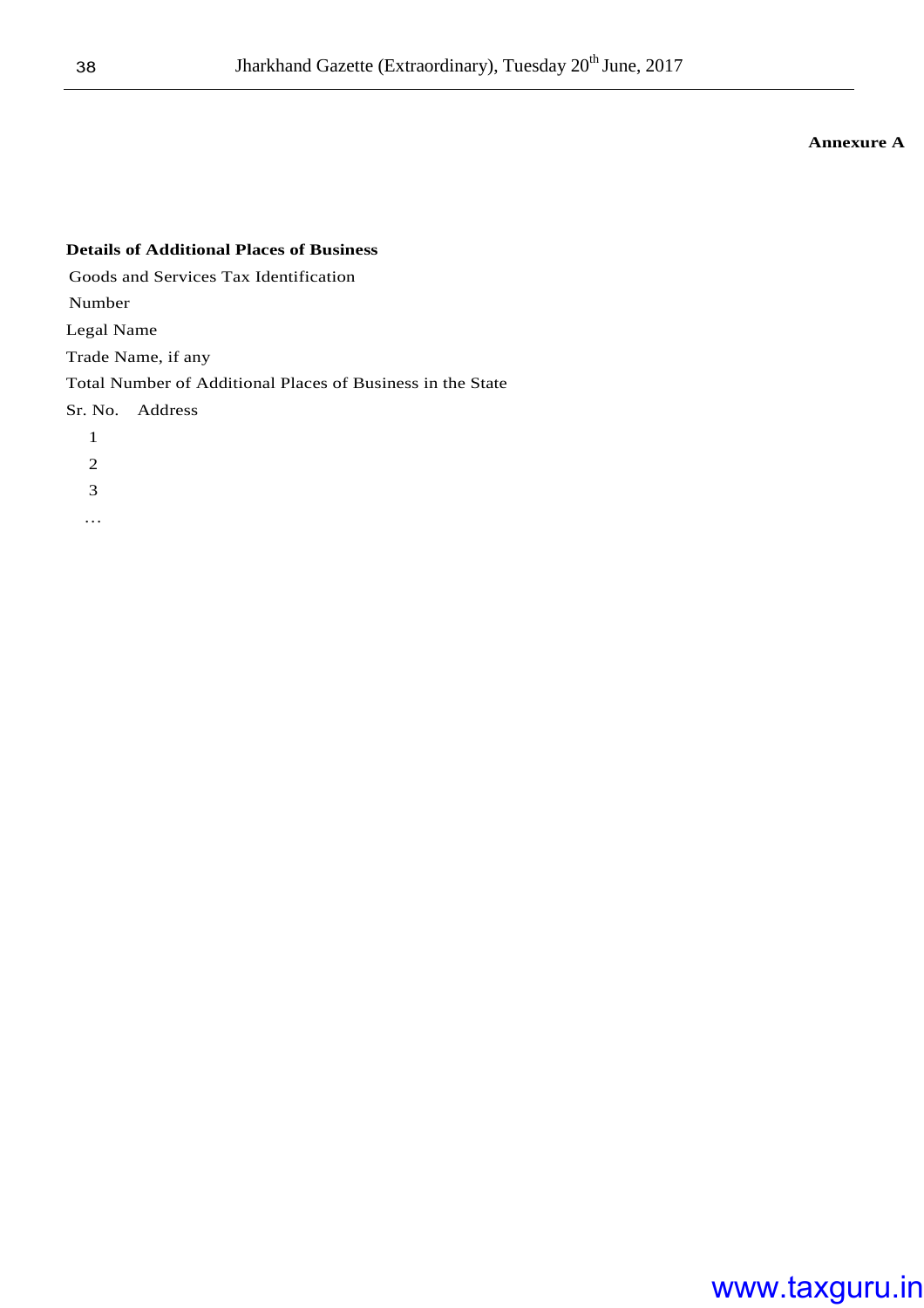**Annexure A**

**Details of Additional Places of Business**

Goods and Services Tax Identification Number

Legal Name

Trade Name, if any

Total Number of Additional Places of Business in the State

| Sr. No. | Address |
|---|---|
| 1 | |
| 2 | |
| 3 | |
| … | |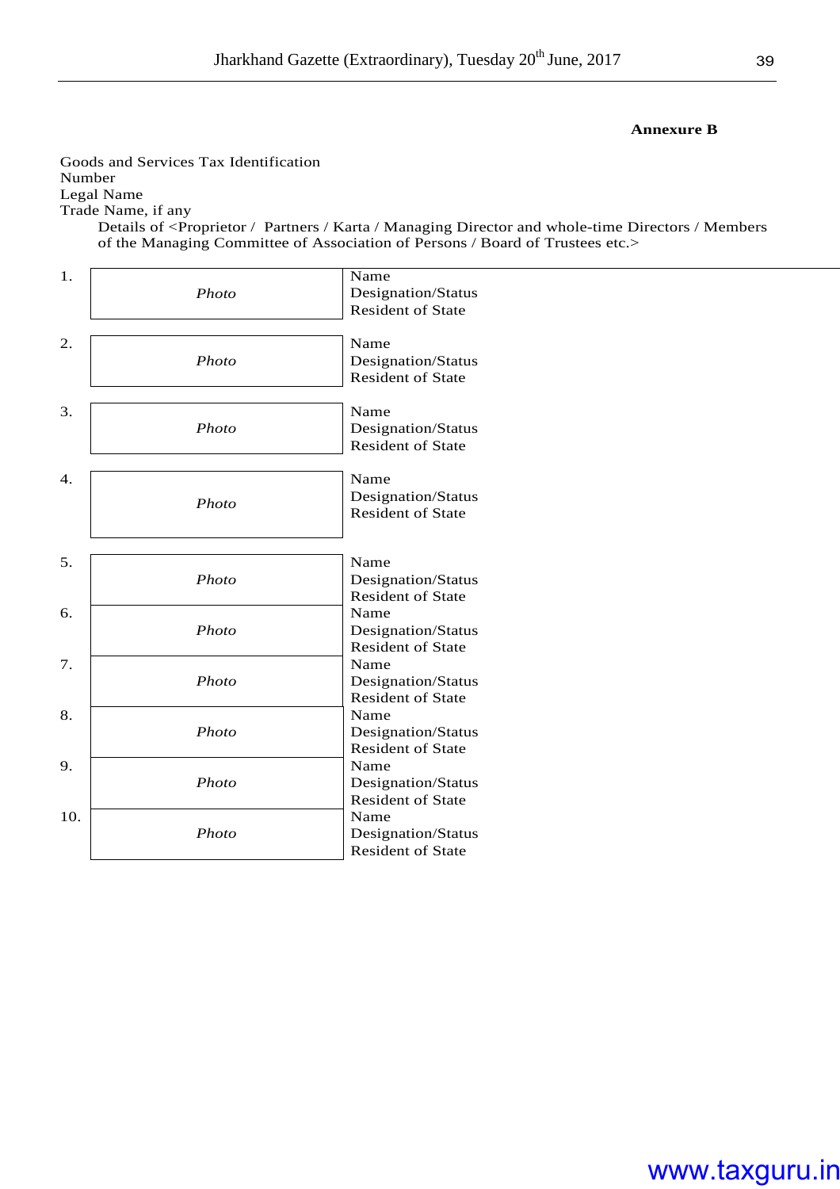**Annexure B**

Goods and Services Tax Identification Number

Legal Name

Trade Name, if any

Details of <Proprietor / Partners / Karta / Managing Director and whole-time Directors / Members of the Managing Committee of Association of Persons / Board of Trustees etc.>

| No. | Photo | Details |
|---|---|---|
| 1. | *Photo* | Name<br>Designation/Status<br>Resident of State |
| 2. | *Photo* | Name<br>Designation/Status<br>Resident of State |
| 3. | *Photo* | Name<br>Designation/Status<br>Resident of State |
| 4. | *Photo* | Name<br>Designation/Status<br>Resident of State |
| 5. | *Photo* | Name<br>Designation/Status<br>Resident of State |
| 6. | *Photo* | Name<br>Designation/Status<br>Resident of State |
| 7. | *Photo* | Name<br>Designation/Status<br>Resident of State |
| 8. | *Photo* | Name<br>Designation/Status<br>Resident of State |
| 9. | *Photo* | Name<br>Designation/Status<br>Resident of State |
| 10. | *Photo* | Name<br>Designation/Status<br>Resident of State |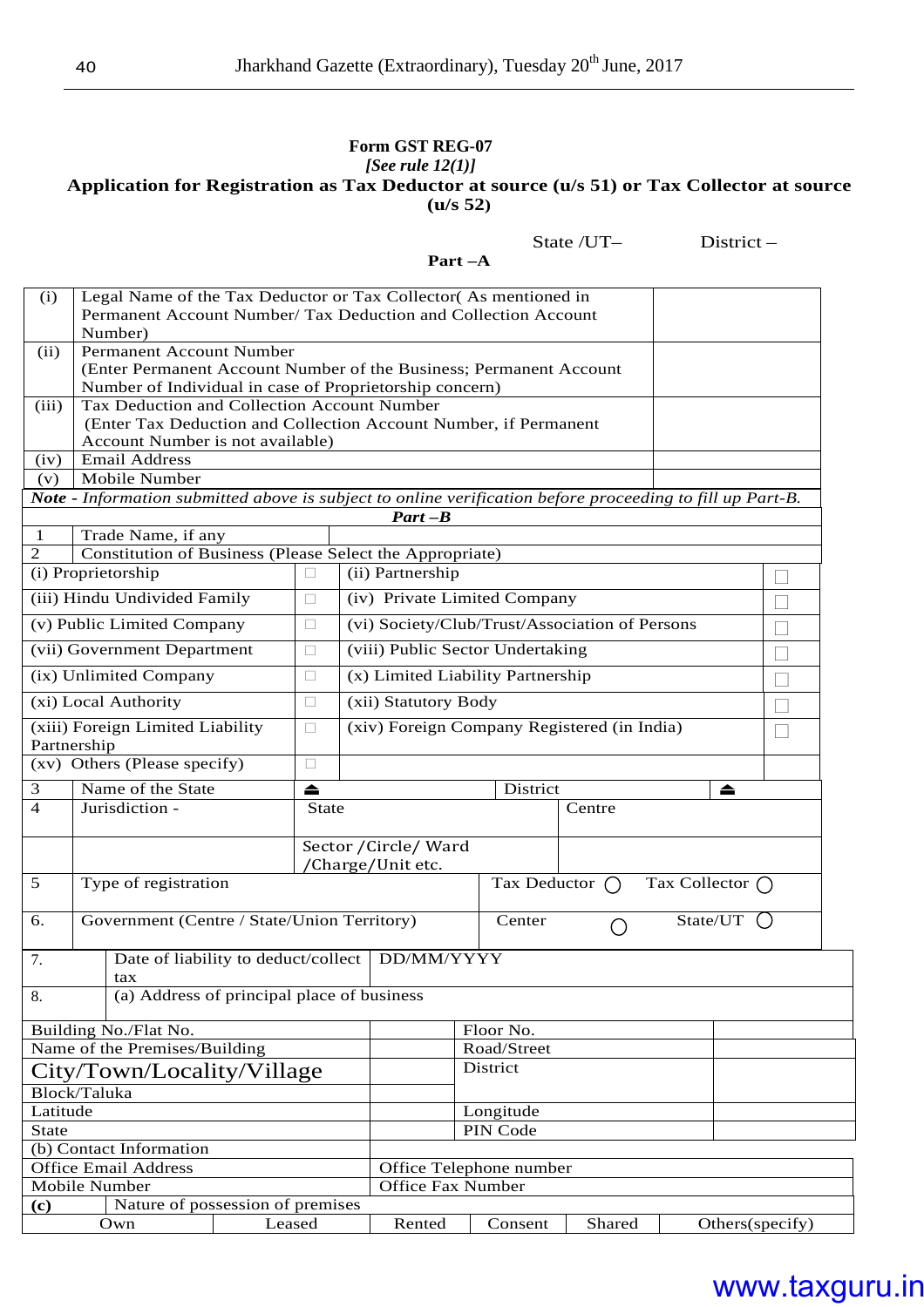**Form GST REG-07**

***[See rule 12(1)]***

**Application for Registration as Tax Deductor at source (u/s 51) or Tax Collector at source (u/s 52)**

State /UT– District –

**Part –A**

| | | |
|---|---|---|
| (i) | Legal Name of the Tax Deductor or Tax Collector( As mentioned in Permanent Account Number/ Tax Deduction and Collection Account Number) | |
| (ii) | Permanent Account Number (Enter Permanent Account Number of the Business; Permanent Account Number of Individual in case of Proprietorship concern) | |
| (iii) | Tax Deduction and Collection Account Number (Enter Tax Deduction and Collection Account Number, if Permanent Account Number is not available) | |
| (iv) | Email Address | |
| (v) | Mobile Number | |

***Note - Information submitted above is subject to online verification before proceeding to fill up Part-B.***

***Part –B***

| | | |
|---|---|---|
| 1 | Trade Name, if any | |
| 2 | Constitution of Business (Please Select the Appropriate) | |

| | | | |
|---|---|---|---|
| (i) Proprietorship | ☐ | (ii) Partnership | ☐ |
| (iii) Hindu Undivided Family | ☐ | (iv) Private Limited Company | ☐ |
| (v) Public Limited Company | ☐ | (vi) Society/Club/Trust/Association of Persons | ☐ |
| (vii) Government Department | ☐ | (viii) Public Sector Undertaking | ☐ |
| (ix) Unlimited Company | ☐ | (x) Limited Liability Partnership | ☐ |
| (xi) Local Authority | ☐ | (xii) Statutory Body | ☐ |
| (xiii) Foreign Limited Liability Partnership | ☐ | (xiv) Foreign Company Registered (in India) | ☐ |
| (xv) Others (Please specify) | ☐ | | |

| | | | | |
|---|---|---|---|---|
| 3 | Name of the State | ⏏ | District | ⏏ |
| 4 | Jurisdiction - | State | Centre | |
| | | Sector /Circle/ Ward /Charge/Unit etc. | | |
| 5 | Type of registration | | Tax Deductor ○ | Tax Collector ○ |
| 6. | Government (Centre / State/Union Territory) | | Center ○ | State/UT ○ |

| | | |
|---|---|---|
| 7. | Date of liability to deduct/collect tax | DD/MM/YYYY |
| 8. | (a) Address of principal place of business | |

| | | | |
|---|---|---|---|
| Building No./Flat No. | | Floor No. | |
| Name of the Premises/Building | | Road/Street | |
| City/Town/Locality/Village | | District | |
| Block/Taluka | | | |
| Latitude | | Longitude | |
| State | | PIN Code | |
| (b) Contact Information | | | |
| Office Email Address | | Office Telephone number | |
| Mobile Number | | Office Fax Number | |

**(c)** Nature of possession of premises

| Own | Leased | Rented | Consent | Shared | Others(specify) |
|---|---|---|---|---|---|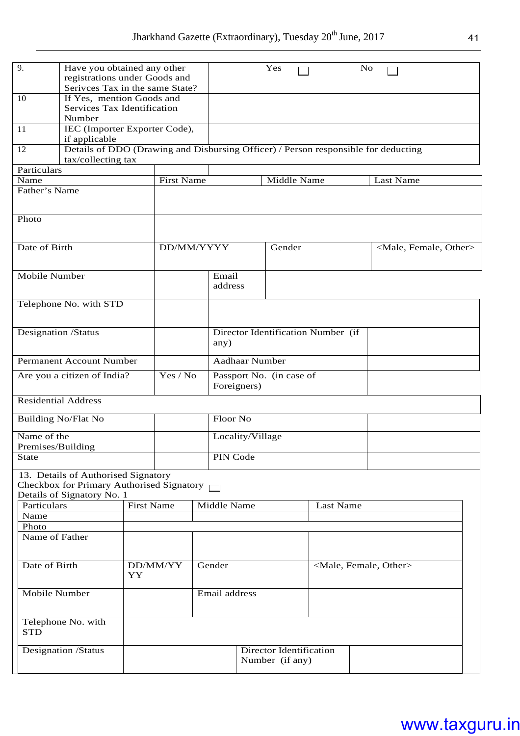| | | |
|---|---|---|
| 9. | Have you obtained any other registrations under Goods and Serivces Tax in the same State? | Yes ☐ No ☐ |
| 10 | If Yes, mention Goods and Services Tax Identification Number | |
| 11 | IEC (Importer Exporter Code), if applicable | |
| 12 | Details of DDO (Drawing and Disbursing Officer) / Person responsible for deducting tax/collecting tax | |

| Particulars | | | | |
|---|---|---|---|---|
| Name | First Name | | Middle Name | Last Name |
| Father's Name | | | | |
| Photo | | | | |
| Date of Birth | DD/MM/YYYY | | Gender | <Male, Female, Other> |
| Mobile Number | | Email address | | |
| Telephone No. with STD | | | | |
| Designation /Status | | Director Identification Number (if any) | | |
| Permanent Account Number | | Aadhaar Number | | |
| Are you a citizen of India? | Yes / No | Passport No. (in case of Foreigners) | | |
| Residential Address | | | | |
| Building No/Flat No | | Floor No | | |
| Name of the Premises/Building | | Locality/Village | | |
| State | | PIN Code | | |

13. Details of Authorised Signatory

Checkbox for Primary Authorised Signatory ☐

Details of Signatory No. 1

| Particulars | First Name | Middle Name | | Last Name |
|---|---|---|---|---|
| Name | | | | |
| Photo | | | | |
| Name of Father | | | | |
| Date of Birth | DD/MM/YYYY | Gender | | <Male, Female, Other> |
| Mobile Number | | Email address | | |
| Telephone No. with STD | | | | |
| Designation /Status | | | Director Identification Number (if any) | |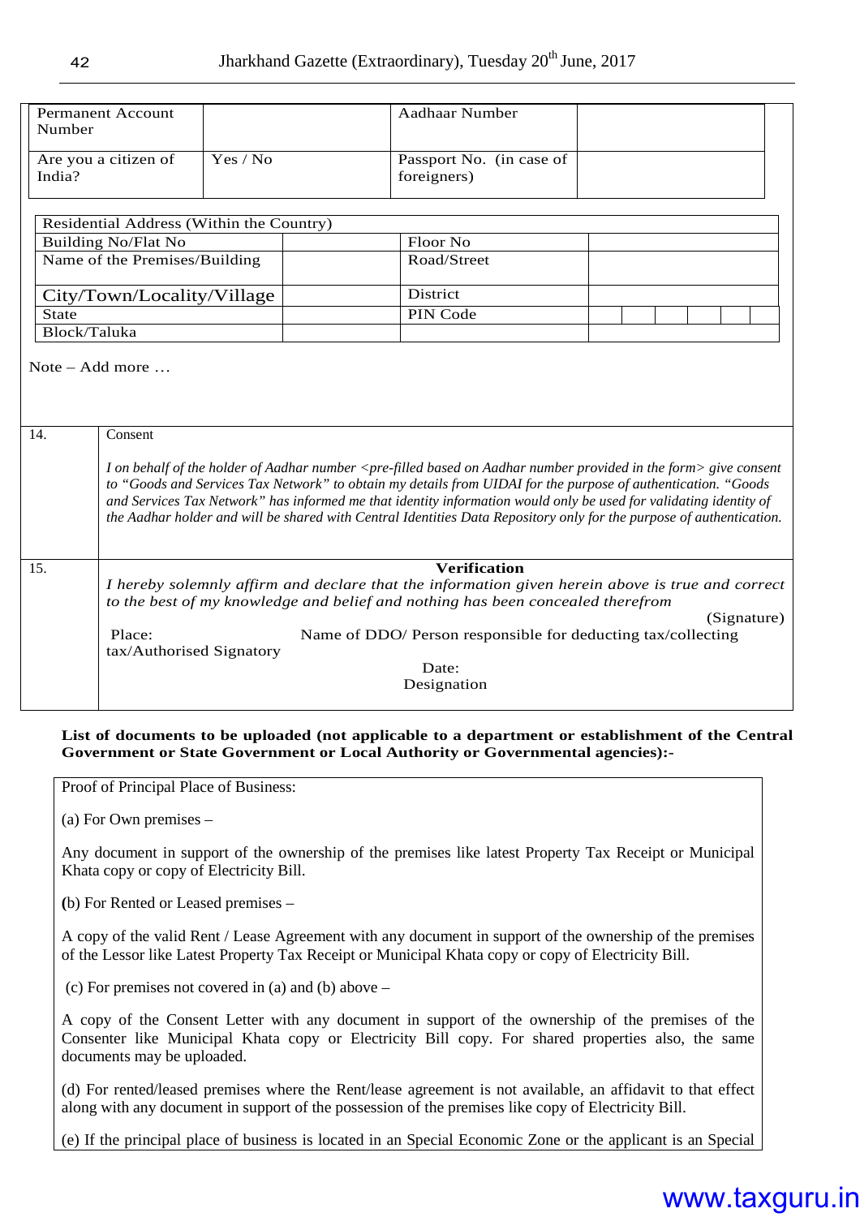| Permanent Account Number | | Aadhaar Number | |
|---|---|---|---|
| Are you a citizen of India? | Yes / No | Passport No. (in case of foreigners) | |

| Residential Address (Within the Country) | | | |
|---|---|---|---|
| Building No/Flat No | | Floor No | |
| Name of the Premises/Building | | Road/Street | |
| City/Town/Locality/Village | | District | |
| State | | PIN Code | |
| Block/Taluka | | | |

Note – Add more …

| | |
|---|---|
| 14. | Consent<br><br>*I on behalf of the holder of Aadhar number <pre-filled based on Aadhar number provided in the form> give consent to "Goods and Services Tax Network" to obtain my details from UIDAI for the purpose of authentication. "Goods and Services Tax Network" has informed me that identity information would only be used for validating identity of the Aadhar holder and will be shared with Central Identities Data Repository only for the purpose of authentication.* |
| 15. | **Verification**<br>*I hereby solemnly affirm and declare that the information given herein above is true and correct to the best of my knowledge and belief and nothing has been concealed therefrom*<br>(Signature)<br>Place: Name of DDO/ Person responsible for deducting tax/collecting tax/Authorised Signatory<br>Date:<br>Designation |

**List of documents to be uploaded (not applicable to a department or establishment of the Central Government or State Government or Local Authority or Governmental agencies):-**

Proof of Principal Place of Business:

(a) For Own premises –

Any document in support of the ownership of the premises like latest Property Tax Receipt or Municipal Khata copy or copy of Electricity Bill.

**(**b) For Rented or Leased premises –

A copy of the valid Rent / Lease Agreement with any document in support of the ownership of the premises of the Lessor like Latest Property Tax Receipt or Municipal Khata copy or copy of Electricity Bill.

(c) For premises not covered in (a) and (b) above –

A copy of the Consent Letter with any document in support of the ownership of the premises of the Consenter like Municipal Khata copy or Electricity Bill copy. For shared properties also, the same documents may be uploaded.

(d) For rented/leased premises where the Rent/lease agreement is not available, an affidavit to that effect along with any document in support of the possession of the premises like copy of Electricity Bill.

(e) If the principal place of business is located in an Special Economic Zone or the applicant is an Special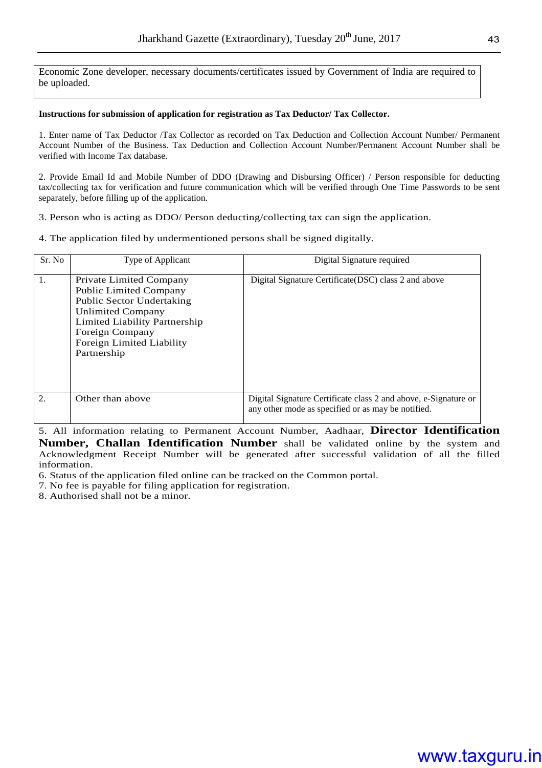Economic Zone developer, necessary documents/certificates issued by Government of India are required to be uploaded.

**Instructions for submission of application for registration as Tax Deductor/ Tax Collector.**

1. Enter name of Tax Deductor /Tax Collector as recorded on Tax Deduction and Collection Account Number/ Permanent Account Number of the Business. Tax Deduction and Collection Account Number/Permanent Account Number shall be verified with Income Tax database.

2. Provide Email Id and Mobile Number of DDO (Drawing and Disbursing Officer) / Person responsible for deducting tax/collecting tax for verification and future communication which will be verified through One Time Passwords to be sent separately, before filling up of the application.

3. Person who is acting as DDO/ Person deducting/collecting tax can sign the application.

4. The application filed by undermentioned persons shall be signed digitally.

| Sr. No | Type of Applicant | Digital Signature required |
|---|---|---|
| 1. | Private Limited Company<br>Public Limited Company<br>Public Sector Undertaking<br>Unlimited Company<br>Limited Liability Partnership<br>Foreign Company<br>Foreign Limited Liability Partnership | Digital Signature Certificate(DSC) class 2 and above |
| 2. | Other than above | Digital Signature Certificate class 2 and above, e-Signature or any other mode as specified or as may be notified. |

5. All information relating to Permanent Account Number, Aadhaar, **Director Identification Number, Challan Identification Number** shall be validated online by the system and Acknowledgment Receipt Number will be generated after successful validation of all the filled information.
6. Status of the application filed online can be tracked on the Common portal.
7. No fee is payable for filing application for registration.
8. Authorised shall not be a minor.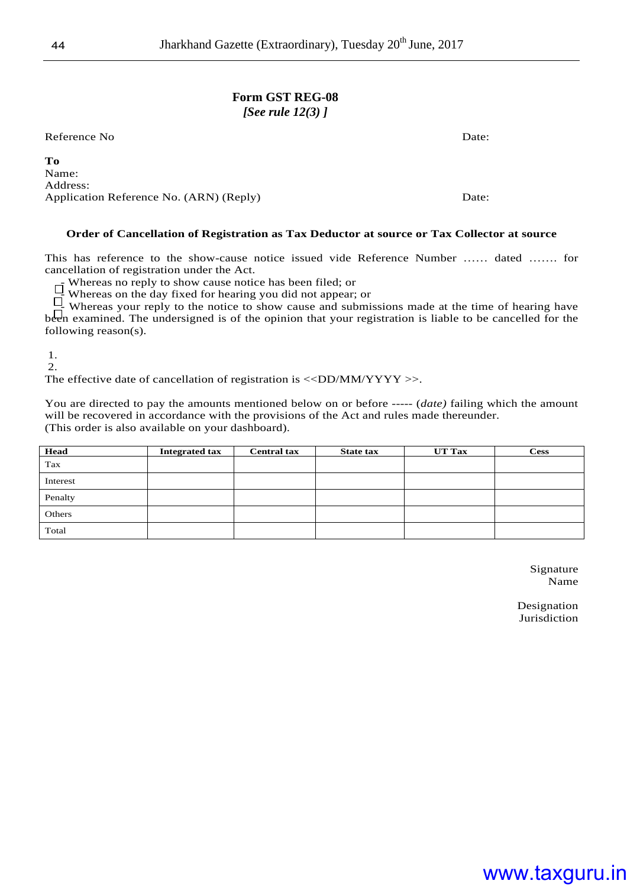# Form GST REG-08

*[See rule 12(3) ]*

Reference No Date:

**To**
Name:
Address:
Application Reference No. (ARN) (Reply) Date:

**Order of Cancellation of Registration as Tax Deductor at source or Tax Collector at source**

This has reference to the show-cause notice issued vide Reference Number …… dated ……. for cancellation of registration under the Act.

☐ - Whereas no reply to show cause notice has been filed; or
☐ - Whereas on the day fixed for hearing you did not appear; or
☐ - Whereas your reply to the notice to show cause and submissions made at the time of hearing have been examined. The undersigned is of the opinion that your registration is liable to be cancelled for the following reason(s).

1.
2.

The effective date of cancellation of registration is <<DD/MM/YYYY >>.

You are directed to pay the amounts mentioned below on or before ----- (*date)* failing which the amount will be recovered in accordance with the provisions of the Act and rules made thereunder.
(This order is also available on your dashboard).

| Head | Integrated tax | Central tax | State tax | UT Tax | Cess |
|---|---|---|---|---|---|
| Tax | | | | | |
| Interest | | | | | |
| Penalty | | | | | |
| Others | | | | | |
| Total | | | | | |

Signature
Name

Designation
Jurisdiction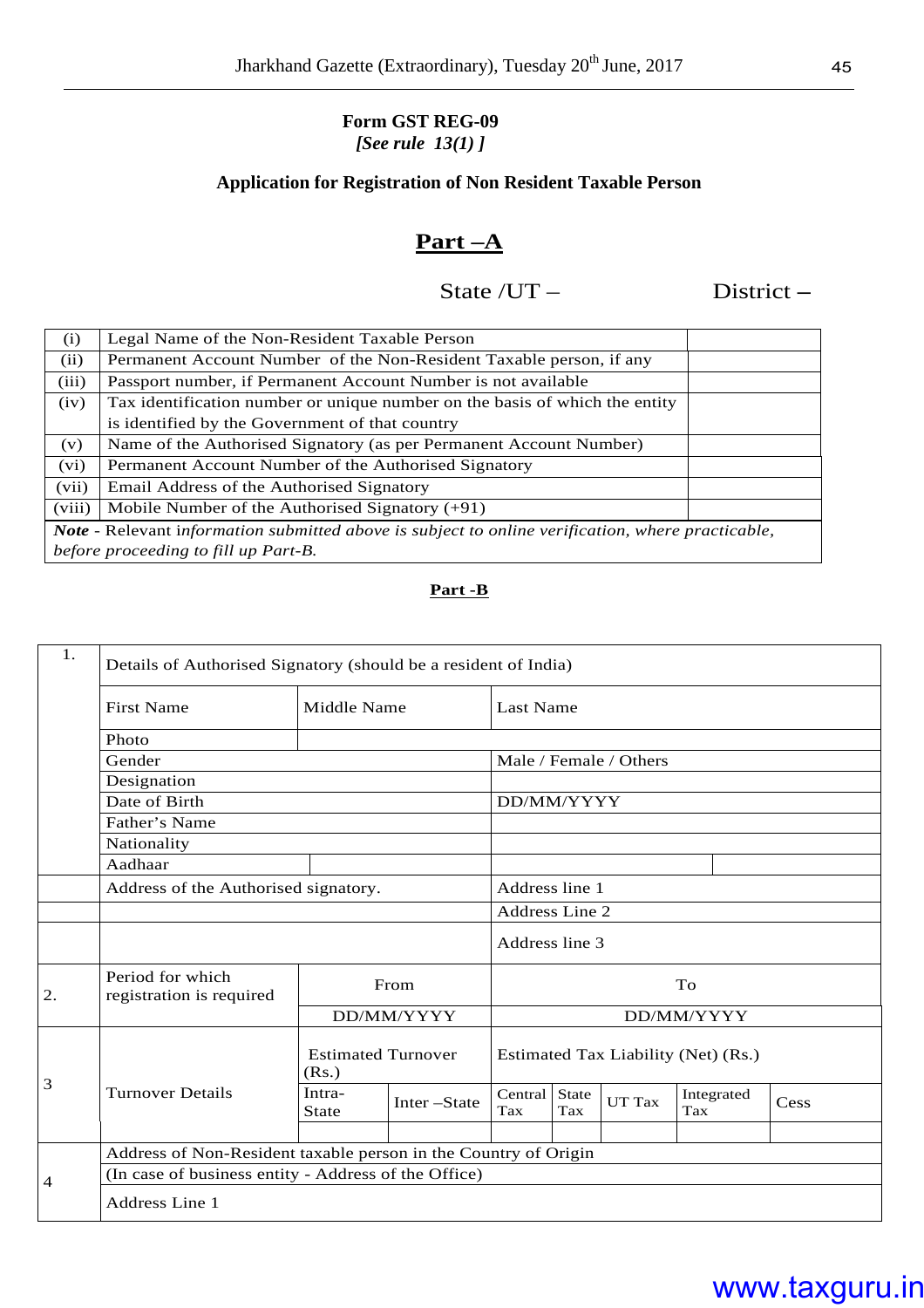**Form GST REG-09**
***[See rule 13(1) ]***

**Application for Registration of Non Resident Taxable Person**

## Part –A

State /UT – District –

| | | |
|---|---|---|
| (i) | Legal Name of the Non-Resident Taxable Person | |
| (ii) | Permanent Account Number of the Non-Resident Taxable person, if any | |
| (iii) | Passport number, if Permanent Account Number is not available | |
| (iv) | Tax identification number or unique number on the basis of which the entity is identified by the Government of that country | |
| (v) | Name of the Authorised Signatory (as per Permanent Account Number) | |
| (vi) | Permanent Account Number of the Authorised Signatory | |
| (vii) | Email Address of the Authorised Signatory | |
| (viii) | Mobile Number of the Authorised Signatory (+91) | |

***Note*** - Relevant i*nformation submitted above is subject to online verification, where practicable, before proceeding to fill up Part-B.*

**Part -B**

| | | | | | | | | |
|---|---|---|---|---|---|---|---|---|
| 1. | Details of Authorised Signatory (should be a resident of India) | | | | | | | |
| | First Name | Middle Name | Last Name | | | | | |
| | Photo | | | | | | | |
| | Gender | | Male / Female / Others | | | | | |
| | Designation | | | | | | | |
| | Date of Birth | | DD/MM/YYYY | | | | | |
| | Father's Name | | | | | | | |
| | Nationality | | | | | | | |
| | Aadhaar | | | | | | | |
| | Address of the Authorised signatory. | | Address line 1 | | | | | |
| | | | Address Line 2 | | | | | |
| | | | Address line 3 | | | | | |
| 2. | Period for which registration is required | From | To | | | | | |
| | | DD/MM/YYYY | DD/MM/YYYY | | | | | |
| 3 | Turnover Details | Estimated Turnover (Rs.) | | Estimated Tax Liability (Net) (Rs.) | | | | |
| | | Intra-State | Inter –State | Central Tax | State Tax | UT Tax | Integrated Tax | Cess |
| | | | | | | | | |
| 4 | Address of Non-Resident taxable person in the Country of Origin | | | | | | | |
| | (In case of business entity - Address of the Office) | | | | | | | |
| | Address Line 1 | | | | | | | |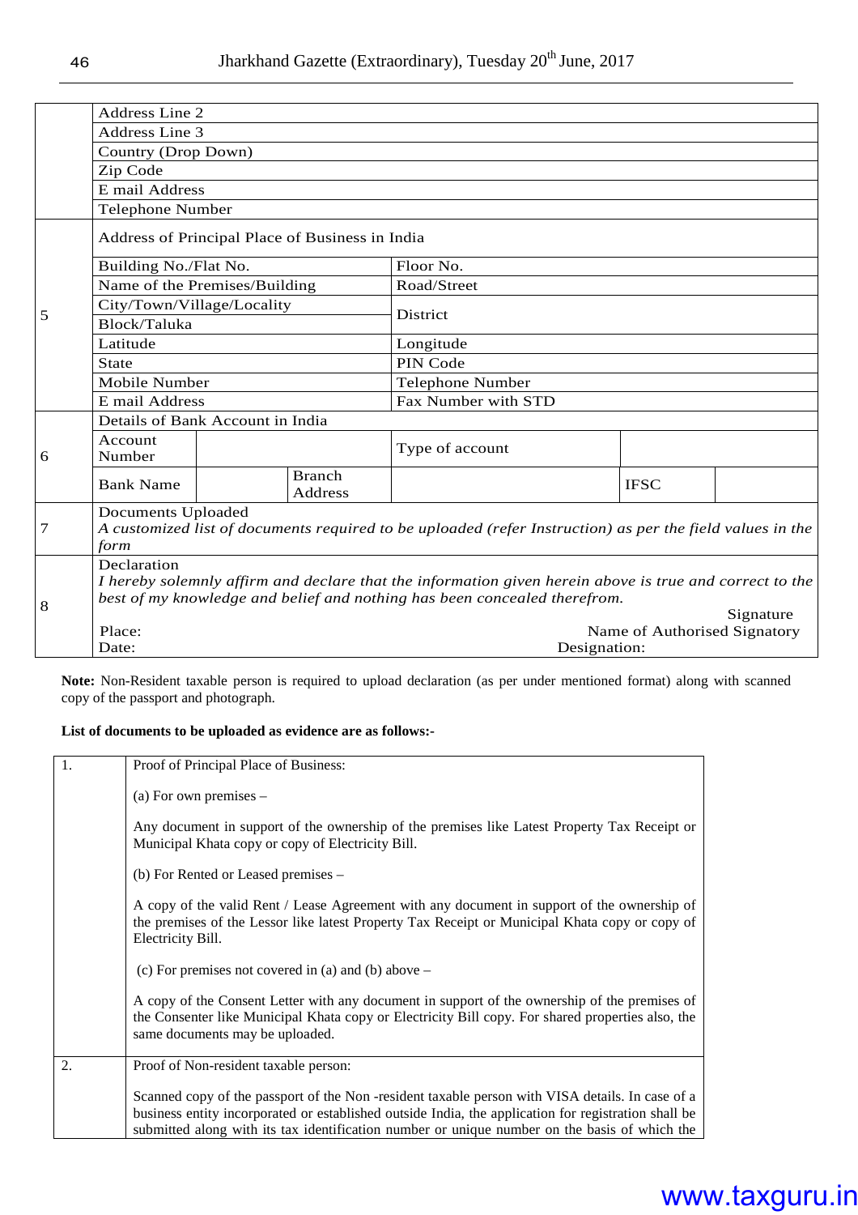| | | | | | |
|---|---|---|---|---|---|
| | Address Line 2 | | | | |
| | Address Line 3 | | | | |
| | Country (Drop Down) | | | | |
| | Zip Code | | | | |
| | E mail Address | | | | |
| | Telephone Number | | | | |
| 5 | Address of Principal Place of Business in India | | | | |
| | Building No./Flat No. | | Floor No. | | |
| | Name of the Premises/Building | | Road/Street | | |
| | City/Town/Village/Locality | | District | | |
| | Block/Taluka | | | | |
| | Latitude | | Longitude | | |
| | State | | PIN Code | | |
| | Mobile Number | | Telephone Number | | |
| | E mail Address | | Fax Number with STD | | |
| 6 | Details of Bank Account in India | | | | |
| | Account Number | | Type of account | | |
| | Bank Name | Branch Address | | IFSC | |
| 7 | Documents Uploaded<br>*A customized list of documents required to be uploaded (refer Instruction) as per the field values in the form* | | | | |
| 8 | Declaration<br>*I hereby solemnly affirm and declare that the information given herein above is true and correct to the best of my knowledge and belief and nothing has been concealed therefrom.*<br>Signature<br>Place: Name of Authorised Signatory<br>Date: Designation: | | | | |

**Note:** Non-Resident taxable person is required to upload declaration (as per under mentioned format) along with scanned copy of the passport and photograph.

**List of documents to be uploaded as evidence are as follows:-**

| | |
|---|---|
| 1. | Proof of Principal Place of Business:<br><br>(a) For own premises –<br><br>Any document in support of the ownership of the premises like Latest Property Tax Receipt or Municipal Khata copy or copy of Electricity Bill.<br><br>(b) For Rented or Leased premises –<br><br>A copy of the valid Rent / Lease Agreement with any document in support of the ownership of the premises of the Lessor like latest Property Tax Receipt or Municipal Khata copy or copy of Electricity Bill.<br><br>(c) For premises not covered in (a) and (b) above –<br><br>A copy of the Consent Letter with any document in support of the ownership of the premises of the Consenter like Municipal Khata copy or Electricity Bill copy. For shared properties also, the same documents may be uploaded. |
| 2. | Proof of Non-resident taxable person:<br><br>Scanned copy of the passport of the Non -resident taxable person with VISA details. In case of a business entity incorporated or established outside India, the application for registration shall be submitted along with its tax identification number or unique number on the basis of which the |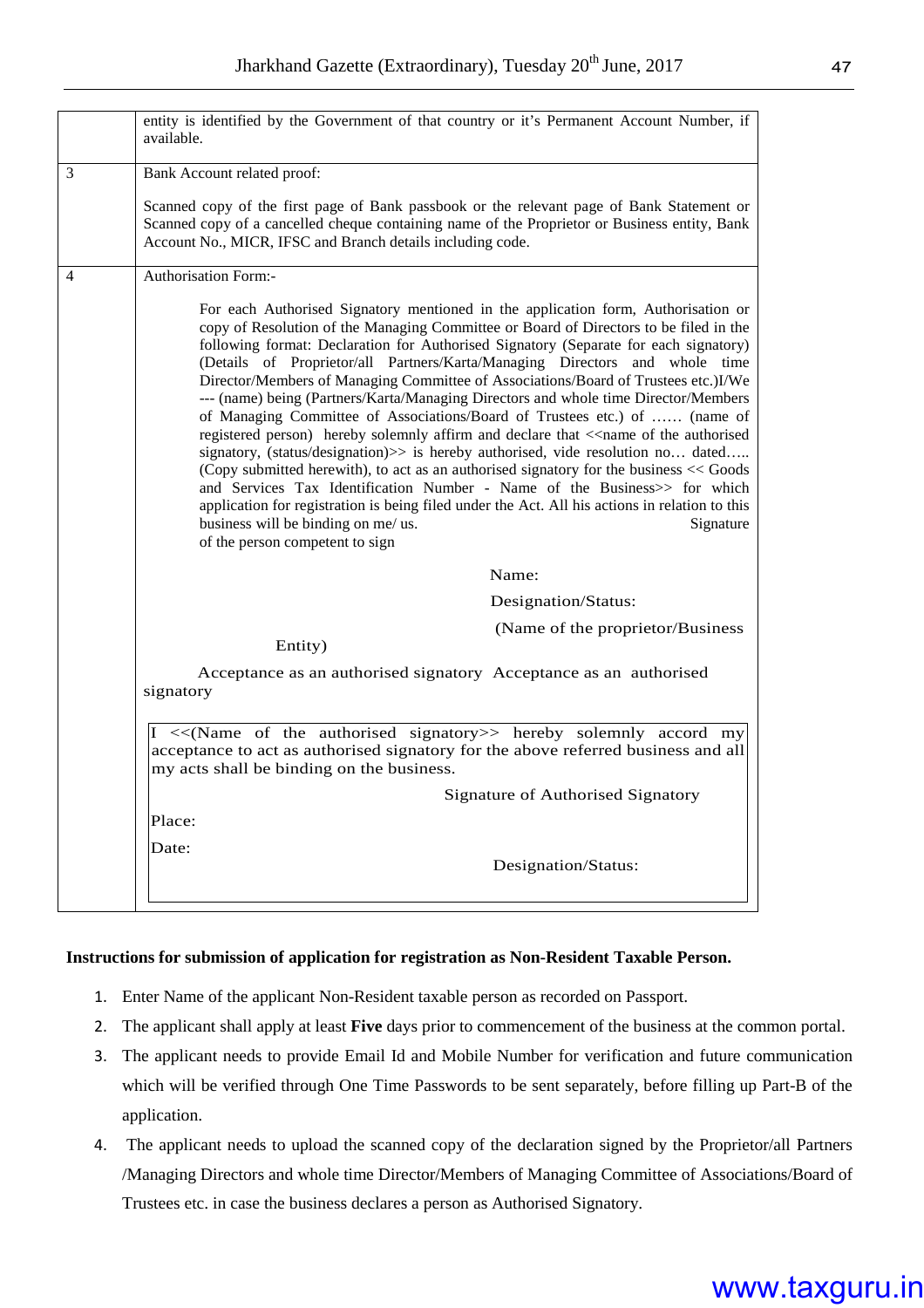| | |
|---|---|
| | entity is identified by the Government of that country or it's Permanent Account Number, if available. |
| 3 | Bank Account related proof:<br><br>Scanned copy of the first page of Bank passbook or the relevant page of Bank Statement or Scanned copy of a cancelled cheque containing name of the Proprietor or Business entity, Bank Account No., MICR, IFSC and Branch details including code. |
| 4 | Authorisation Form:-<br><br>For each Authorised Signatory mentioned in the application form, Authorisation or copy of Resolution of the Managing Committee or Board of Directors to be filed in the following format: Declaration for Authorised Signatory (Separate for each signatory) (Details of Proprietor/all Partners/Karta/Managing Directors and whole time Director/Members of Managing Committee of Associations/Board of Trustees etc.)I/We --- (name) being (Partners/Karta/Managing Directors and whole time Director/Members of Managing Committee of Associations/Board of Trustees etc.) of …… (name of registered person) hereby solemnly affirm and declare that <<name of the authorised signatory, (status/designation)>> is hereby authorised, vide resolution no… dated….. (Copy submitted herewith), to act as an authorised signatory for the business << Goods and Services Tax Identification Number - Name of the Business>> for which application for registration is being filed under the Act. All his actions in relation to this business will be binding on me/ us. Signature of the person competent to sign<br><br>Name:<br><br>Designation/Status:<br><br>(Name of the proprietor/Business Entity)<br><br>Acceptance as an authorised signatory Acceptance as an authorised signatory<br><br>I <<(Name of the authorised signatory>> hereby solemnly accord my acceptance to act as authorised signatory for the above referred business and all my acts shall be binding on the business.<br><br>Signature of Authorised Signatory<br><br>Place:<br><br>Date:<br><br>Designation/Status: |

**Instructions for submission of application for registration as Non-Resident Taxable Person.**

1. Enter Name of the applicant Non-Resident taxable person as recorded on Passport.
2. The applicant shall apply at least **Five** days prior to commencement of the business at the common portal.
3. The applicant needs to provide Email Id and Mobile Number for verification and future communication which will be verified through One Time Passwords to be sent separately, before filling up Part-B of the application.
4. The applicant needs to upload the scanned copy of the declaration signed by the Proprietor/all Partners /Managing Directors and whole time Director/Members of Managing Committee of Associations/Board of Trustees etc. in case the business declares a person as Authorised Signatory.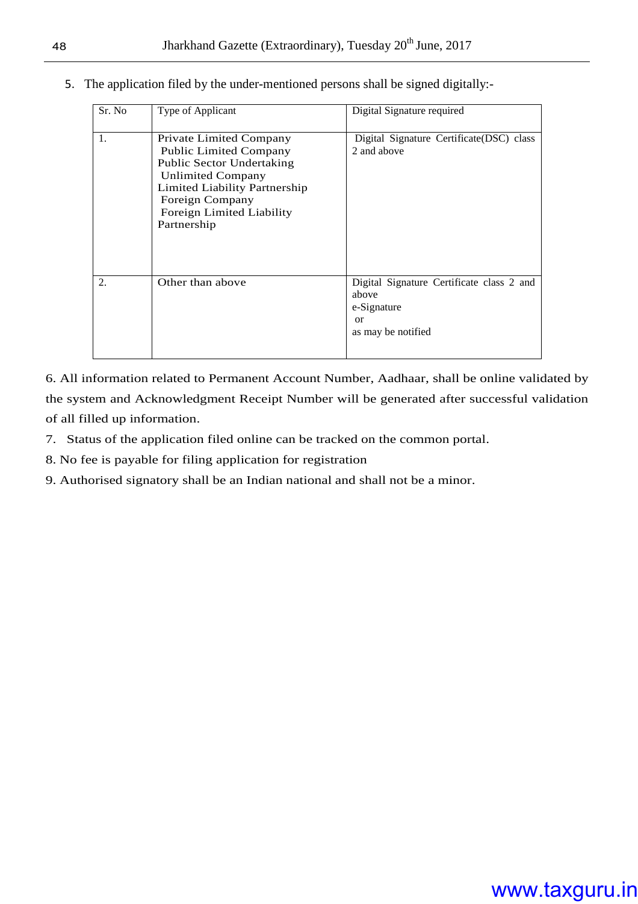5. The application filed by the under-mentioned persons shall be signed digitally:-

| Sr. No | Type of Applicant | Digital Signature required |
|---|---|---|
| 1. | Private Limited Company<br>Public Limited Company<br>Public Sector Undertaking<br>Unlimited Company<br>Limited Liability Partnership<br>Foreign Company<br>Foreign Limited Liability Partnership | Digital Signature Certificate(DSC) class 2 and above |
| 2. | Other than above | Digital Signature Certificate class 2 and above<br>e-Signature<br>or<br>as may be notified |

6. All information related to Permanent Account Number, Aadhaar, shall be online validated by the system and Acknowledgment Receipt Number will be generated after successful validation of all filled up information.

7. Status of the application filed online can be tracked on the common portal.

8. No fee is payable for filing application for registration

9. Authorised signatory shall be an Indian national and shall not be a minor.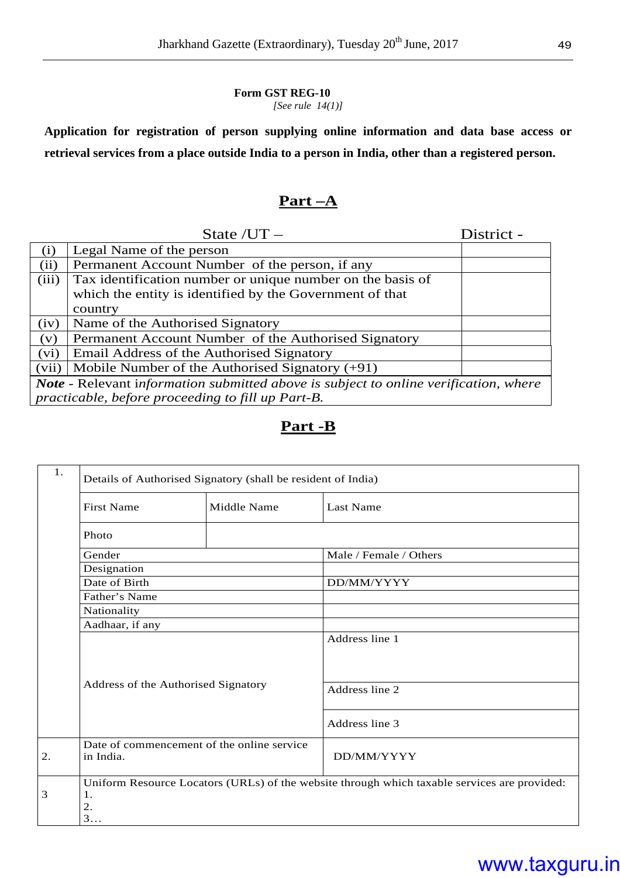**Form GST REG-10**

*[See rule 14(1)]*

**Application for registration of person supplying online information and data base access or retrieval services from a place outside India to a person in India, other than a registered person.**

## Part –A

State /UT – District -

| | | |
|---|---|---|
| (i) | Legal Name of the person | |
| (ii) | Permanent Account Number of the person, if any | |
| (iii) | Tax identification number or unique number on the basis of which the entity is identified by the Government of that country | |
| (iv) | Name of the Authorised Signatory | |
| (v) | Permanent Account Number of the Authorised Signatory | |
| (vi) | Email Address of the Authorised Signatory | |
| (vii) | Mobile Number of the Authorised Signatory (+91) | |

***Note*** - Relevant i*nformation submitted above is subject to online verification, where practicable, before proceeding to fill up Part-B.*

## Part -B

| | | | |
|---|---|---|---|
| 1. | Details of Authorised Signatory (shall be resident of India) | | |
| | First Name | Middle Name | Last Name |
| | Photo | | |
| | Gender | | Male / Female / Others |
| | Designation | | |
| | Date of Birth | | DD/MM/YYYY |
| | Father's Name | | |
| | Nationality | | |
| | Aadhaar, if any | | |
| | Address of the Authorised Signatory | | Address line 1 |
| | | | Address line 2 |
| | | | Address line 3 |
| 2. | Date of commencement of the online service in India. | | DD/MM/YYYY |
| 3 | Uniform Resource Locators (URLs) of the website through which taxable services are provided:<br>1.<br>2.<br>3… | | |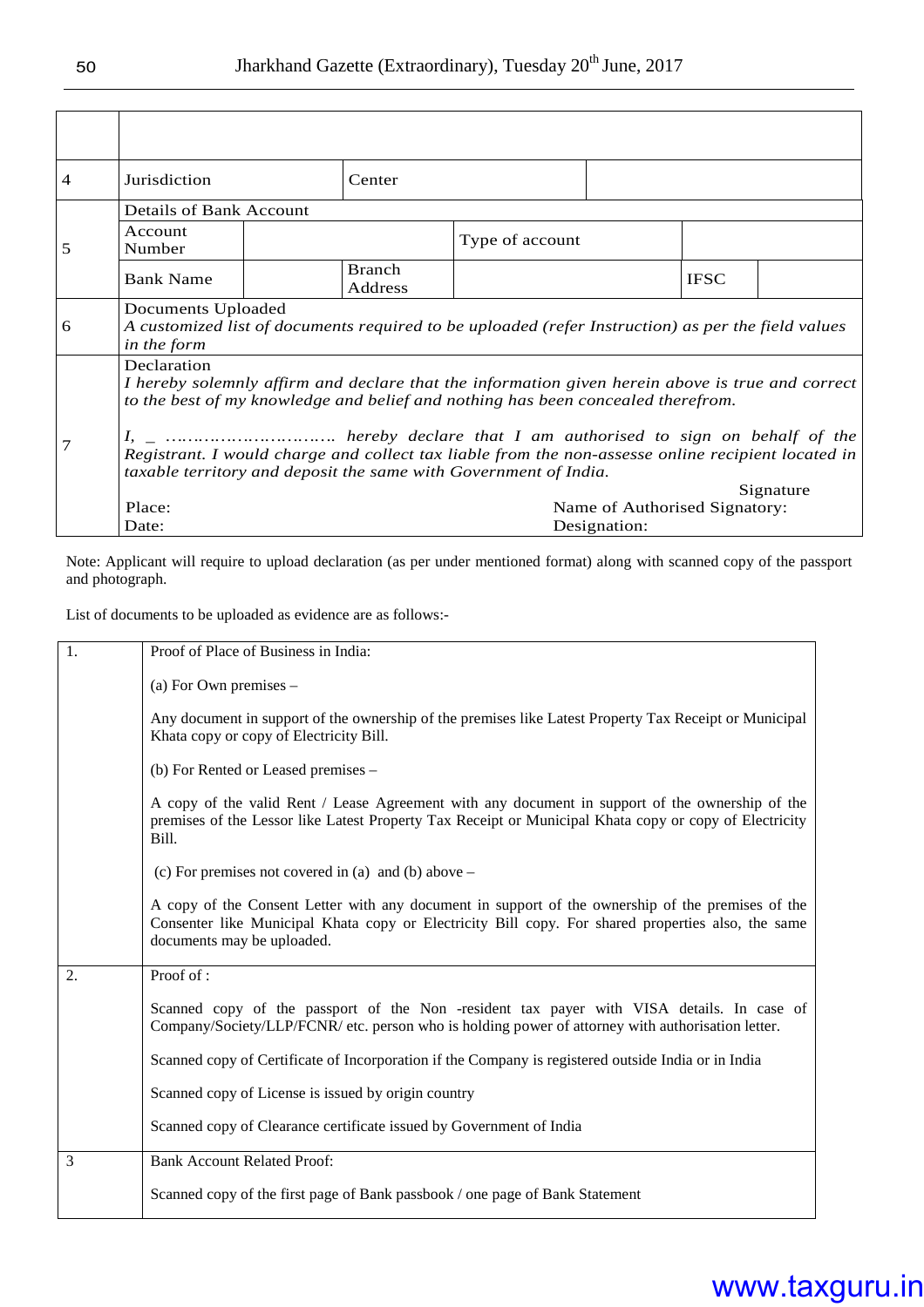| | | | | | | |
|---|---|---|---|---|---|---|
| | | | | | | |
| 4 | Jurisdiction | | Center | | | |
| 5 | Details of Bank Account | | | | | |
| | Account Number | | | Type of account | | |
| | Bank Name | | Branch Address | | IFSC | |
| 6 | Documents Uploaded<br>*A customized list of documents required to be uploaded (refer Instruction) as per the field values in the form* | | | | | |
| 7 | Declaration<br>*I hereby solemnly affirm and declare that the information given herein above is true and correct to the best of my knowledge and belief and nothing has been concealed therefrom.*<br><br>*I, _ …………………………. hereby declare that I am authorised to sign on behalf of the Registrant. I would charge and collect tax liable from the non-assesse online recipient located in taxable territory and deposit the same with Government of India.*<br><br>Signature<br>Place: Name of Authorised Signatory:<br>Date: Designation: | | | | | |

Note: Applicant will require to upload declaration (as per under mentioned format) along with scanned copy of the passport and photograph.

List of documents to be uploaded as evidence are as follows:-

| | |
|---|---|
| 1. | Proof of Place of Business in India:<br><br>(a) For Own premises –<br><br>Any document in support of the ownership of the premises like Latest Property Tax Receipt or Municipal Khata copy or copy of Electricity Bill.<br><br>(b) For Rented or Leased premises –<br><br>A copy of the valid Rent / Lease Agreement with any document in support of the ownership of the premises of the Lessor like Latest Property Tax Receipt or Municipal Khata copy or copy of Electricity Bill.<br><br>(c) For premises not covered in (a) and (b) above –<br><br>A copy of the Consent Letter with any document in support of the ownership of the premises of the Consenter like Municipal Khata copy or Electricity Bill copy. For shared properties also, the same documents may be uploaded. |
| 2. | Proof of :<br><br>Scanned copy of the passport of the Non -resident tax payer with VISA details. In case of Company/Society/LLP/FCNR/ etc. person who is holding power of attorney with authorisation letter.<br><br>Scanned copy of Certificate of Incorporation if the Company is registered outside India or in India<br><br>Scanned copy of License is issued by origin country<br><br>Scanned copy of Clearance certificate issued by Government of India |
| 3 | Bank Account Related Proof:<br><br>Scanned copy of the first page of Bank passbook / one page of Bank Statement |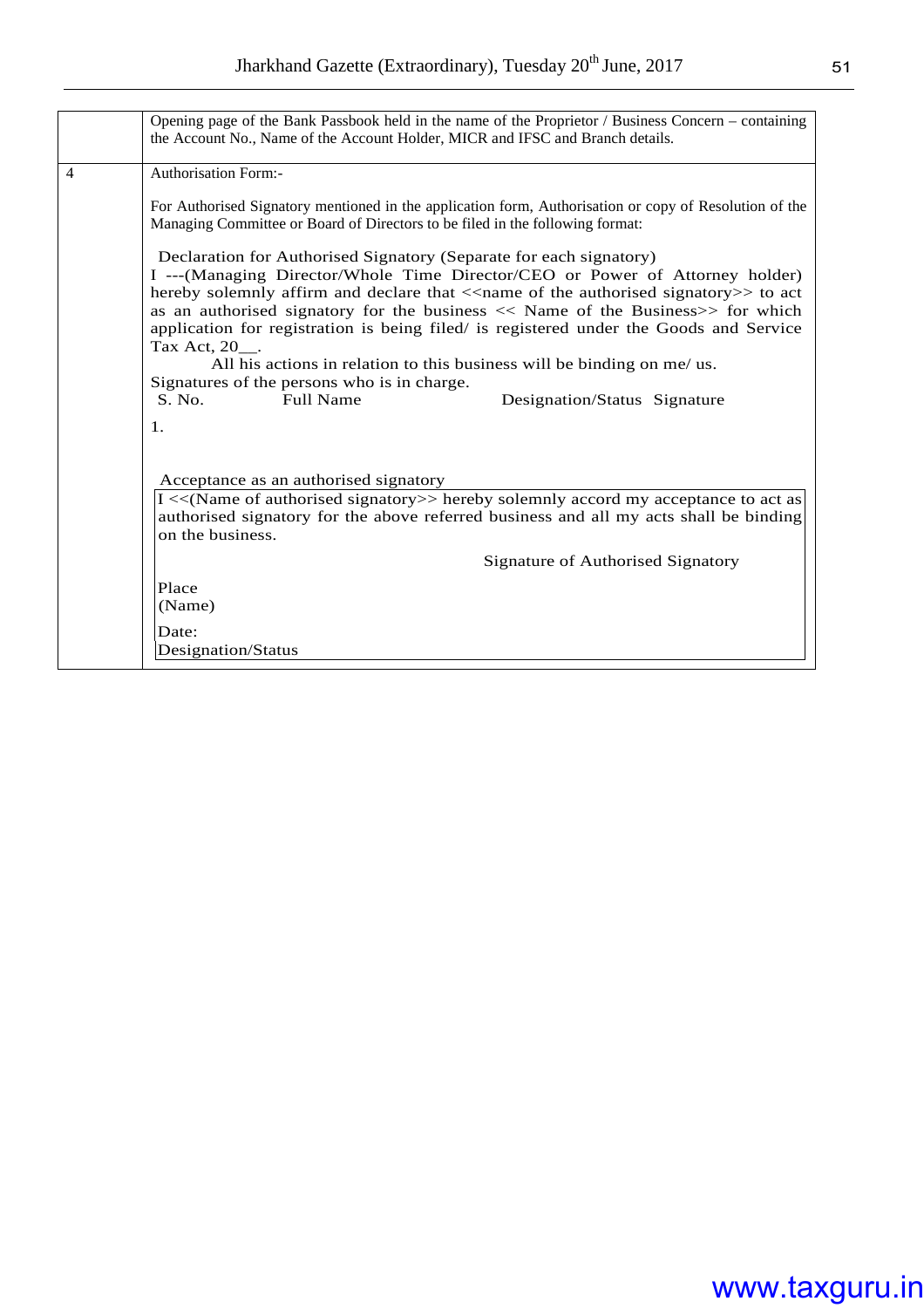| | |
|---|---|
| | Opening page of the Bank Passbook held in the name of the Proprietor / Business Concern – containing the Account No., Name of the Account Holder, MICR and IFSC and Branch details. |
| 4 | Authorisation Form:-<br><br>For Authorised Signatory mentioned in the application form, Authorisation or copy of Resolution of the Managing Committee or Board of Directors to be filed in the following format:<br><br>Declaration for Authorised Signatory (Separate for each signatory)<br>I ---(Managing Director/Whole Time Director/CEO or Power of Attorney holder) hereby solemnly affirm and declare that <<name of the authorised signatory>> to act as an authorised signatory for the business << Name of the Business>> for which application for registration is being filed/ is registered under the Goods and Service Tax Act, 20__.<br>All his actions in relation to this business will be binding on me/ us.<br>Signatures of the persons who is in charge.<br>S. No. Full Name Designation/Status Signature<br>1.<br><br>Acceptance as an authorised signatory<br>I <<(Name of authorised signatory>> hereby solemnly accord my acceptance to act as authorised signatory for the above referred business and all my acts shall be binding on the business.<br><br>Signature of Authorised Signatory<br><br>Place<br>(Name)<br><br>Date:<br>Designation/Status |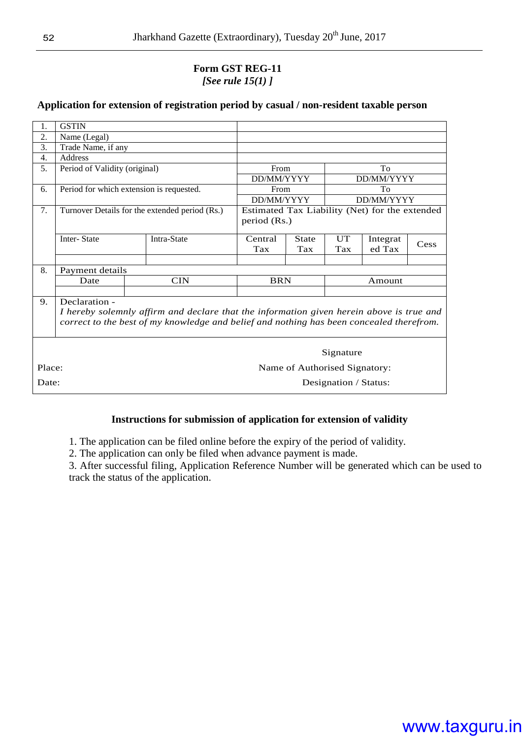**Form GST REG-11**
***[See rule 15(1) ]***

**Application for extension of registration period by casual / non-resident taxable person**

| | | | | | | | |
|---|---|---|---|---|---|---|---|
| 1. | GSTIN | | | | | | |
| 2. | Name (Legal) | | | | | | |
| 3. | Trade Name, if any | | | | | | |
| 4. | Address | | | | | | |
| 5. | Period of Validity (original) | | From | | To | | |
| | | | DD/MM/YYYY | | DD/MM/YYYY | | |
| 6. | Period for which extension is requested. | | From | | To | | |
| | | | DD/MM/YYYY | | DD/MM/YYYY | | |
| 7. | Turnover Details for the extended period (Rs.) | | Estimated Tax Liability (Net) for the extended period (Rs.) | | | | |
| | Inter- State | Intra-State | Central Tax | State Tax | UT Tax | Integrated Tax | Cess |
| | | | | | | | |
| 8. | Payment details | | | | | | |
| | Date | CIN | BRN | | Amount | | |
| | | | | | | | |
| 9. | Declaration - *I hereby solemnly affirm and declare that the information given herein above is true and correct to the best of my knowledge and belief and nothing has been concealed therefrom.* | | | | | | |

Signature

Place: Name of Authorised Signatory:

Date: Designation / Status:

**Instructions for submission of application for extension of validity**

1. The application can be filed online before the expiry of the period of validity.
2. The application can only be filed when advance payment is made.
3. After successful filing, Application Reference Number will be generated which can be used to track the status of the application.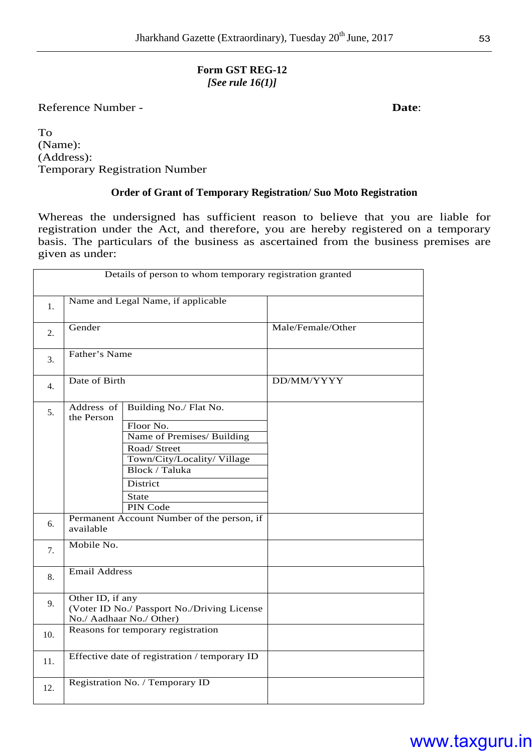**Form GST REG-12**
***[See rule 16(1)]***

Reference Number - **Date**:

To
(Name):
(Address):
Temporary Registration Number

**Order of Grant of Temporary Registration/ Suo Moto Registration**

Whereas the undersigned has sufficient reason to believe that you are liable for registration under the Act, and therefore, you are hereby registered on a temporary basis. The particulars of the business as ascertained from the business premises are given as under:

| Details of person to whom temporary registration granted | | | |
|---|---|---|---|
| 1. | Name and Legal Name, if applicable | | |
| 2. | Gender | | Male/Female/Other |
| 3. | Father's Name | | |
| 4. | Date of Birth | | DD/MM/YYYY |
| 5. | Address of the Person | Building No./ Flat No. | |
| | | Floor No. | |
| | | Name of Premises/ Building | |
| | | Road/ Street | |
| | | Town/City/Locality/ Village | |
| | | Block / Taluka | |
| | | District | |
| | | State | |
| | | PIN Code | |
| 6. | Permanent Account Number of the person, if available | | |
| 7. | Mobile No. | | |
| 8. | Email Address | | |
| 9. | Other ID, if any (Voter ID No./ Passport No./Driving License No./ Aadhaar No./ Other) | | |
| 10. | Reasons for temporary registration | | |
| 11. | Effective date of registration / temporary ID | | |
| 12. | Registration No. / Temporary ID | | |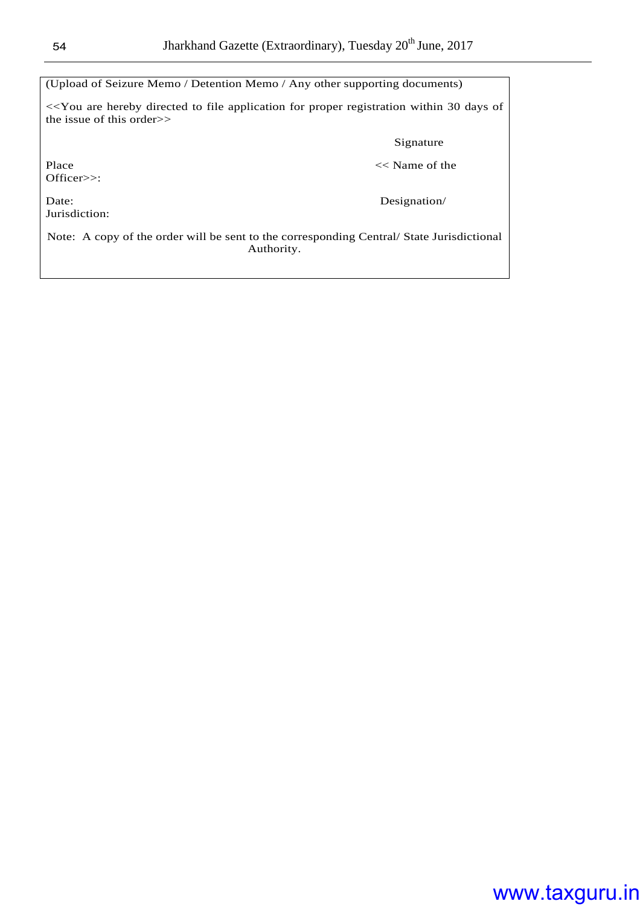(Upload of Seizure Memo / Detention Memo / Any other supporting documents)

<<You are hereby directed to file application for proper registration within 30 days of the issue of this order>>

Signature

Place
<< Name of the Officer>>:

Date:
Designation/ Jurisdiction:

Note: A copy of the order will be sent to the corresponding Central/ State Jurisdictional Authority.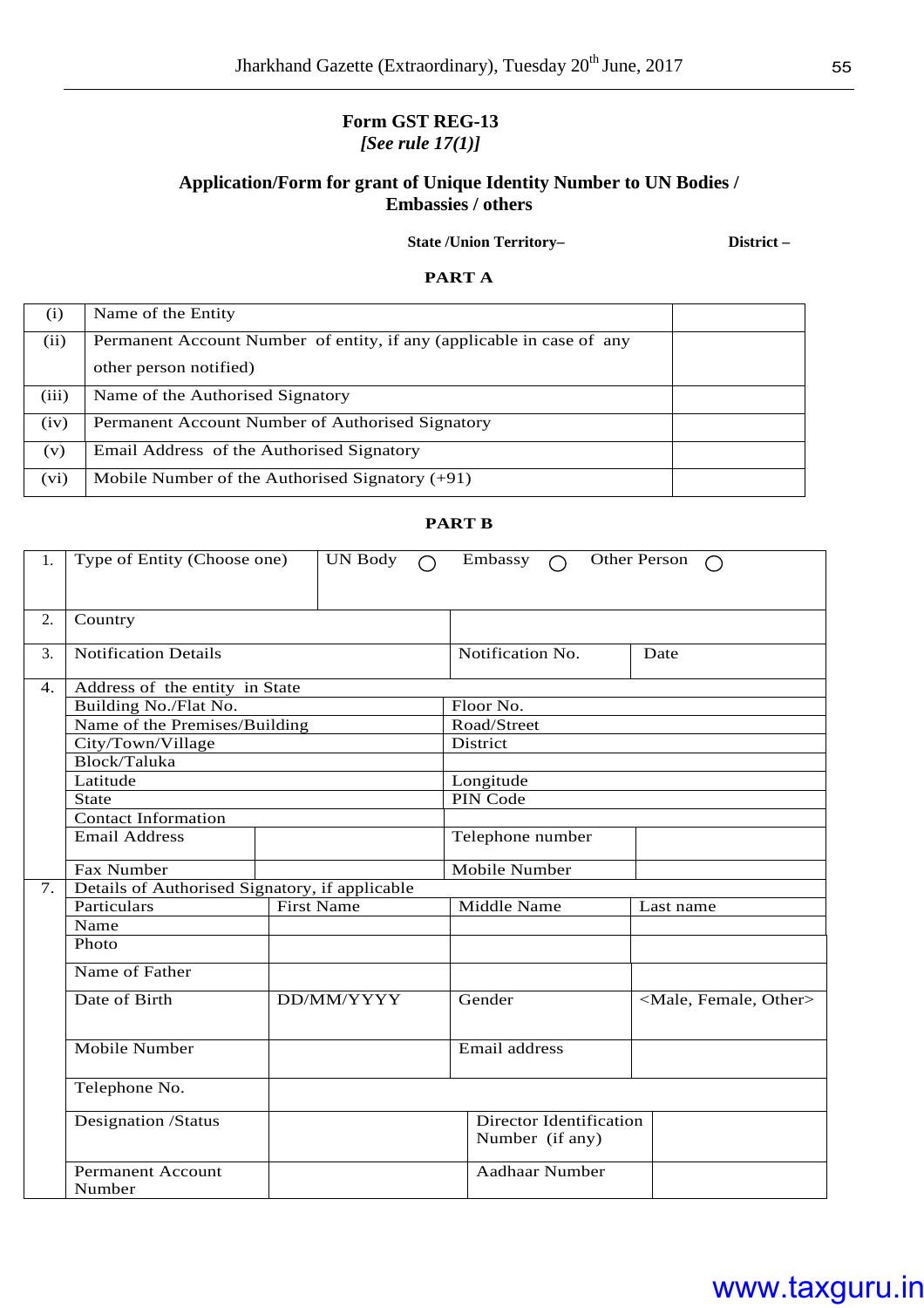**Form GST REG-13**
***[See rule 17(1)]***

**Application/Form for grant of Unique Identity Number to UN Bodies / Embassies / others**

**State /Union Territory–** **District –**

**PART A**

| | | |
|---|---|---|
| (i) | Name of the Entity | |
| (ii) | Permanent Account Number of entity, if any (applicable in case of any other person notified) | |
| (iii) | Name of the Authorised Signatory | |
| (iv) | Permanent Account Number of Authorised Signatory | |
| (v) | Email Address of the Authorised Signatory | |
| (vi) | Mobile Number of the Authorised Signatory (+91) | |

**PART B**

| | | | | |
|---|---|---|---|---|
| 1. | Type of Entity (Choose one) | UN Body ◯ Embassy ◯ Other Person ◯ | | |
| 2. | Country | | | |
| 3. | Notification Details | Notification No. | Date | |
| 4. | Address of the entity in State | | | |
| | Building No./Flat No. | Floor No. | | |
| | Name of the Premises/Building | Road/Street | | |
| | City/Town/Village | District | | |
| | Block/Taluka | | | |
| | Latitude | Longitude | | |
| | State | PIN Code | | |
| | Contact Information | | | |
| | Email Address | | Telephone number | |
| | Fax Number | | Mobile Number | |

| | | | | |
|---|---|---|---|---|
| 7. | Details of Authorised Signatory, if applicable | | | |
| | Particulars | First Name | Middle Name | Last name |
| | Name | | | |
| | Photo | | | |
| | Name of Father | | | |
| | Date of Birth | DD/MM/YYYY | Gender | <Male, Female, Other> |
| | Mobile Number | | Email address | |
| | Telephone No. | | | |
| | Designation /Status | | Director Identification Number (if any) | |
| | Permanent Account Number | | Aadhaar Number | |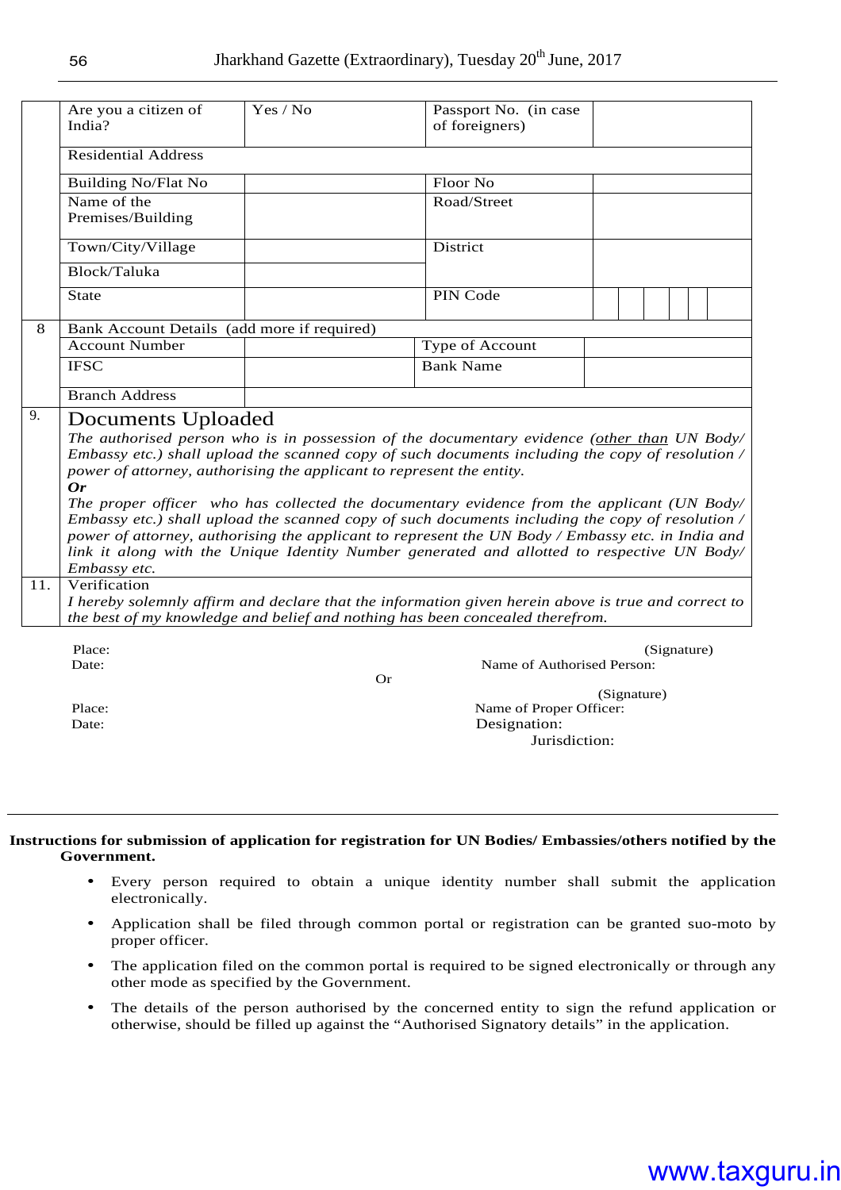| | | | | |
|---|---|---|---|---|
| | Are you a citizen of India? | Yes / No | Passport No. (in case of foreigners) | |
| | Residential Address | | | |
| | Building No/Flat No | | Floor No | |
| | Name of the Premises/Building | | Road/Street | |
| | Town/City/Village | | District | |
| | Block/Taluka | | | |
| | State | | PIN Code | |
| 8 | Bank Account Details (add more if required) | | | |
| | Account Number | | Type of Account | |
| | IFSC | | Bank Name | |
| | Branch Address | | | |
| 9. | **Documents Uploaded**<br>*The authorised person who is in possession of the documentary evidence (other than UN Body/ Embassy etc.) shall upload the scanned copy of such documents including the copy of resolution / power of attorney, authorising the applicant to represent the entity.*<br>***Or***<br>*The proper officer who has collected the documentary evidence from the applicant (UN Body/ Embassy etc.) shall upload the scanned copy of such documents including the copy of resolution / power of attorney, authorising the applicant to represent the UN Body / Embassy etc. in India and link it along with the Unique Identity Number generated and allotted to respective UN Body/ Embassy etc.* | | | |
| 11. | Verification<br>*I hereby solemnly affirm and declare that the information given herein above is true and correct to the best of my knowledge and belief and nothing has been concealed therefrom.* | | | |

Place: (Signature)
Date: Name of Authorised Person:

Or

(Signature)
Place: Name of Proper Officer:
Date: Designation:
Jurisdiction:

**Instructions for submission of application for registration for UN Bodies/ Embassies/others notified by the Government.**

- Every person required to obtain a unique identity number shall submit the application electronically.
- Application shall be filed through common portal or registration can be granted suo-moto by proper officer.
- The application filed on the common portal is required to be signed electronically or through any other mode as specified by the Government.
- The details of the person authorised by the concerned entity to sign the refund application or otherwise, should be filled up against the "Authorised Signatory details" in the application.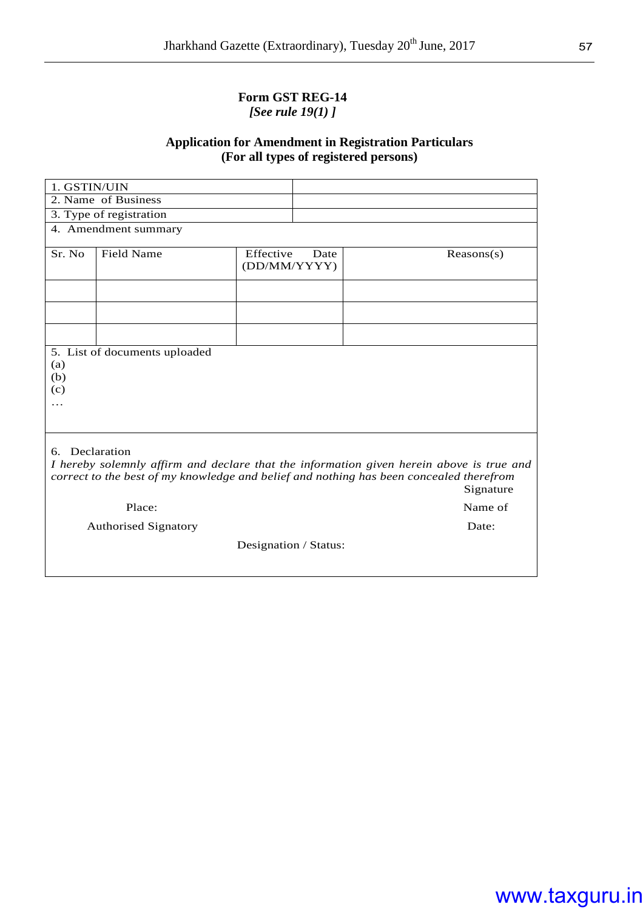**Form GST REG-14**
***[See rule 19(1) ]***

**Application for Amendment in Registration Particulars**
**(For all types of registered persons)**

| 1. GSTIN/UIN | | | |
|---|---|---|---|
| 2. Name of Business | | | |
| 3. Type of registration | | | |
| 4. Amendment summary | | | |
| Sr. No | Field Name | Effective Date (DD/MM/YYYY) | Reasons(s) |
| | | | |
| | | | |
| | | | |

5. List of documents uploaded
(a)
(b)
(c)
…

6. Declaration

*I hereby solemnly affirm and declare that the information given herein above is true and correct to the best of my knowledge and belief and nothing has been concealed therefrom*

Signature

Place:

Name of Authorised Signatory

Date:

Designation / Status: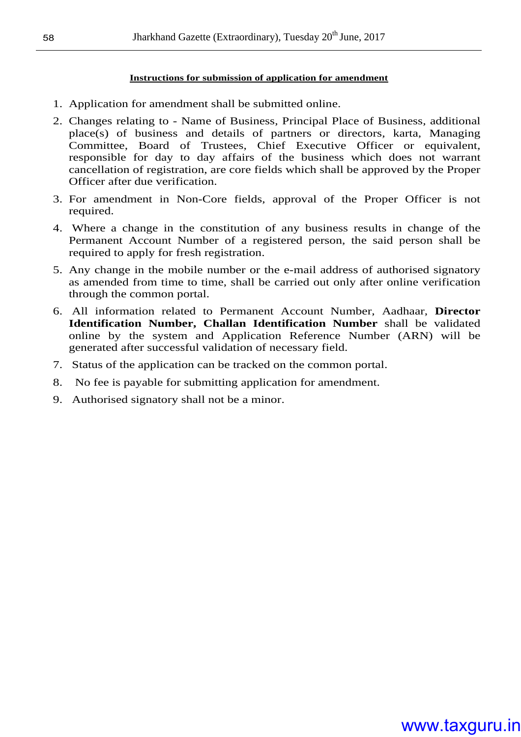**Instructions for submission of application for amendment**

1. Application for amendment shall be submitted online.
2. Changes relating to - Name of Business, Principal Place of Business, additional place(s) of business and details of partners or directors, karta, Managing Committee, Board of Trustees, Chief Executive Officer or equivalent, responsible for day to day affairs of the business which does not warrant cancellation of registration, are core fields which shall be approved by the Proper Officer after due verification.
3. For amendment in Non-Core fields, approval of the Proper Officer is not required.
4. Where a change in the constitution of any business results in change of the Permanent Account Number of a registered person, the said person shall be required to apply for fresh registration.
5. Any change in the mobile number or the e-mail address of authorised signatory as amended from time to time, shall be carried out only after online verification through the common portal.
6. All information related to Permanent Account Number, Aadhaar, **Director Identification Number, Challan Identification Number** shall be validated online by the system and Application Reference Number (ARN) will be generated after successful validation of necessary field.
7. Status of the application can be tracked on the common portal.
8. No fee is payable for submitting application for amendment.
9. Authorised signatory shall not be a minor.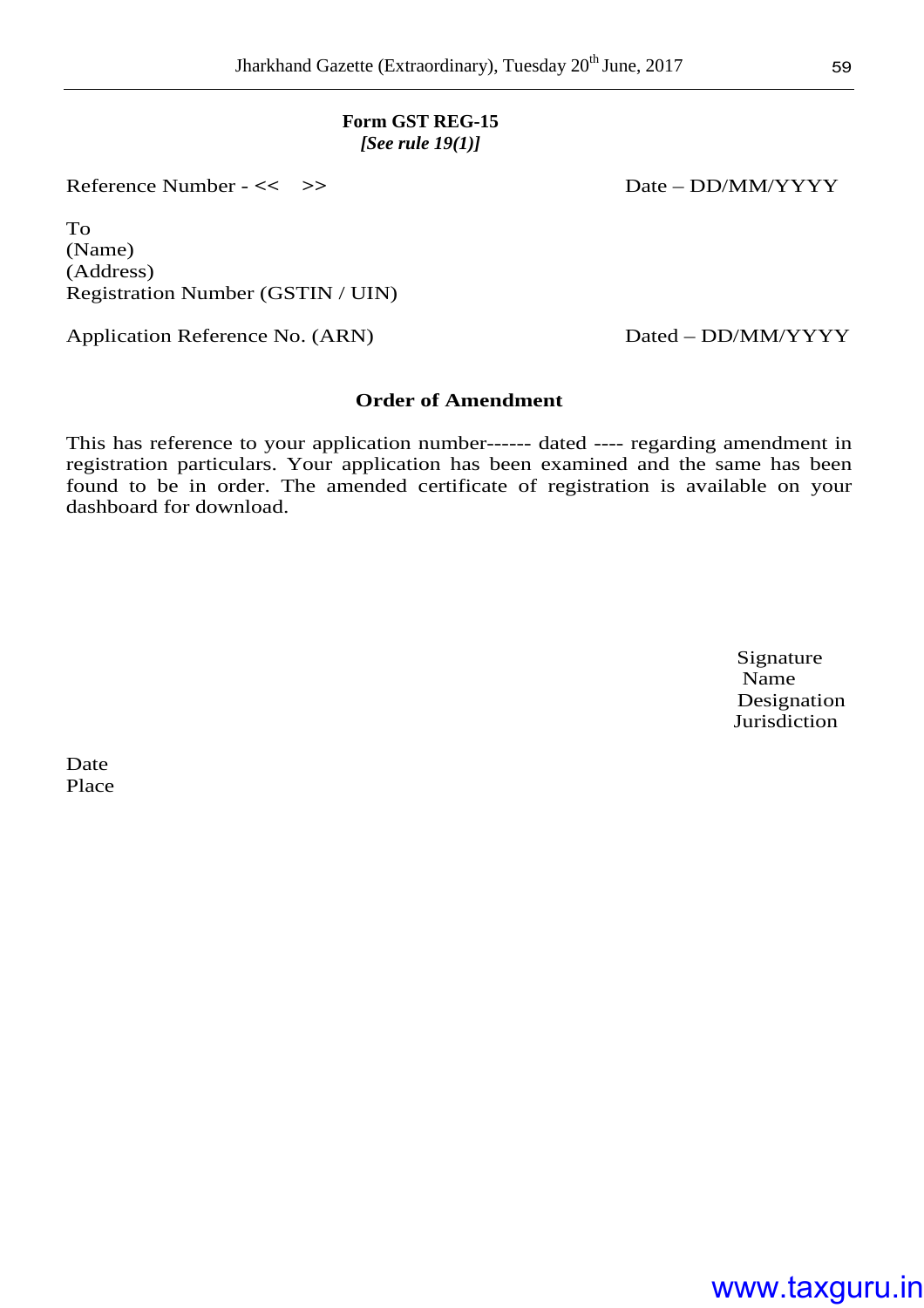**Form GST REG-15**
***[See rule 19(1)]***

Reference Number - << >> Date – DD/MM/YYYY

To
(Name)
(Address)
Registration Number (GSTIN / UIN)

Application Reference No. (ARN) Dated – DD/MM/YYYY

**Order of Amendment**

This has reference to your application number------ dated ---- regarding amendment in registration particulars. Your application has been examined and the same has been found to be in order. The amended certificate of registration is available on your dashboard for download.

Signature
Name
Designation
Jurisdiction

Date
Place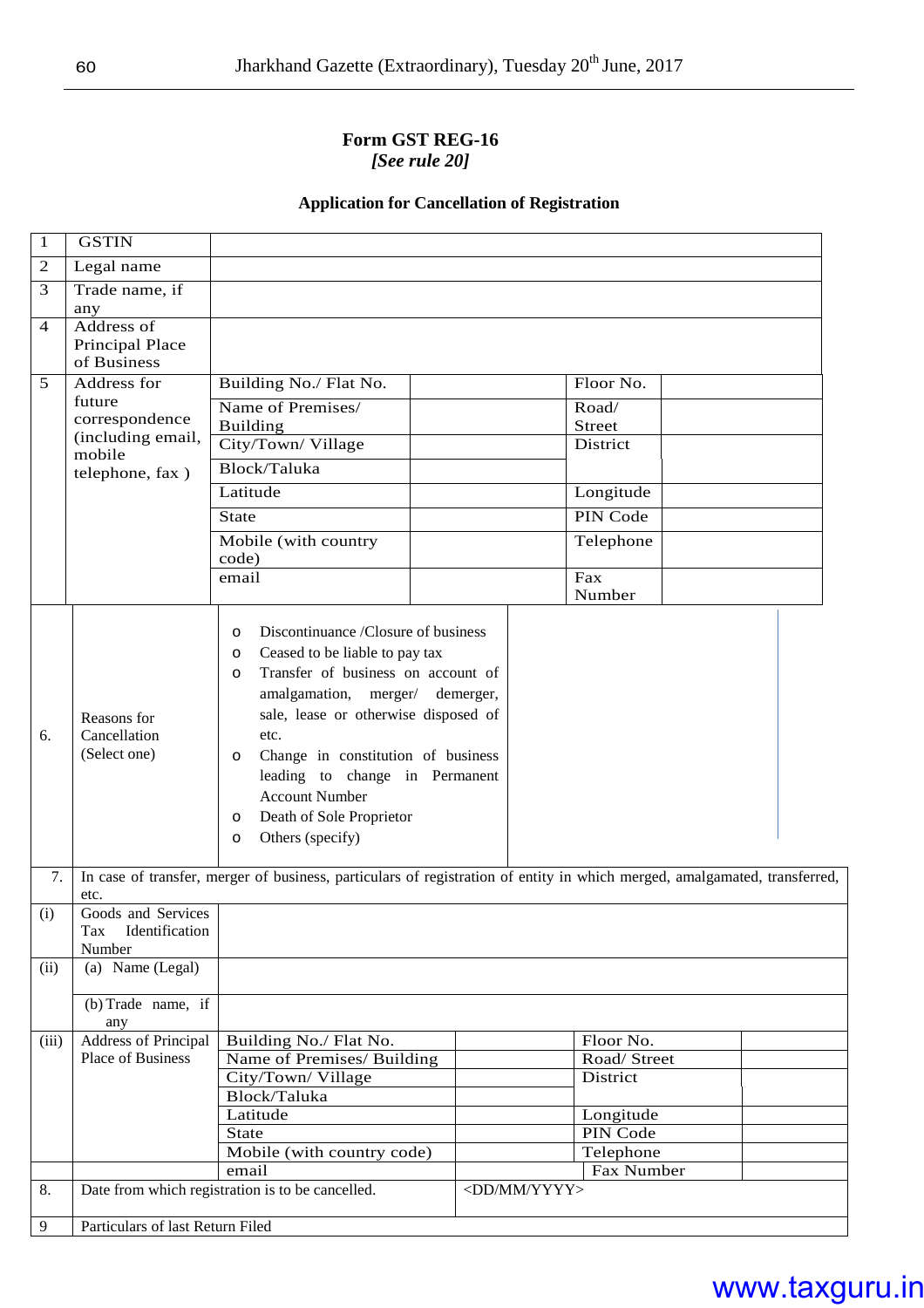**Form GST REG-16**
***[See rule 20]***

**Application for Cancellation of Registration**

| | | | | | |
|---|---|---|---|---|---|
| 1 | GSTIN | | | | |
| 2 | Legal name | | | | |
| 3 | Trade name, if any | | | | |
| 4 | Address of Principal Place of Business | | | | |
| 5 | Address for future correspondence (including email, mobile telephone, fax ) | Building No./ Flat No. | | Floor No. | |
| | | Name of Premises/ Building | | Road/ Street | |
| | | City/Town/ Village | | District | |
| | | Block/Taluka | | | |
| | | Latitude | | Longitude | |
| | | State | | PIN Code | |
| | | Mobile (with country code) | | Telephone | |
| | | email | | Fax Number | |

| | | | |
|---|---|---|---|
| 6. | Reasons for Cancellation (Select one) | o Discontinuance /Closure of business<br>o Ceased to be liable to pay tax<br>o Transfer of business on account of amalgamation, merger/ demerger, sale, lease or otherwise disposed of etc.<br>o Change in constitution of business leading to change in Permanent Account Number<br>o Death of Sole Proprietor<br>o Others (specify) | |

| | | | | | |
|---|---|---|---|---|---|
| 7. | In case of transfer, merger of business, particulars of registration of entity in which merged, amalgamated, transferred, etc. | | | | |
| (i) | Goods and Services Tax Identification Number | | | | |
| (ii) | (a) Name (Legal) | | | | |
| | (b) Trade name, if any | | | | |
| (iii) | Address of Principal Place of Business | Building No./ Flat No. | | Floor No. | |
| | | Name of Premises/ Building | | Road/ Street | |
| | | City/Town/ Village | | District | |
| | | Block/Taluka | | | |
| | | Latitude | | Longitude | |
| | | State | | PIN Code | |
| | | Mobile (with country code) | | Telephone | |
| | | email | | Fax Number | |
| 8. | Date from which registration is to be cancelled. | | <DD/MM/YYYY> | | |
| 9 | Particulars of last Return Filed | | | | |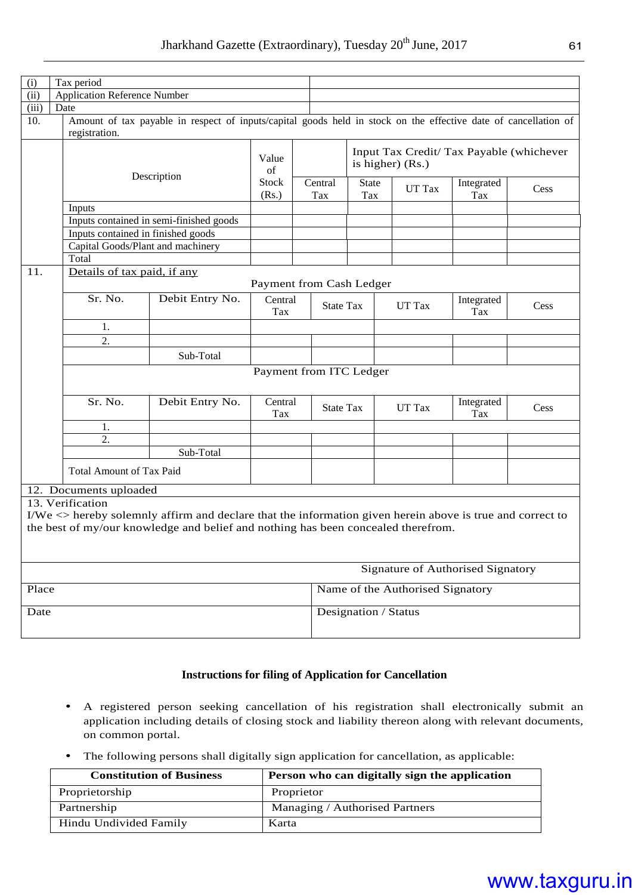| (i) | Tax period | |
|---|---|---|
| (ii) | Application Reference Number | |
| (iii) | Date | |

**10.** Amount of tax payable in respect of inputs/capital goods held in stock on the effective date of cancellation of registration.

| Description | Value of Stock (Rs.) | Input Tax Credit/ Tax Payable (whichever is higher) (Rs.) | | | | |
|---|---|---|---|---|---|---|
| | | Central Tax | State Tax | UT Tax | Integrated Tax | Cess |
| Inputs | | | | | | |
| Inputs contained in semi-finished goods | | | | | | |
| Inputs contained in finished goods | | | | | | |
| Capital Goods/Plant and machinery | | | | | | |
| Total | | | | | | |

**11.** Details of tax paid, if any

Payment from Cash Ledger

| Sr. No. | Debit Entry No. | Central Tax | State Tax | UT Tax | Integrated Tax | Cess |
|---|---|---|---|---|---|---|
| 1. | | | | | | |
| 2. | | | | | | |
| | Sub-Total | | | | | |

Payment from ITC Ledger

| Sr. No. | Debit Entry No. | Central Tax | State Tax | UT Tax | Integrated Tax | Cess |
|---|---|---|---|---|---|---|
| 1. | | | | | | |
| 2. | | | | | | |
| | Sub-Total | | | | | |
| Total Amount of Tax Paid | | | | | | |

12. Documents uploaded

13. Verification

I/We <> hereby solemnly affirm and declare that the information given herein above is true and correct to the best of my/our knowledge and belief and nothing has been concealed therefrom.

Signature of Authorised Signatory

| Place | Name of the Authorised Signatory |
|---|---|
| Date | Designation / Status |

**Instructions for filing of Application for Cancellation**

- A registered person seeking cancellation of his registration shall electronically submit an application including details of closing stock and liability thereon along with relevant documents, on common portal.
- The following persons shall digitally sign application for cancellation, as applicable:

| Constitution of Business | Person who can digitally sign the application |
|---|---|
| Proprietorship | Proprietor |
| Partnership | Managing / Authorised Partners |
| Hindu Undivided Family | Karta |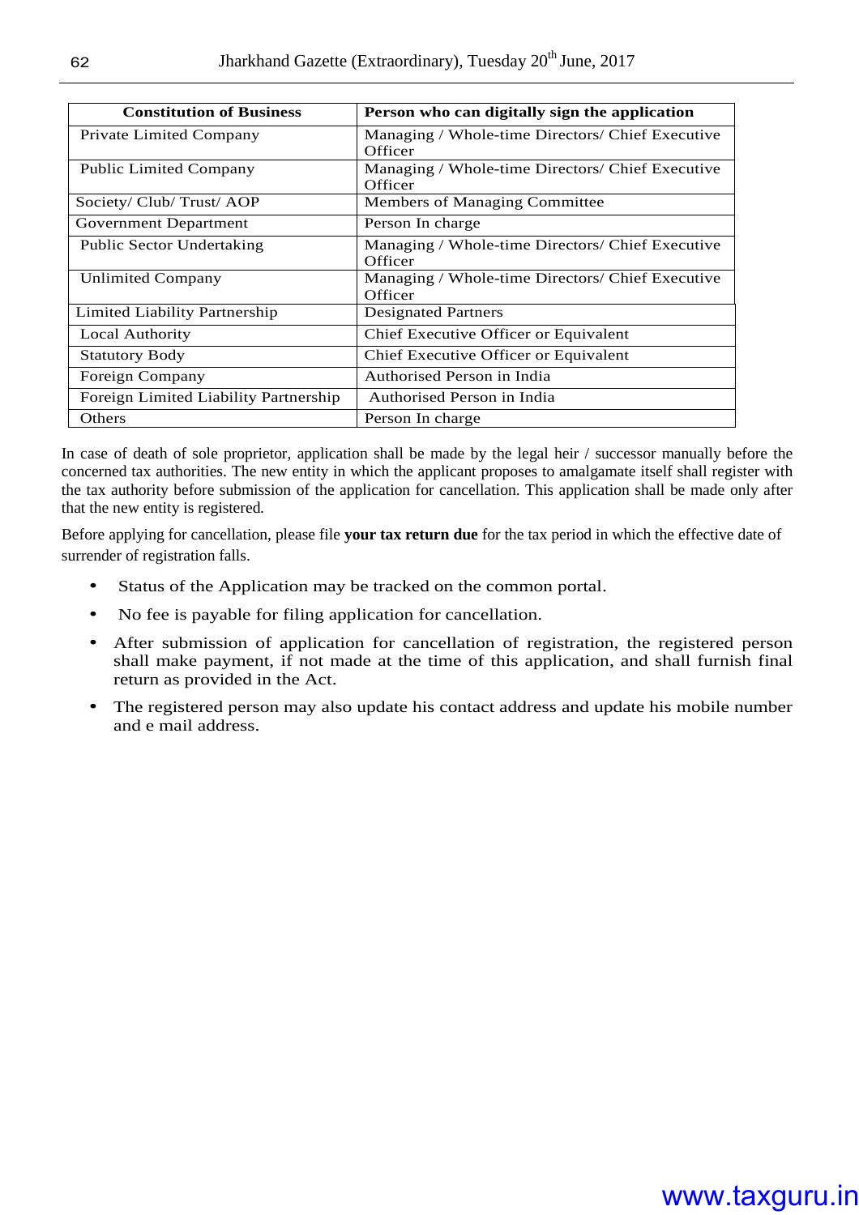| Constitution of Business | Person who can digitally sign the application |
|---|---|
| Private Limited Company | Managing / Whole-time Directors/ Chief Executive Officer |
| Public Limited Company | Managing / Whole-time Directors/ Chief Executive Officer |
| Society/ Club/ Trust/ AOP | Members of Managing Committee |
| Government Department | Person In charge |
| Public Sector Undertaking | Managing / Whole-time Directors/ Chief Executive Officer |
| Unlimited Company | Managing / Whole-time Directors/ Chief Executive Officer |
| Limited Liability Partnership | Designated Partners |
| Local Authority | Chief Executive Officer or Equivalent |
| Statutory Body | Chief Executive Officer or Equivalent |
| Foreign Company | Authorised Person in India |
| Foreign Limited Liability Partnership | Authorised Person in India |
| Others | Person In charge |

In case of death of sole proprietor, application shall be made by the legal heir / successor manually before the concerned tax authorities. The new entity in which the applicant proposes to amalgamate itself shall register with the tax authority before submission of the application for cancellation. This application shall be made only after that the new entity is registered.

Before applying for cancellation, please file **your tax return due** for the tax period in which the effective date of surrender of registration falls.

- Status of the Application may be tracked on the common portal.
- No fee is payable for filing application for cancellation.
- After submission of application for cancellation of registration, the registered person shall make payment, if not made at the time of this application, and shall furnish final return as provided in the Act.
- The registered person may also update his contact address and update his mobile number and e mail address.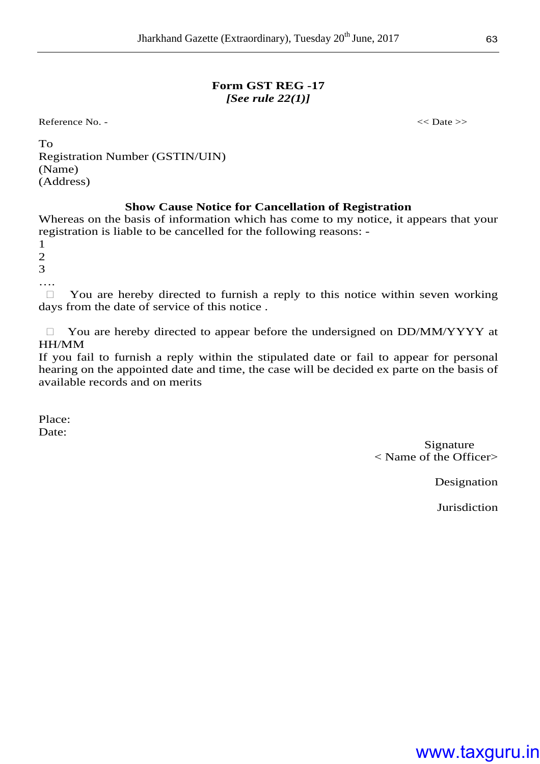**Form GST REG -17**

***[See rule 22(1)]***

Reference No. - << Date >>

To
Registration Number (GSTIN/UIN)
(Name)
(Address)

**Show Cause Notice for Cancellation of Registration**

Whereas on the basis of information which has come to my notice, it appears that your registration is liable to be cancelled for the following reasons: -

1
2
3
….

□ You are hereby directed to furnish a reply to this notice within seven working days from the date of service of this notice .

□ You are hereby directed to appear before the undersigned on DD/MM/YYYY at HH/MM

If you fail to furnish a reply within the stipulated date or fail to appear for personal hearing on the appointed date and time, the case will be decided ex parte on the basis of available records and on merits

Place:
Date:

Signature
< Name of the Officer>

Designation

Jurisdiction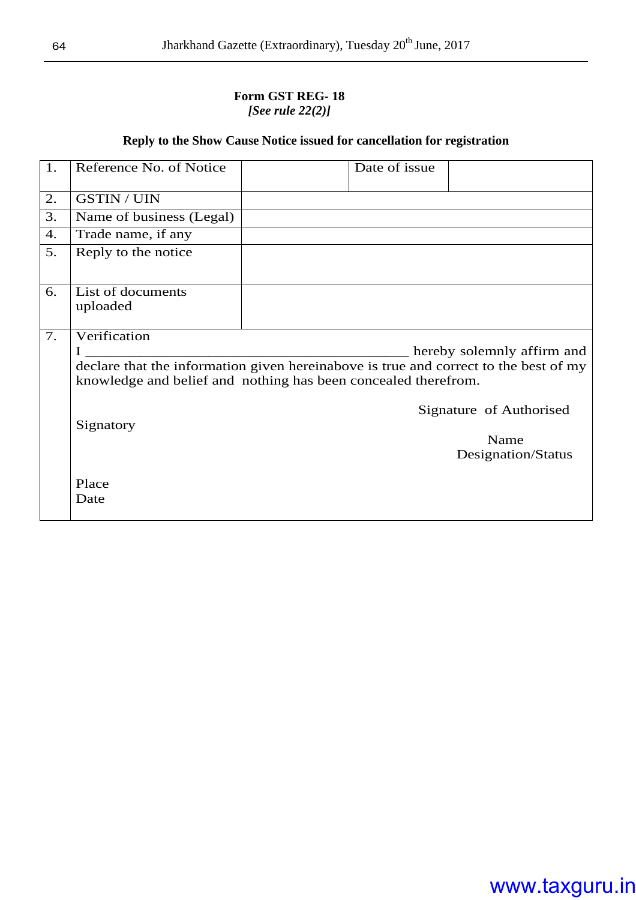**Form GST REG- 18**
***[See rule 22(2)]***

**Reply to the Show Cause Notice issued for cancellation for registration**

| | | | | |
|---|---|---|---|---|
| 1. | Reference No. of Notice | | Date of issue | |
| 2. | GSTIN / UIN | | | |
| 3. | Name of business (Legal) | | | |
| 4. | Trade name, if any | | | |
| 5. | Reply to the notice | | | |
| 6. | List of documents uploaded | | | |
| 7. | Verification<br>I _____________________________________________ hereby solemnly affirm and declare that the information given hereinabove is true and correct to the best of my knowledge and belief and nothing has been concealed therefrom.<br><br>Signature of Authorised Signatory<br>Name<br>Designation/Status<br><br>Place<br>Date | | | |

www.taxguru.in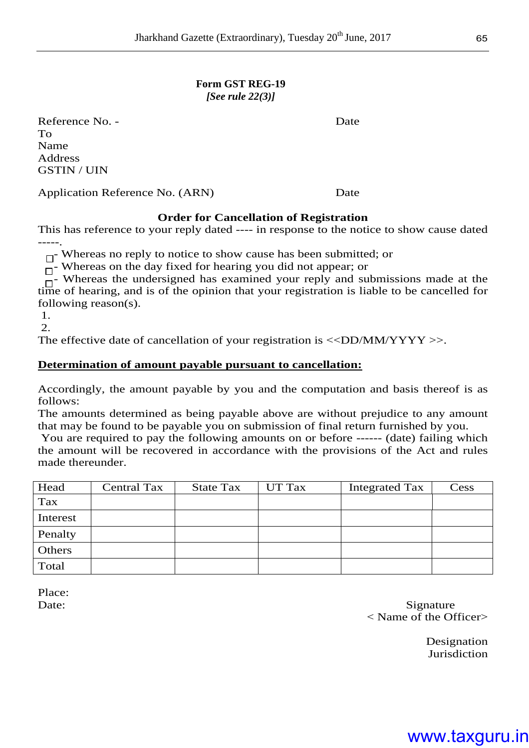**Form GST REG-19**
***[See rule 22(3)]***

Reference No. - Date

To

Name

Address

GSTIN / UIN

Application Reference No. (ARN) Date

**Order for Cancellation of Registration**

This has reference to your reply dated ---- in response to the notice to show cause dated -----.

☐- Whereas no reply to notice to show cause has been submitted; or

☐- Whereas on the day fixed for hearing you did not appear; or

☐- Whereas the undersigned has examined your reply and submissions made at the time of hearing, and is of the opinion that your registration is liable to be cancelled for following reason(s).

1.

2.

The effective date of cancellation of your registration is <<DD/MM/YYYY >>.

**<u>Determination of amount payable pursuant to cancellation:</u>**

Accordingly, the amount payable by you and the computation and basis thereof is as follows:

The amounts determined as being payable above are without prejudice to any amount that may be found to be payable you on submission of final return furnished by you.

You are required to pay the following amounts on or before ------ (date) failing which the amount will be recovered in accordance with the provisions of the Act and rules made thereunder.

| Head | Central Tax | State Tax | UT Tax | Integrated Tax | Cess |
|---|---|---|---|---|---|
| Tax | | | | | |
| Interest | | | | | |
| Penalty | | | | | |
| Others | | | | | |
| Total | | | | | |

Place:

Date:

Signature

< Name of the Officer>

Designation

Jurisdiction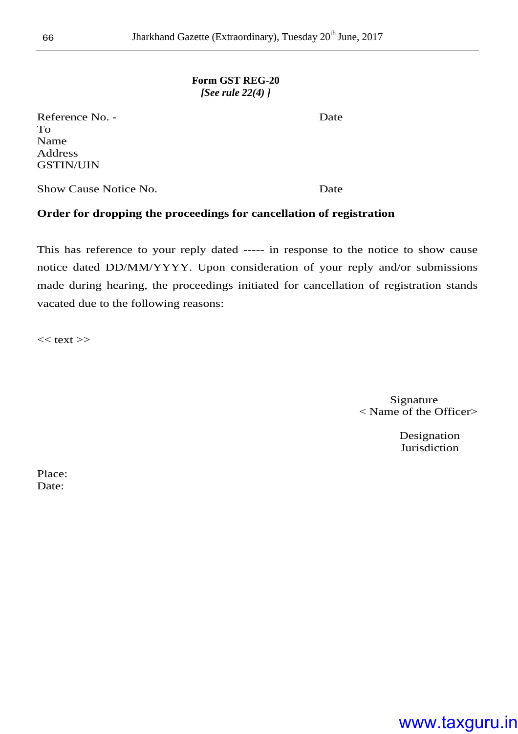**Form GST REG-20**

***[See rule 22(4) ]***

Reference No. - Date

To

Name

Address

GSTIN/UIN

Show Cause Notice No. Date

**Order for dropping the proceedings for cancellation of registration**

This has reference to your reply dated ----- in response to the notice to show cause notice dated DD/MM/YYYY. Upon consideration of your reply and/or submissions made during hearing, the proceedings initiated for cancellation of registration stands vacated due to the following reasons:

<< text >>

Signature

< Name of the Officer>

Designation

Jurisdiction

Place:

Date: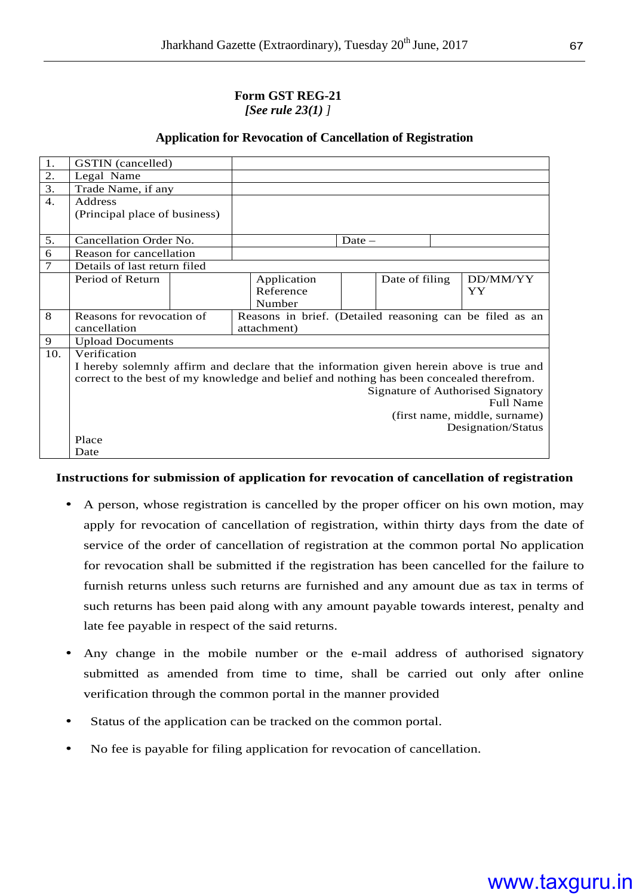**Form GST REG-21**
***[See rule 23(1) ]***

**Application for Revocation of Cancellation of Registration**

| | | | | | | | |
|---|---|---|---|---|---|---|---|
| 1. | GSTIN (cancelled) | | | | | | |
| 2. | Legal Name | | | | | | |
| 3. | Trade Name, if any | | | | | | |
| 4. | Address (Principal place of business) | | | | | | |
| 5. | Cancellation Order No. | | | Date – | | | |
| 6 | Reason for cancellation | | | | | | |
| 7 | Details of last return filed | | | | | | |
| | Period of Return | | Application Reference Number | | Date of filing | | DD/MM/YYYY |
| 8 | Reasons for revocation of cancellation | Reasons in brief. (Detailed reasoning can be filed as an attachment) | | | | | |
| 9 | Upload Documents | | | | | | |
| 10. | Verification<br>I hereby solemnly affirm and declare that the information given herein above is true and correct to the best of my knowledge and belief and nothing has been concealed therefrom.<br>Signature of Authorised Signatory<br>Full Name<br>(first name, middle, surname)<br>Designation/Status<br>Place<br>Date | | | | | | |

**Instructions for submission of application for revocation of cancellation of registration**

- A person, whose registration is cancelled by the proper officer on his own motion, may apply for revocation of cancellation of registration, within thirty days from the date of service of the order of cancellation of registration at the common portal No application for revocation shall be submitted if the registration has been cancelled for the failure to furnish returns unless such returns are furnished and any amount due as tax in terms of such returns has been paid along with any amount payable towards interest, penalty and late fee payable in respect of the said returns.
- Any change in the mobile number or the e-mail address of authorised signatory submitted as amended from time to time, shall be carried out only after online verification through the common portal in the manner provided
- Status of the application can be tracked on the common portal.
- No fee is payable for filing application for revocation of cancellation.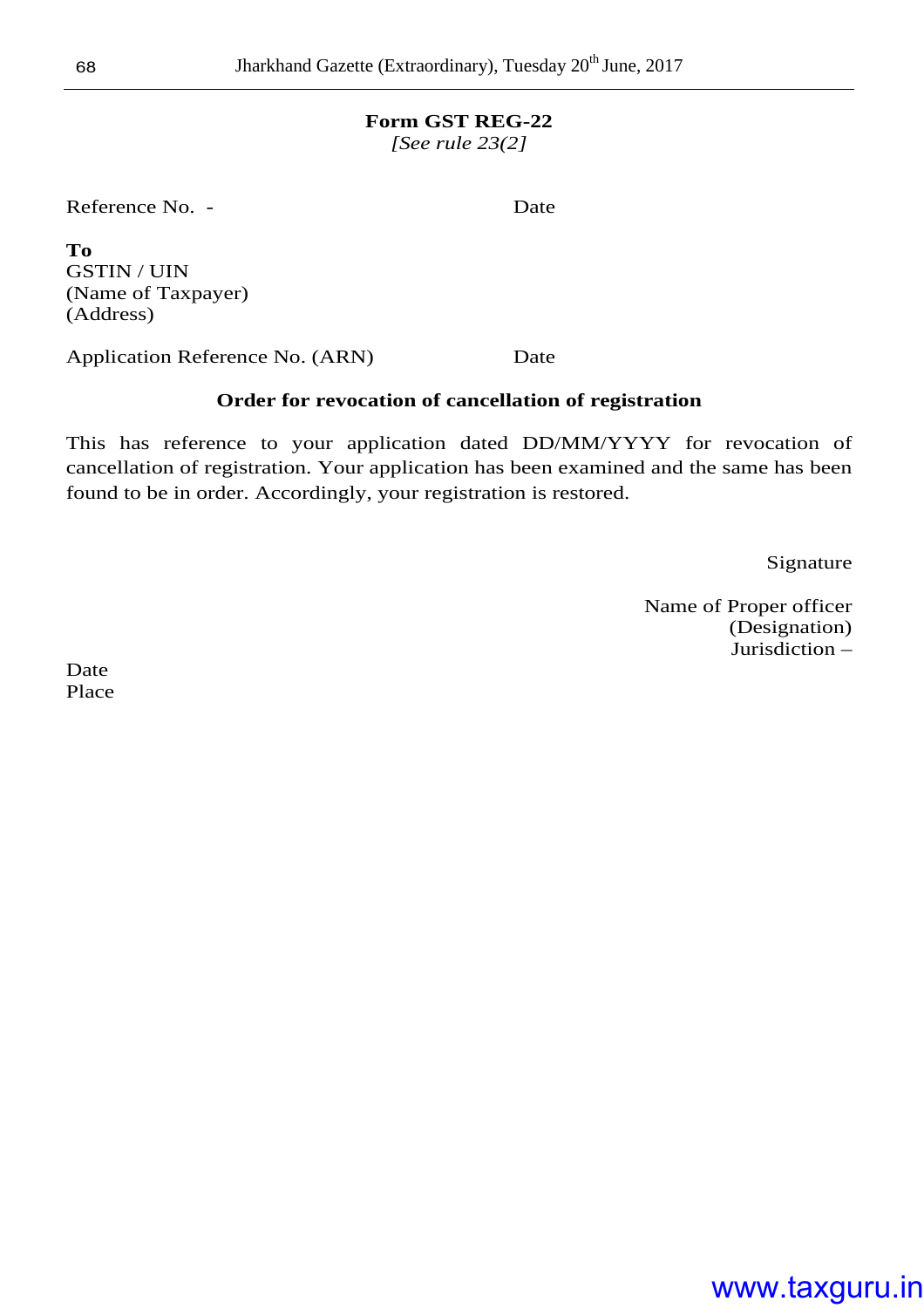**Form GST REG-22**

*[See rule 23(2]*

Reference No. - Date

**To**
GSTIN / UIN
(Name of Taxpayer)
(Address)

Application Reference No. (ARN) Date

**Order for revocation of cancellation of registration**

This has reference to your application dated DD/MM/YYYY for revocation of cancellation of registration. Your application has been examined and the same has been found to be in order. Accordingly, your registration is restored.

Signature

Name of Proper officer
(Designation)
Jurisdiction –

Date
Place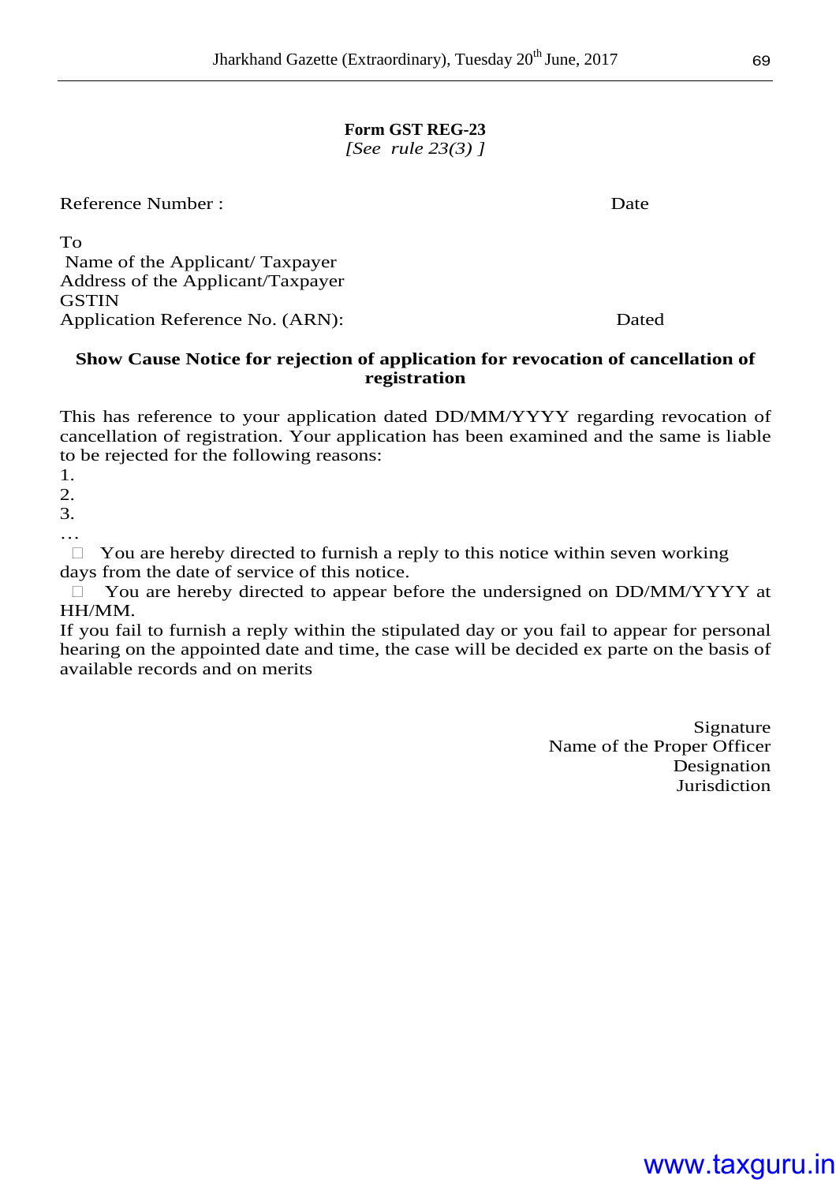**Form GST REG-23**

*[See rule 23(3) ]*

Reference Number : Date

To

Name of the Applicant/ Taxpayer

Address of the Applicant/Taxpayer

GSTIN

Application Reference No. (ARN): Dated

**Show Cause Notice for rejection of application for revocation of cancellation of registration**

This has reference to your application dated DD/MM/YYYY regarding revocation of cancellation of registration. Your application has been examined and the same is liable to be rejected for the following reasons:

1.

2.

3.

…

☐ You are hereby directed to furnish a reply to this notice within seven working days from the date of service of this notice.

☐ You are hereby directed to appear before the undersigned on DD/MM/YYYY at HH/MM.

If you fail to furnish a reply within the stipulated day or you fail to appear for personal hearing on the appointed date and time, the case will be decided ex parte on the basis of available records and on merits

Signature

Name of the Proper Officer

Designation

Jurisdiction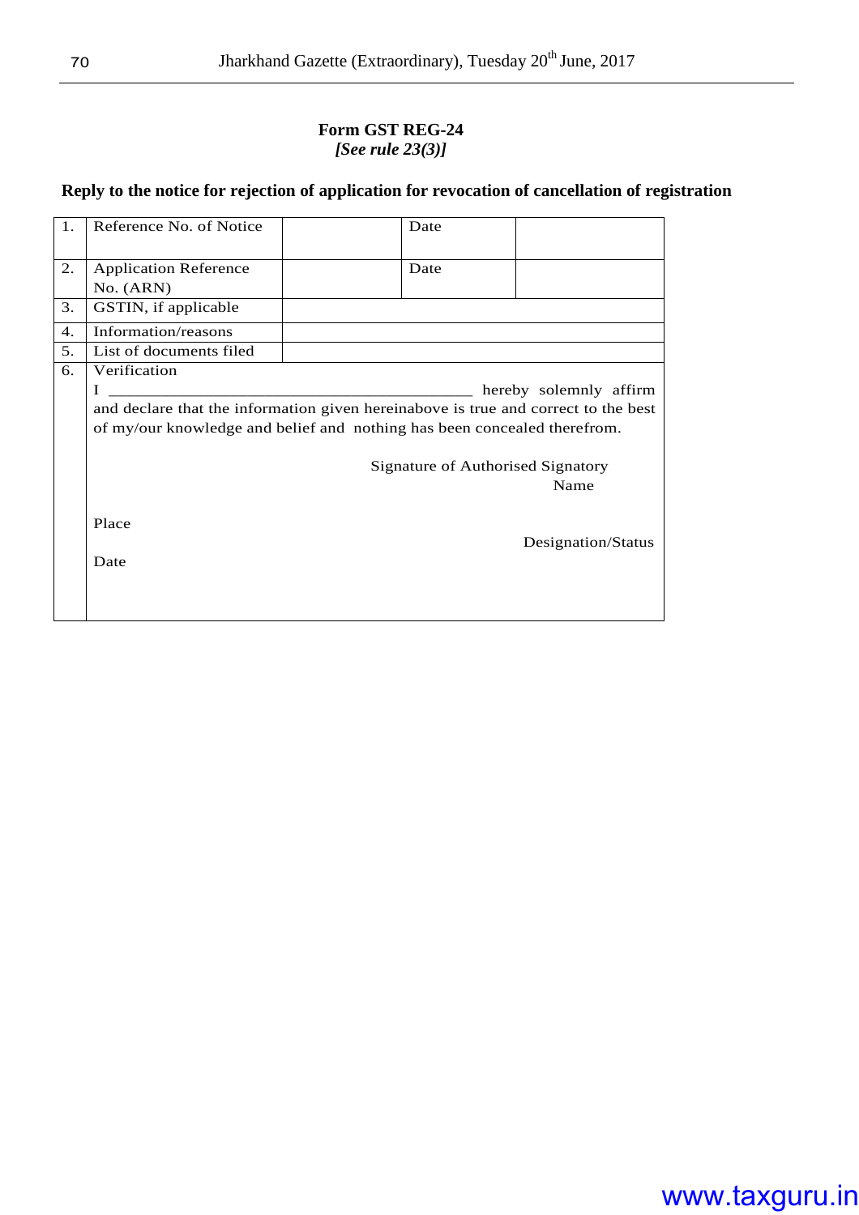**Form GST REG-24**
***[See rule 23(3)]***

**Reply to the notice for rejection of application for revocation of cancellation of registration**

| | | | | |
|---|---|---|---|---|
| 1. | Reference No. of Notice | | Date | |
| 2. | Application Reference No. (ARN) | | Date | |
| 3. | GSTIN, if applicable | | | |
| 4. | Information/reasons | | | |
| 5. | List of documents filed | | | |
| 6. | Verification | | | |

I ____________________________________________ hereby solemnly affirm and declare that the information given hereinabove is true and correct to the best of my/our knowledge and belief and nothing has been concealed therefrom.

Signature of Authorised Signatory

Name

Place

Designation/Status

Date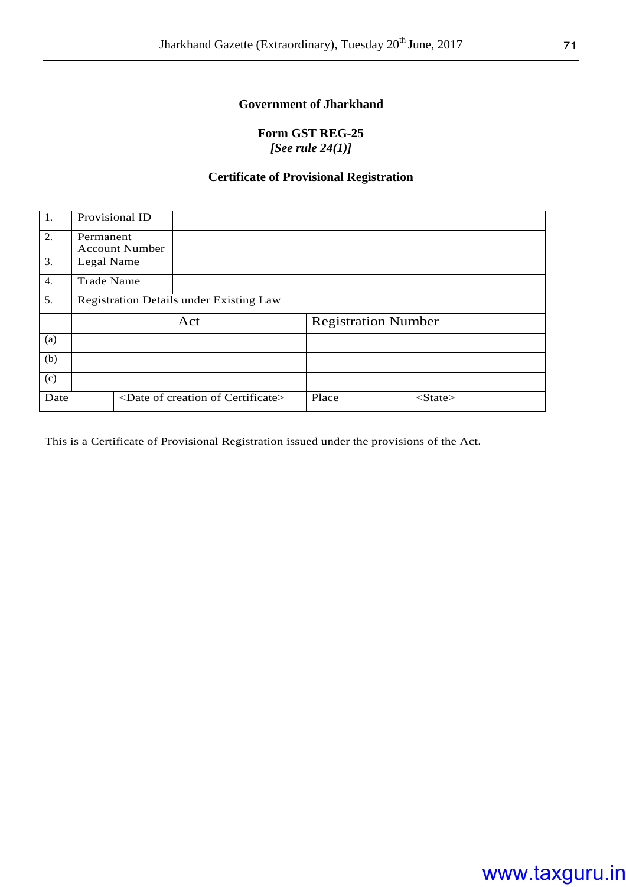**Government of Jharkhand**

**Form GST REG-25**
***[See rule 24(1)]***

**Certificate of Provisional Registration**

| | | | |
|---|---|---|---|
| 1. | Provisional ID | | |
| 2. | Permanent Account Number | | |
| 3. | Legal Name | | |
| 4. | Trade Name | | |
| 5. | Registration Details under Existing Law | | |
| | Act | Registration Number | |
| (a) | | | |
| (b) | | | |
| (c) | | | |
| Date | <Date of creation of Certificate> | Place | <State> |

This is a Certificate of Provisional Registration issued under the provisions of the Act.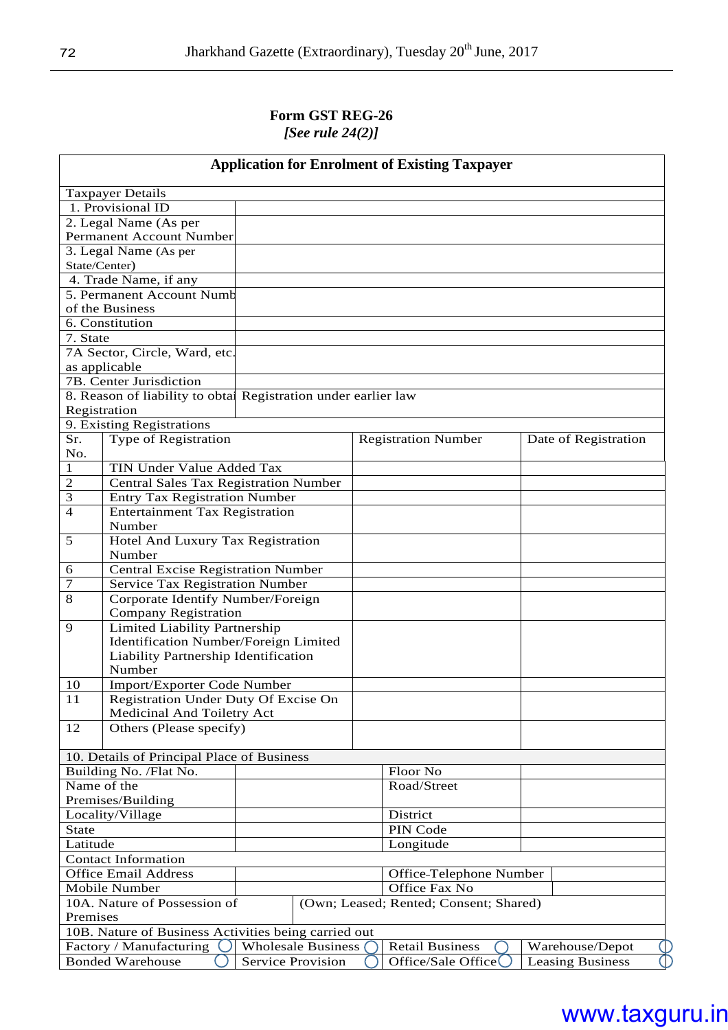**Form GST REG-26**
***[See rule 24(2)]***

| Application for Enrolment of Existing Taxpayer | |
|---|---|
| Taxpayer Details | |
| 1. Provisional ID | |
| 2. Legal Name (As per Permanent Account Number | |
| 3. Legal Name (As per State/Center) | |
| 4. Trade Name, if any | |
| 5. Permanent Account Numb of the Business | |
| 6. Constitution | |
| 7. State | |
| 7A Sector, Circle, Ward, etc. as applicable | |
| 7B. Center Jurisdiction | |
| 8. Reason of liability to obtai Registration | Registration under earlier law |
| 9. Existing Registrations | |

| Sr. No. | Type of Registration | Registration Number | Date of Registration |
|---|---|---|---|
| 1 | TIN Under Value Added Tax | | |
| 2 | Central Sales Tax Registration Number | | |
| 3 | Entry Tax Registration Number | | |
| 4 | Entertainment Tax Registration Number | | |
| 5 | Hotel And Luxury Tax Registration Number | | |
| 6 | Central Excise Registration Number | | |
| 7 | Service Tax Registration Number | | |
| 8 | Corporate Identify Number/Foreign Company Registration | | |
| 9 | Limited Liability Partnership Identification Number/Foreign Limited Liability Partnership Identification Number | | |
| 10 | Import/Exporter Code Number | | |
| 11 | Registration Under Duty Of Excise On Medicinal And Toiletry Act | | |
| 12 | Others (Please specify) | | |

| 10. Details of Principal Place of Business | | | |
|---|---|---|---|
| Building No. /Flat No. | | Floor No | |
| Name of the Premises/Building | | Road/Street | |
| Locality/Village | | District | |
| State | | PIN Code | |
| Latitude | | Longitude | |
| Contact Information | | | |
| Office Email Address | | Office-Telephone Number | |
| Mobile Number | | Office Fax No | |
| 10A. Nature of Possession of Premises | (Own; Leased; Rented; Consent; Shared) | | |
| 10B. Nature of Business Activities being carried out | | | |
| Factory / Manufacturing ◯ | Wholesale Business ◯ | Retail Business ◯ | Warehouse/Depot ◯ |
| Bonded Warehouse ◯ | Service Provision ◯ | Office/Sale Office ◯ | Leasing Business ◯ |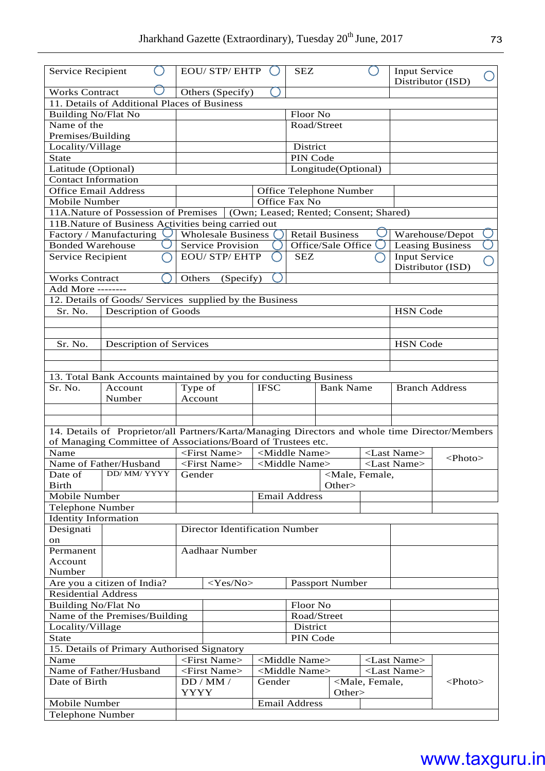| Service Recipient ○ | EOU/ STP/ EHTP ○ | SEZ ○ | Input Service Distributor (ISD) ○ |
|---|---|---|---|
| Works Contract ○ | Others (Specify) ○ | | |

| 11. Details of Additional Places of Business | | | |
|---|---|---|---|
| Building No/Flat No | | Floor No | |
| Name of the Premises/Building | | Road/Street | |
| Locality/Village | | District | |
| State | | PIN Code | |
| Latitude (Optional) | | Longitude(Optional) | |
| Contact Information | | | |
| Office Email Address | | Office Telephone Number | |
| Mobile Number | | Office Fax No | |
| 11A.Nature of Possession of Premises | (Own; Leased; Rented; Consent; Shared) | | |
| 11B.Nature of Business Activities being carried out | | | |
| Factory / Manufacturing ○ | Wholesale Business ○ | Retail Business ○ | Warehouse/Depot ○ |
| Bonded Warehouse ○ | Service Provision ○ | Office/Sale Office ○ | Leasing Business ○ |
| Service Recipient ○ | EOU/ STP/ EHTP ○ | SEZ ○ | Input Service Distributor (ISD) ○ |
| Works Contract ○ | Others (Specify) ○ | | |
| Add More -------- | | | |

| 12. Details of Goods/ Services supplied by the Business | | |
|---|---|---|
| Sr. No. | Description of Goods | HSN Code |
| | | |
| | | |
| Sr. No. | Description of Services | HSN Code |
| | | |
| | | |

| 13. Total Bank Accounts maintained by you for conducting Business | | | | | |
|---|---|---|---|---|---|
| Sr. No. | Account Number | Type of Account | IFSC | Bank Name | Branch Address |
| | | | | | |
| | | | | | |

| 14. Details of Proprietor/all Partners/Karta/Managing Directors and whole time Director/Members of Managing Committee of Associations/Board of Trustees etc. | | | | | |
|---|---|---|---|---|---|
| Name | | <First Name> | <Middle Name> | <Last Name> | <Photo> |
| Name of Father/Husband | | <First Name> | <Middle Name> | <Last Name> | |
| Date of Birth | DD/ MM/ YYYY | Gender | <Male, Female, Other> | | |
| Mobile Number | | | Email Address | | |
| Telephone Number | | | | | |
| Identity Information | | | | | |
| Designation | | Director Identification Number | | | |
| Permanent Account Number | | Aadhaar Number | | | |
| Are you a citizen of India? | <Yes/No> | Passport Number | | | |
| Residential Address | | | | | |
| Building No/Flat No | | Floor No | | | |
| Name of the Premises/Building | | Road/Street | | | |
| Locality/Village | | District | | | |
| State | | PIN Code | | | |

| 15. Details of Primary Authorised Signatory | | | | | |
|---|---|---|---|---|---|
| Name | <First Name> | <Middle Name> | | <Last Name> | <Photo> |
| Name of Father/Husband | <First Name> | <Middle Name> | | <Last Name> | |
| Date of Birth | DD / MM / YYYY | Gender | <Male, Female, Other> | | |
| Mobile Number | | Email Address | | | |
| Telephone Number | | | | | |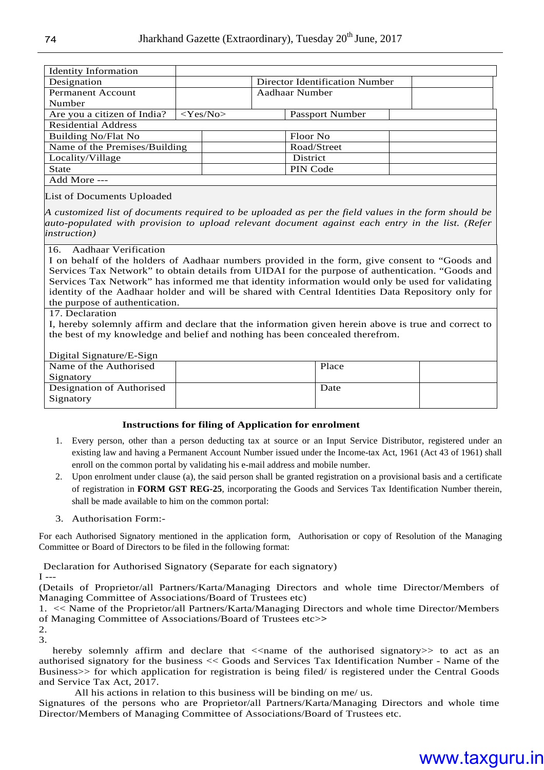| Identity Information | | | |
|---|---|---|---|
| Designation | | Director Identification Number | |
| Permanent Account Number | | Aadhaar Number | |
| Are you a citizen of India? | <Yes/No> | Passport Number | |
| Residential Address | | | |
| Building No/Flat No | | Floor No | |
| Name of the Premises/Building | | Road/Street | |
| Locality/Village | | District | |
| State | | PIN Code | |
| Add More --- | | | |

List of Documents Uploaded

*A customized list of documents required to be uploaded as per the field values in the form should be auto-populated with provision to upload relevant document against each entry in the list. (Refer instruction)*

16. Aadhaar Verification

I on behalf of the holders of Aadhaar numbers provided in the form, give consent to "Goods and Services Tax Network" to obtain details from UIDAI for the purpose of authentication. "Goods and Services Tax Network" has informed me that identity information would only be used for validating identity of the Aadhaar holder and will be shared with Central Identities Data Repository only for the purpose of authentication.

17. Declaration

I, hereby solemnly affirm and declare that the information given herein above is true and correct to the best of my knowledge and belief and nothing has been concealed therefrom.

Digital Signature/E-Sign

| Name of the Authorised Signatory | | Place | |
|---|---|---|---|
| Designation of Authorised Signatory | | Date | |

**Instructions for filing of Application for enrolment**

1. Every person, other than a person deducting tax at source or an Input Service Distributor, registered under an existing law and having a Permanent Account Number issued under the Income-tax Act, 1961 (Act 43 of 1961) shall enroll on the common portal by validating his e-mail address and mobile number.
2. Upon enrolment under clause (a), the said person shall be granted registration on a provisional basis and a certificate of registration in **FORM GST REG-25**, incorporating the Goods and Services Tax Identification Number therein, shall be made available to him on the common portal:
3. Authorisation Form:-

For each Authorised Signatory mentioned in the application form, Authorisation or copy of Resolution of the Managing Committee or Board of Directors to be filed in the following format:

Declaration for Authorised Signatory (Separate for each signatory)

I ---

(Details of Proprietor/all Partners/Karta/Managing Directors and whole time Director/Members of Managing Committee of Associations/Board of Trustees etc)

1. << Name of the Proprietor/all Partners/Karta/Managing Directors and whole time Director/Members of Managing Committee of Associations/Board of Trustees etc>>
2.
3.

hereby solemnly affirm and declare that <<name of the authorised signatory>> to act as an authorised signatory for the business << Goods and Services Tax Identification Number - Name of the Business>> for which application for registration is being filed/ is registered under the Central Goods and Service Tax Act, 2017.

All his actions in relation to this business will be binding on me/ us.

Signatures of the persons who are Proprietor/all Partners/Karta/Managing Directors and whole time Director/Members of Managing Committee of Associations/Board of Trustees etc.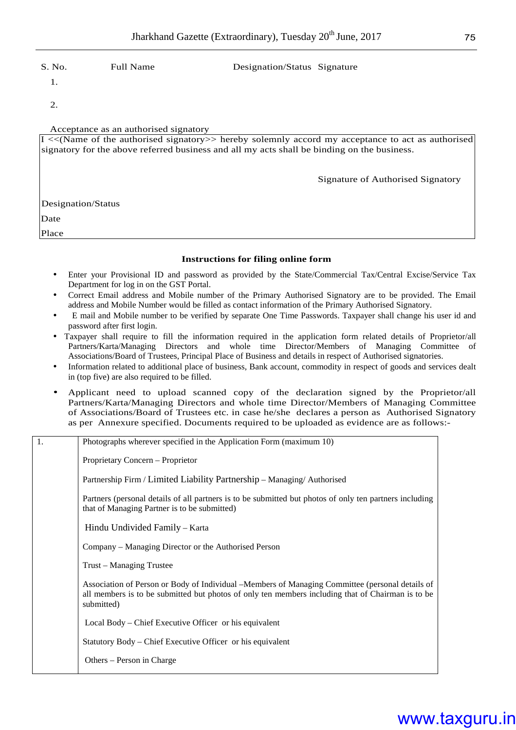| S. No. | Full Name | Designation/Status | Signature |
| --- | --- | --- | --- |
| 1. | | | |
| 2. | | | |

Acceptance as an authorised signatory

I <<(Name of the authorised signatory>> hereby solemnly accord my acceptance to act as authorised signatory for the above referred business and all my acts shall be binding on the business.

Signature of Authorised Signatory

Designation/Status

Date

Place

**Instructions for filing online form**

- Enter your Provisional ID and password as provided by the State/Commercial Tax/Central Excise/Service Tax Department for log in on the GST Portal.
- Correct Email address and Mobile number of the Primary Authorised Signatory are to be provided. The Email address and Mobile Number would be filled as contact information of the Primary Authorised Signatory.
- E mail and Mobile number to be verified by separate One Time Passwords. Taxpayer shall change his user id and password after first login.
- Taxpayer shall require to fill the information required in the application form related details of Proprietor/all Partners/Karta/Managing Directors and whole time Director/Members of Managing Committee of Associations/Board of Trustees, Principal Place of Business and details in respect of Authorised signatories.
- Information related to additional place of business, Bank account, commodity in respect of goods and services dealt in (top five) are also required to be filled.
- Applicant need to upload scanned copy of the declaration signed by the Proprietor/all Partners/Karta/Managing Directors and whole time Director/Members of Managing Committee of Associations/Board of Trustees etc. in case he/she declares a person as Authorised Signatory as per Annexure specified. Documents required to be uploaded as evidence are as follows:-

| | |
| --- | --- |
| 1. | Photographs wherever specified in the Application Form (maximum 10)<br><br>Proprietary Concern – Proprietor<br><br>Partnership Firm / Limited Liability Partnership – Managing/ Authorised<br><br>Partners (personal details of all partners is to be submitted but photos of only ten partners including that of Managing Partner is to be submitted)<br><br>Hindu Undivided Family – Karta<br><br>Company – Managing Director or the Authorised Person<br><br>Trust – Managing Trustee<br><br>Association of Person or Body of Individual –Members of Managing Committee (personal details of all members is to be submitted but photos of only ten members including that of Chairman is to be submitted)<br><br>Local Body – Chief Executive Officer or his equivalent<br><br>Statutory Body – Chief Executive Officer or his equivalent<br><br>Others – Person in Charge |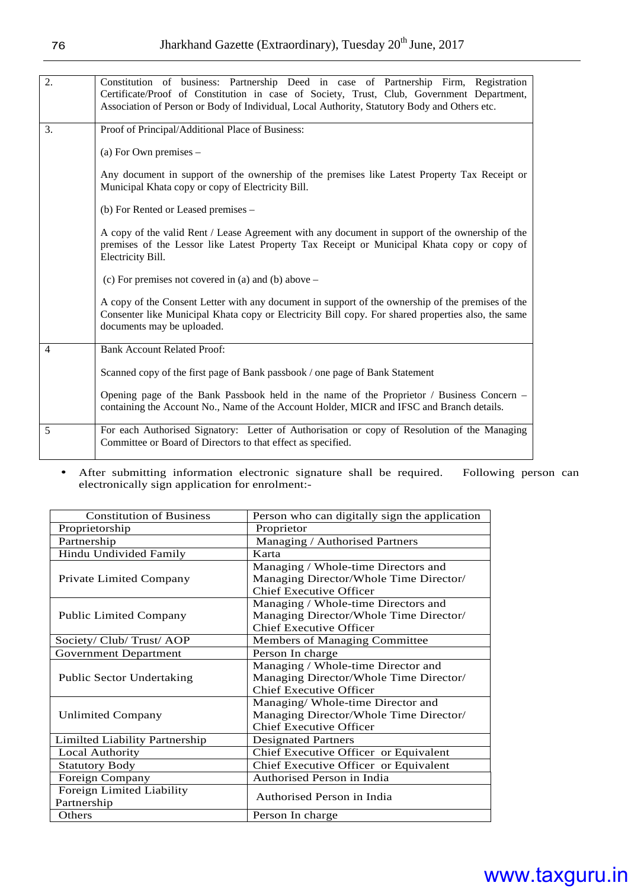| | |
|---|---|
| 2. | Constitution of business: Partnership Deed in case of Partnership Firm, Registration Certificate/Proof of Constitution in case of Society, Trust, Club, Government Department, Association of Person or Body of Individual, Local Authority, Statutory Body and Others etc. |
| 3. | Proof of Principal/Additional Place of Business:<br><br>(a) For Own premises –<br><br>Any document in support of the ownership of the premises like Latest Property Tax Receipt or Municipal Khata copy or copy of Electricity Bill.<br><br>(b) For Rented or Leased premises –<br><br>A copy of the valid Rent / Lease Agreement with any document in support of the ownership of the premises of the Lessor like Latest Property Tax Receipt or Municipal Khata copy or copy of Electricity Bill.<br><br>(c) For premises not covered in (a) and (b) above –<br><br>A copy of the Consent Letter with any document in support of the ownership of the premises of the Consenter like Municipal Khata copy or Electricity Bill copy. For shared properties also, the same documents may be uploaded. |
| 4 | Bank Account Related Proof:<br><br>Scanned copy of the first page of Bank passbook / one page of Bank Statement<br><br>Opening page of the Bank Passbook held in the name of the Proprietor / Business Concern – containing the Account No., Name of the Account Holder, MICR and IFSC and Branch details. |
| 5 | For each Authorised Signatory: Letter of Authorisation or copy of Resolution of the Managing Committee or Board of Directors to that effect as specified. |

- After submitting information electronic signature shall be required. Following person can electronically sign application for enrolment:-

| Constitution of Business | Person who can digitally sign the application |
|---|---|
| Proprietorship | Proprietor |
| Partnership | Managing / Authorised Partners |
| Hindu Undivided Family | Karta |
| Private Limited Company | Managing / Whole-time Directors and Managing Director/Whole Time Director/ Chief Executive Officer |
| Public Limited Company | Managing / Whole-time Directors and Managing Director/Whole Time Director/ Chief Executive Officer |
| Society/ Club/ Trust/ AOP | Members of Managing Committee |
| Government Department | Person In charge |
| Public Sector Undertaking | Managing / Whole-time Director and Managing Director/Whole Time Director/ Chief Executive Officer |
| Unlimited Company | Managing/ Whole-time Director and Managing Director/Whole Time Director/ Chief Executive Officer |
| Limilted Liability Partnership | Designated Partners |
| Local Authority | Chief Executive Officer or Equivalent |
| Statutory Body | Chief Executive Officer or Equivalent |
| Foreign Company | Authorised Person in India |
| Foreign Limited Liability Partnership | Authorised Person in India |
| Others | Person In charge |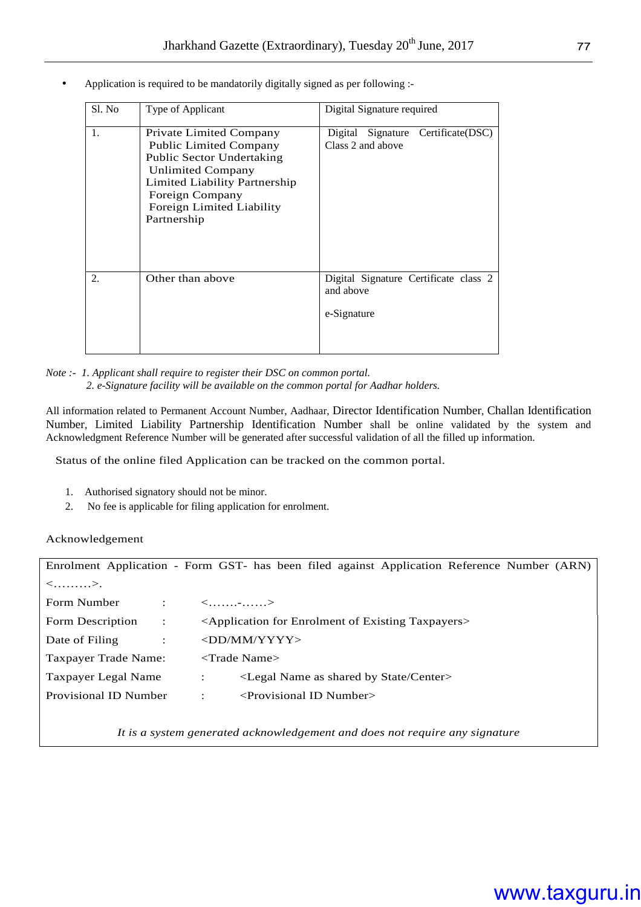- Application is required to be mandatorily digitally signed as per following :-

| Sl. No | Type of Applicant | Digital Signature required |
|---|---|---|
| 1. | Private Limited Company<br>Public Limited Company<br>Public Sector Undertaking<br>Unlimited Company<br>Limited Liability Partnership<br>Foreign Company<br>Foreign Limited Liability Partnership | Digital Signature Certificate(DSC) Class 2 and above |
| 2. | Other than above | Digital Signature Certificate class 2 and above<br><br>e-Signature |

*Note :- 1. Applicant shall require to register their DSC on common portal.*
*2. e-Signature facility will be available on the common portal for Aadhar holders.*

All information related to Permanent Account Number, Aadhaar, Director Identification Number, Challan Identification Number, Limited Liability Partnership Identification Number shall be online validated by the system and Acknowledgment Reference Number will be generated after successful validation of all the filled up information.

Status of the online filed Application can be tracked on the common portal.

1. Authorised signatory should not be minor.
2. No fee is applicable for filing application for enrolment.

Acknowledgement

Enrolment Application - Form GST- has been filed against Application Reference Number (ARN) <………>.

Form Number : <…….-……>

Form Description : <Application for Enrolment of Existing Taxpayers>

Date of Filing : <DD/MM/YYYY>

Taxpayer Trade Name: <Trade Name>

Taxpayer Legal Name : <Legal Name as shared by State/Center>

Provisional ID Number : <Provisional ID Number>

*It is a system generated acknowledgement and does not require any signature*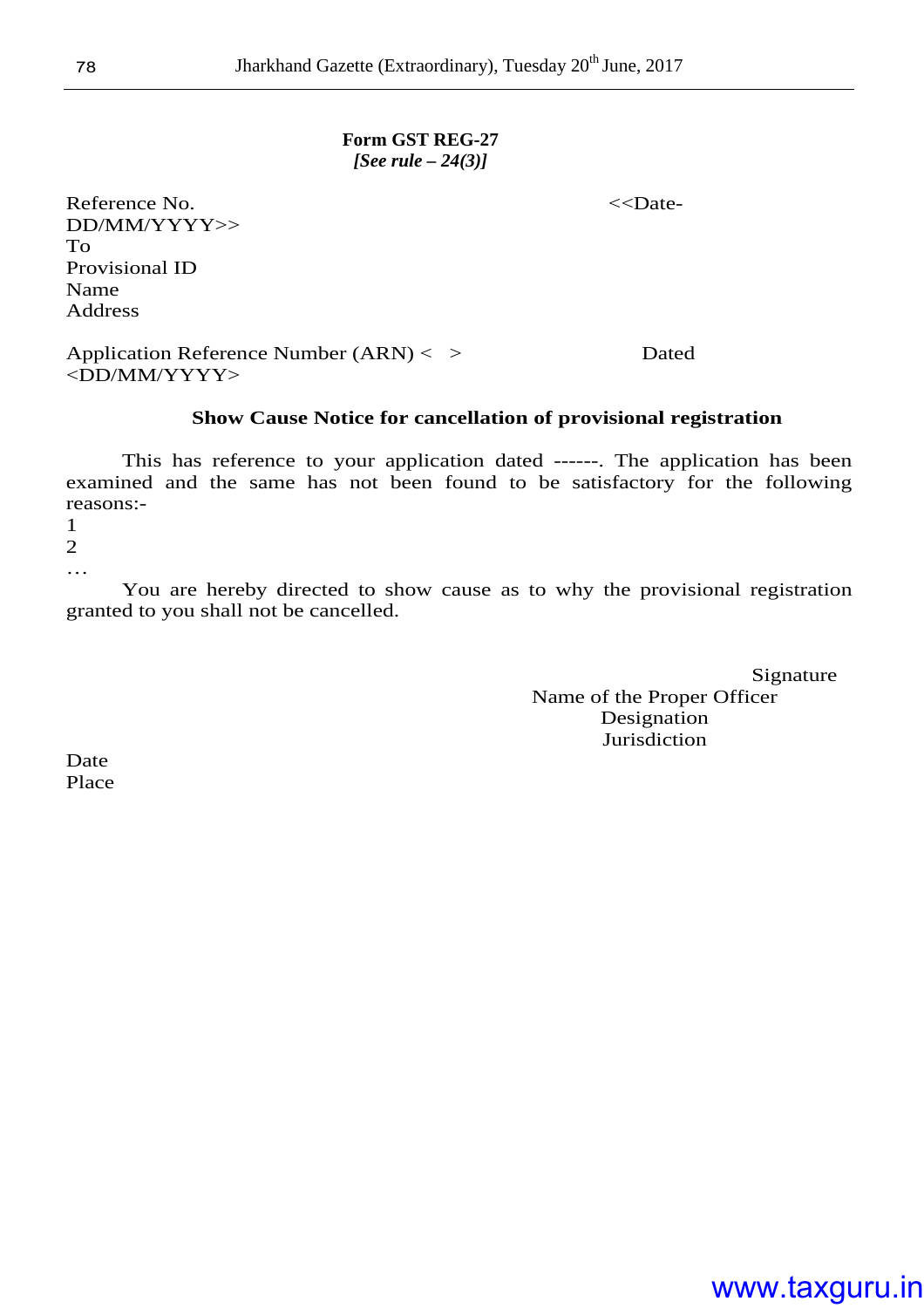**Form GST REG-27**
***[See rule – 24(3)]***

Reference No. <<Date-DD/MM/YYYY>>
To
Provisional ID
Name
Address

Application Reference Number (ARN) < > Dated <DD/MM/YYYY>

**Show Cause Notice for cancellation of provisional registration**

This has reference to your application dated ------. The application has been examined and the same has not been found to be satisfactory for the following reasons:-

1
2
…

You are hereby directed to show cause as to why the provisional registration granted to you shall not be cancelled.

Signature
Name of the Proper Officer
Designation
Jurisdiction

Date
Place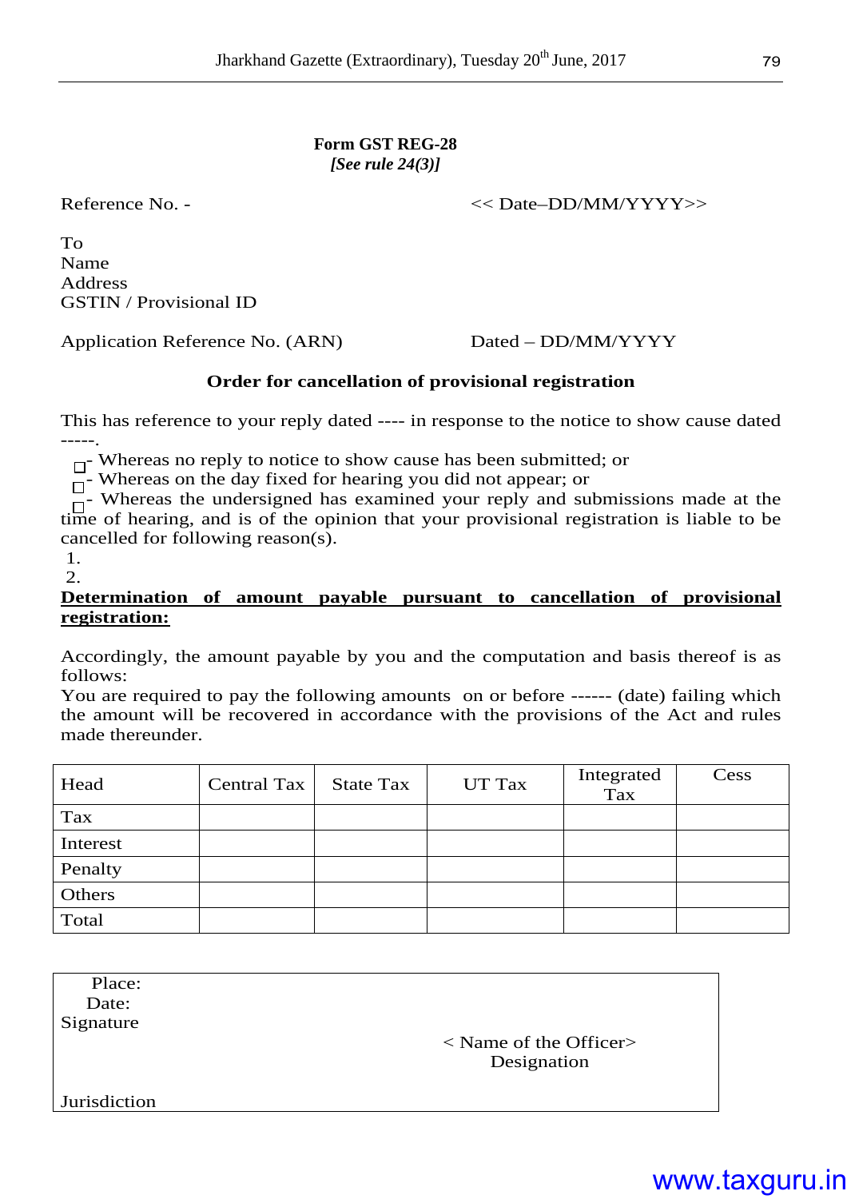**Form GST REG-28**
***[See rule 24(3)]***

Reference No. - << Date–DD/MM/YYYY>>

To
Name
Address
GSTIN / Provisional ID

Application Reference No. (ARN) Dated – DD/MM/YYYY

**Order for cancellation of provisional registration**

This has reference to your reply dated ---- in response to the notice to show cause dated -----.

☐- Whereas no reply to notice to show cause has been submitted; or
☐- Whereas on the day fixed for hearing you did not appear; or
☐- Whereas the undersigned has examined your reply and submissions made at the time of hearing, and is of the opinion that your provisional registration is liable to be cancelled for following reason(s).

1.
2.

**Determination of amount payable pursuant to cancellation of provisional registration:**

Accordingly, the amount payable by you and the computation and basis thereof is as follows:
You are required to pay the following amounts on or before ------ (date) failing which the amount will be recovered in accordance with the provisions of the Act and rules made thereunder.

| Head | Central Tax | State Tax | UT Tax | Integrated Tax | Cess |
|---|---|---|---|---|---|
| Tax | | | | | |
| Interest | | | | | |
| Penalty | | | | | |
| Others | | | | | |
| Total | | | | | |

Place:
Date:
Signature

< Name of the Officer>
Designation

Jurisdiction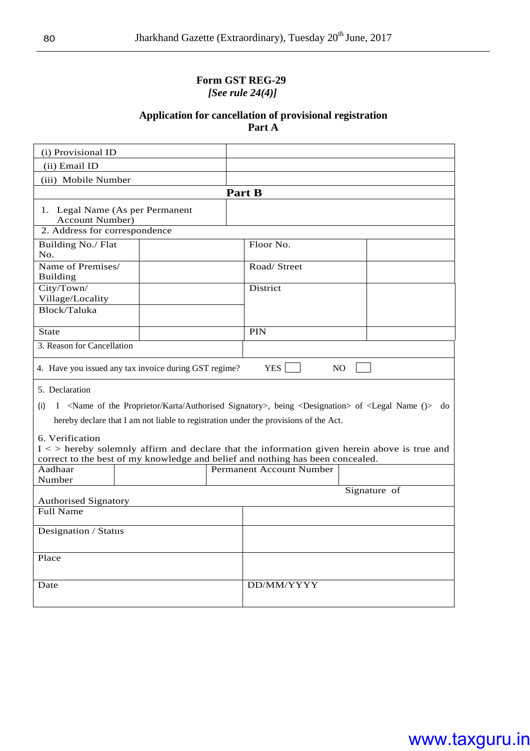**Form GST REG-29**
***[See rule 24(4)]***

**Application for cancellation of provisional registration**
**Part A**

| | |
|---|---|
| (i) Provisional ID | |
| (ii) Email ID | |
| (iii) Mobile Number | |

**Part B**

| | |
|---|---|
| 1. Legal Name (As per Permanent Account Number) | |
| 2. Address for correspondence | |

| | | | |
|---|---|---|---|
| Building No./ Flat No. | | Floor No. | |
| Name of Premises/ Building | | Road/ Street | |
| City/Town/ Village/Locality | | District | |
| Block/Taluka | | | |
| State | | PIN | |

| | |
|---|---|
| 3. Reason for Cancellation | |

4. Have you issued any tax invoice during GST regime? YES ☐ NO ☐

5. Declaration

(i) I <Name of the Proprietor/Karta/Authorised Signatory>, being <Designation> of <Legal Name ()> do hereby declare that I am not liable to registration under the provisions of the Act.

6. Verification

I < > hereby solemnly affirm and declare that the information given herein above is true and correct to the best of my knowledge and belief and nothing has been concealed.

| | | | |
|---|---|---|---|
| Aadhaar Number | | Permanent Account Number | |

Signature of Authorised Signatory

| | |
|---|---|
| Full Name | |
| Designation / Status | |
| Place | |
| Date | DD/MM/YYYY |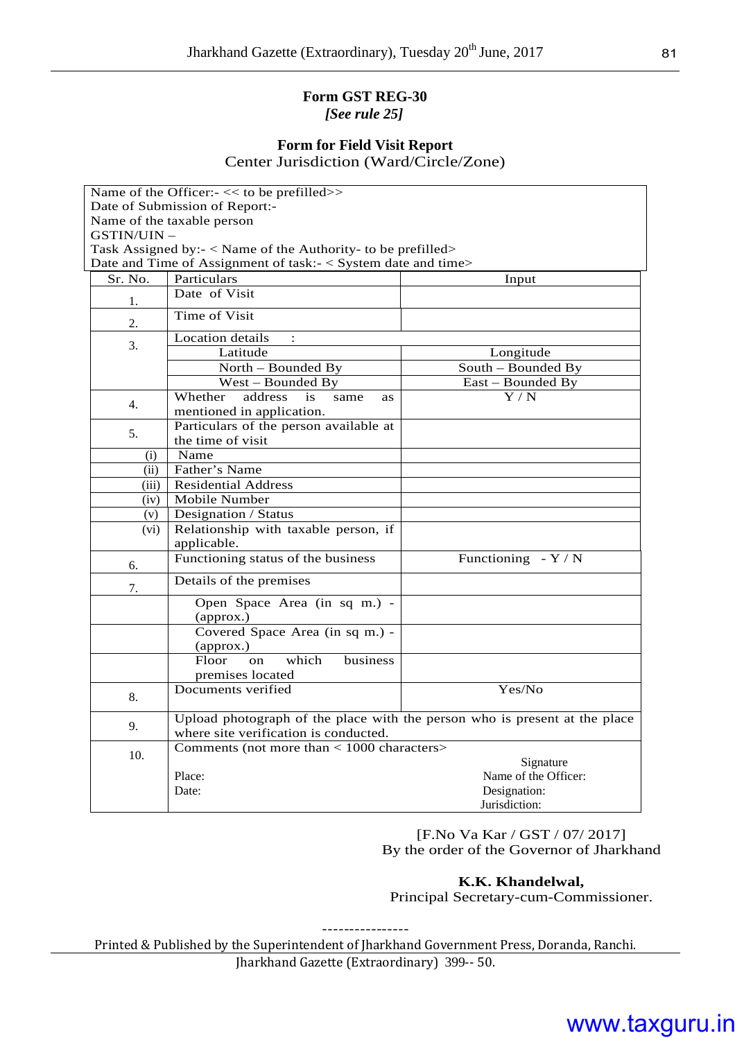**Form GST REG-30**
***[See rule 25]***

**Form for Field Visit Report**
Center Jurisdiction (Ward/Circle/Zone)

Name of the Officer:- << to be prefilled>>
Date of Submission of Report:-
Name of the taxable person
GSTIN/UIN –
Task Assigned by:- < Name of the Authority- to be prefilled>
Date and Time of Assignment of task:- < System date and time>

| Sr. No. | Particulars | Input |
|---|---|---|
| 1. | Date of Visit | |
| 2. | Time of Visit | |
| 3. | Location details : | |
| | Latitude | Longitude |
| | North – Bounded By | South – Bounded By |
| | West – Bounded By | East – Bounded By |
| 4. | Whether address is same as mentioned in application. | Y / N |
| 5. | Particulars of the person available at the time of visit | |
| (i) | Name | |
| (ii) | Father's Name | |
| (iii) | Residential Address | |
| (iv) | Mobile Number | |
| (v) | Designation / Status | |
| (vi) | Relationship with taxable person, if applicable. | |
| 6. | Functioning status of the business | Functioning - Y / N |
| 7. | Details of the premises | |
| | Open Space Area (in sq m.) - (approx.) | |
| | Covered Space Area (in sq m.) - (approx.) | |
| | Floor on which business premises located | |
| 8. | Documents verified | Yes/No |
| 9. | Upload photograph of the place with the person who is present at the place where site verification is conducted. | |
| 10. | Comments (not more than < 1000 characters> <br> Place: <br> Date: | Signature <br> Name of the Officer: <br> Designation: <br> Jurisdiction: |

[F.No Va Kar / GST / 07/ 2017]
By the order of the Governor of Jharkhand

**K.K. Khandelwal,**
Principal Secretary-cum-Commissioner.

----------------

Printed & Published by the Superintendent of Jharkhand Government Press, Doranda, Ranchi.
Jharkhand Gazette (Extraordinary) 399-- 50.